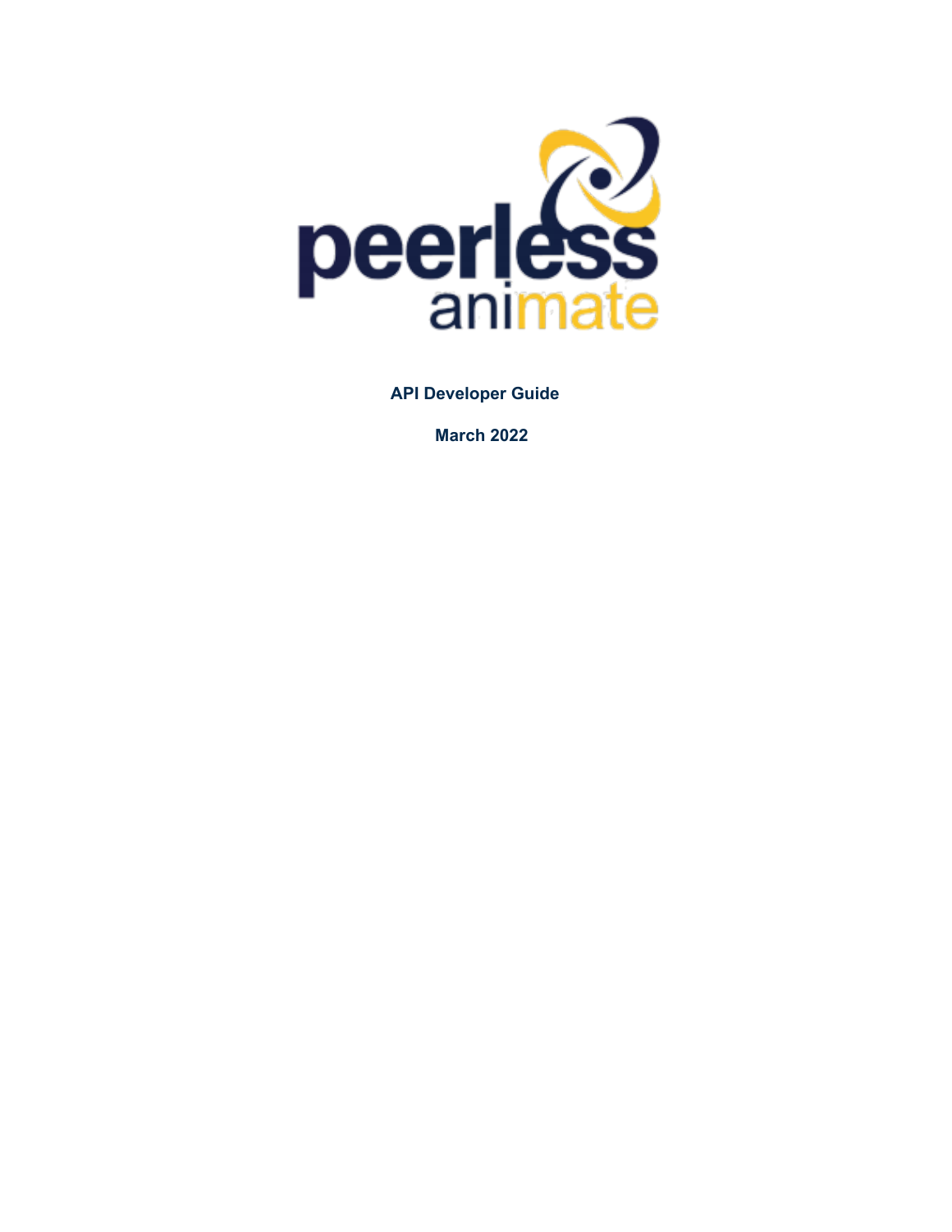peerless animate

**API Developer Guide**

**March 2022**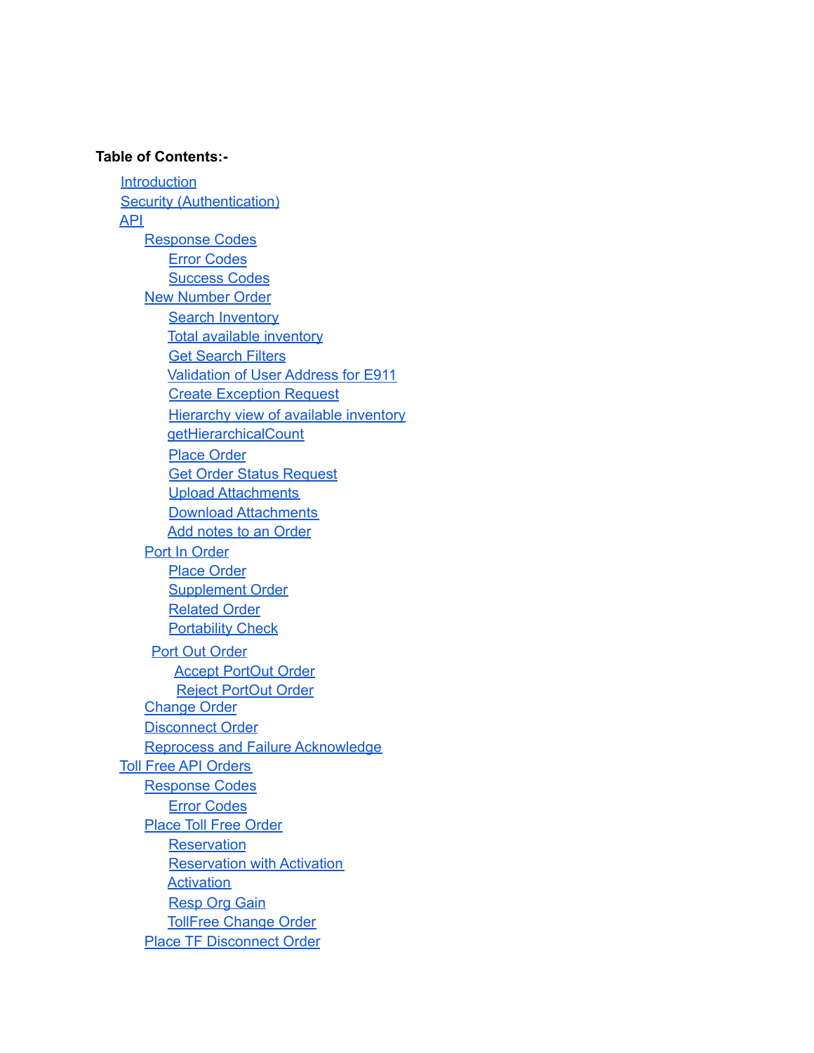**Table of Contents:-**

- Introduction
- Security (Authentication)
- API
  - Response Codes
    - Error Codes
    - Success Codes
  - New Number Order
    - Search Inventory
    - Total available inventory
    - Get Search Filters
    - Validation of User Address for E911
    - Create Exception Request
    - Hierarchy view of available inventory
    - getHierarchicalCount
    - Place Order
    - Get Order Status Request
    - Upload Attachments
    - Download Attachments
    - Add notes to an Order
  - Port In Order
    - Place Order
    - Supplement Order
    - Related Order
    - Portability Check
  - Port Out Order
    - Accept PortOut Order
    - Reject PortOut Order
  - Change Order
  - Disconnect Order
  - Reprocess and Failure Acknowledge
- Toll Free API Orders
  - Response Codes
    - Error Codes
  - Place Toll Free Order
    - Reservation
    - Reservation with Activation
    - Activation
    - Resp Org Gain
    - TollFree Change Order
  - Place TF Disconnect Order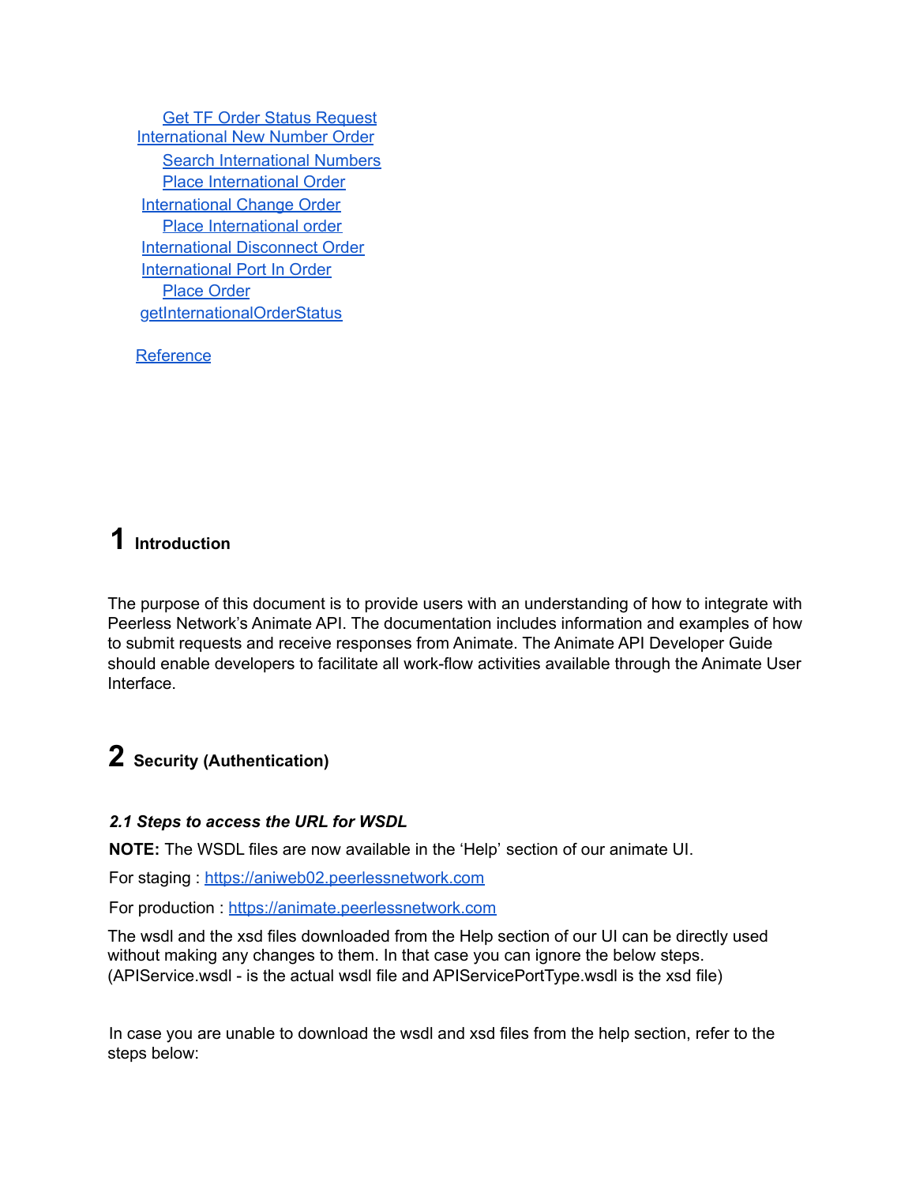- Get TF Order Status Request
- International New Number Order
    - Search International Numbers
    - Place International Order
- International Change Order
    - Place International order
- International Disconnect Order
- International Port In Order
    - Place Order
- getInternationalOrderStatus

Reference

# 1 Introduction

The purpose of this document is to provide users with an understanding of how to integrate with Peerless Network's Animate API. The documentation includes information and examples of how to submit requests and receive responses from Animate. The Animate API Developer Guide should enable developers to facilitate all work-flow activities available through the Animate User Interface.

# 2 Security (Authentication)

### *2.1 Steps to access the URL for WSDL*

**NOTE:** The WSDL files are now available in the 'Help' section of our animate UI.

For staging : https://aniweb02.peerlessnetwork.com

For production : https://animate.peerlessnetwork.com

The wsdl and the xsd files downloaded from the Help section of our UI can be directly used without making any changes to them. In that case you can ignore the below steps. (APIService.wsdl - is the actual wsdl file and APIServicePortType.wsdl is the xsd file)

In case you are unable to download the wsdl and xsd files from the help section, refer to the steps below: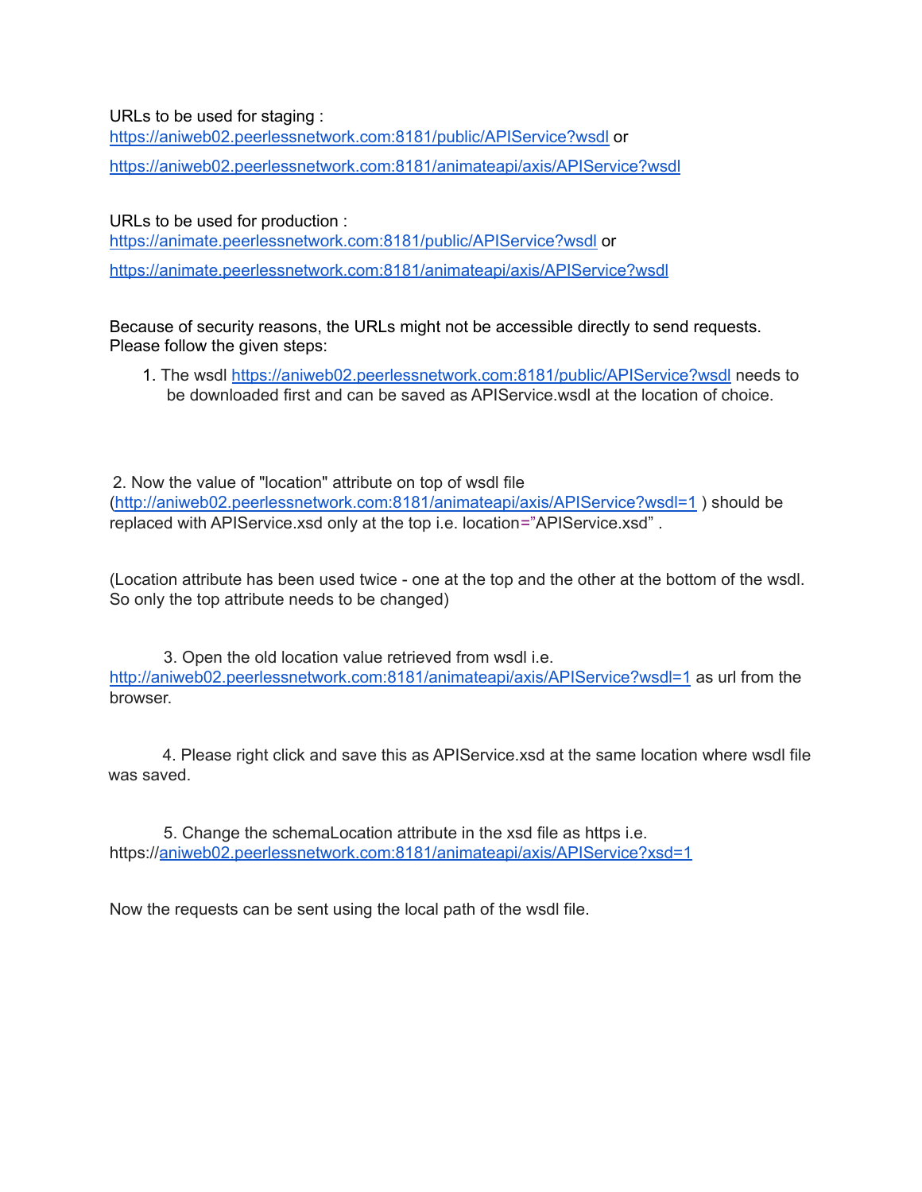URLs to be used for staging :
https://aniweb02.peerlessnetwork.com:8181/public/APIService?wsdl or

https://aniweb02.peerlessnetwork.com:8181/animateapi/axis/APIService?wsdl

URLs to be used for production :
https://animate.peerlessnetwork.com:8181/public/APIService?wsdl or

https://animate.peerlessnetwork.com:8181/animateapi/axis/APIService?wsdl

Because of security reasons, the URLs might not be accessible directly to send requests. Please follow the given steps:

1. The wsdl https://aniweb02.peerlessnetwork.com:8181/public/APIService?wsdl needs to be downloaded first and can be saved as APIService.wsdl at the location of choice.

2. Now the value of "location" attribute on top of wsdl file (http://aniweb02.peerlessnetwork.com:8181/animateapi/axis/APIService?wsdl=1 ) should be replaced with APIService.xsd only at the top i.e. location="APIService.xsd" .

(Location attribute has been used twice - one at the top and the other at the bottom of the wsdl. So only the top attribute needs to be changed)

3. Open the old location value retrieved from wsdl i.e. http://aniweb02.peerlessnetwork.com:8181/animateapi/axis/APIService?wsdl=1 as url from the browser.

4. Please right click and save this as APIService.xsd at the same location where wsdl file was saved.

5. Change the schemaLocation attribute in the xsd file as https i.e. https://aniweb02.peerlessnetwork.com:8181/animateapi/axis/APIService?xsd=1

Now the requests can be sent using the local path of the wsdl file.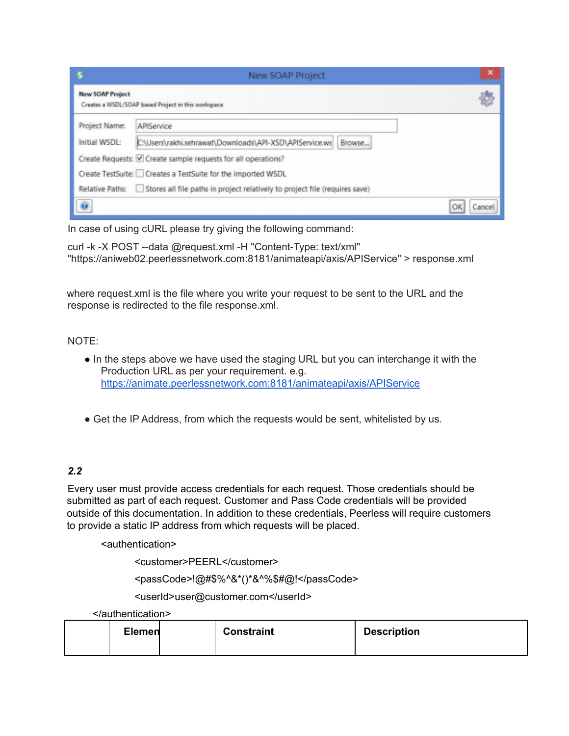New SOAP Project

**New SOAP Project**

Creates a WSDL/SOAP based Project in this workspace

Project Name: APIService

Initial WSDL: C:\Users\rakhi.sehrawat\Downloads\API-XSD\APIService.ws Browse...

Create Requests: ☑ Create sample requests for all operations?

Create TestSuite: ☐ Creates a TestSuite for the imported WSDL

Relative Paths: ☐ Stores all file paths in project relatively to project file (requires save)

OK Cancel

In case of using cURL please try giving the following command:

```
curl -k -X POST --data @request.xml -H "Content-Type: text/xml"
"https://aniweb02.peerlessnetwork.com:8181/animateapi/axis/APIService" > response.xml
```

where request.xml is the file where you write your request to be sent to the URL and the response is redirected to the file response.xml.

NOTE:

- In the steps above we have used the staging URL but you can interchange it with the Production URL as per your requirement. e.g. https://animate.peerlessnetwork.com:8181/animateapi/axis/APIService
- Get the IP Address, from which the requests would be sent, whitelisted by us.

***2.2***

Every user must provide access credentials for each request. Those credentials should be submitted as part of each request. Customer and Pass Code credentials will be provided outside of this documentation. In addition to these credentials, Peerless will require customers to provide a static IP address from which requests will be placed.

```
<authentication>
        <customer>PEERL</customer>
        <passCode>!@#$%^&*()*&^%$#@!</passCode>
        <userId>user@customer.com</userId>
</authentication>
```

| | **Elemen** | | **Constraint** | **Description** |
|---|---|---|---|---|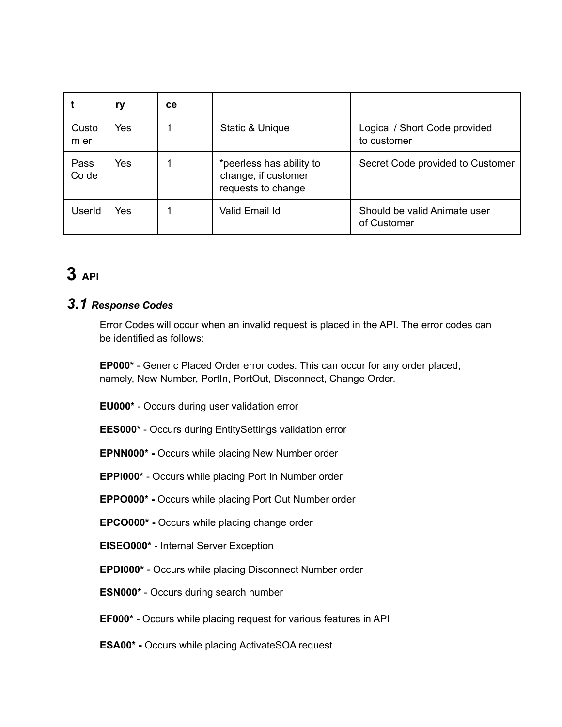| t | ry | ce | | |
|---|---|---|---|---|
| Custo m er | Yes | 1 | Static & Unique | Logical / Short Code provided to customer |
| Pass Co de | Yes | 1 | *peerless has ability to change, if customer requests to change | Secret Code provided to Customer |
| UserId | Yes | 1 | Valid Email Id | Should be valid Animate user of Customer |

# 3 API

## 3.1 *Response Codes*

Error Codes will occur when an invalid request is placed in the API. The error codes can be identified as follows:

**EP000*** - Generic Placed Order error codes. This can occur for any order placed, namely, New Number, PortIn, PortOut, Disconnect, Change Order.

**EU000*** - Occurs during user validation error

**EES000*** - Occurs during EntitySettings validation error

**EPNN000* -** Occurs while placing New Number order

**EPPI000*** - Occurs while placing Port In Number order

**EPPO000* -** Occurs while placing Port Out Number order

**EPCO000* -** Occurs while placing change order

**EISEO000* -** Internal Server Exception

**EPDI000*** - Occurs while placing Disconnect Number order

**ESN000*** - Occurs during search number

**EF000* -** Occurs while placing request for various features in API

**ESA00* -** Occurs while placing ActivateSOA request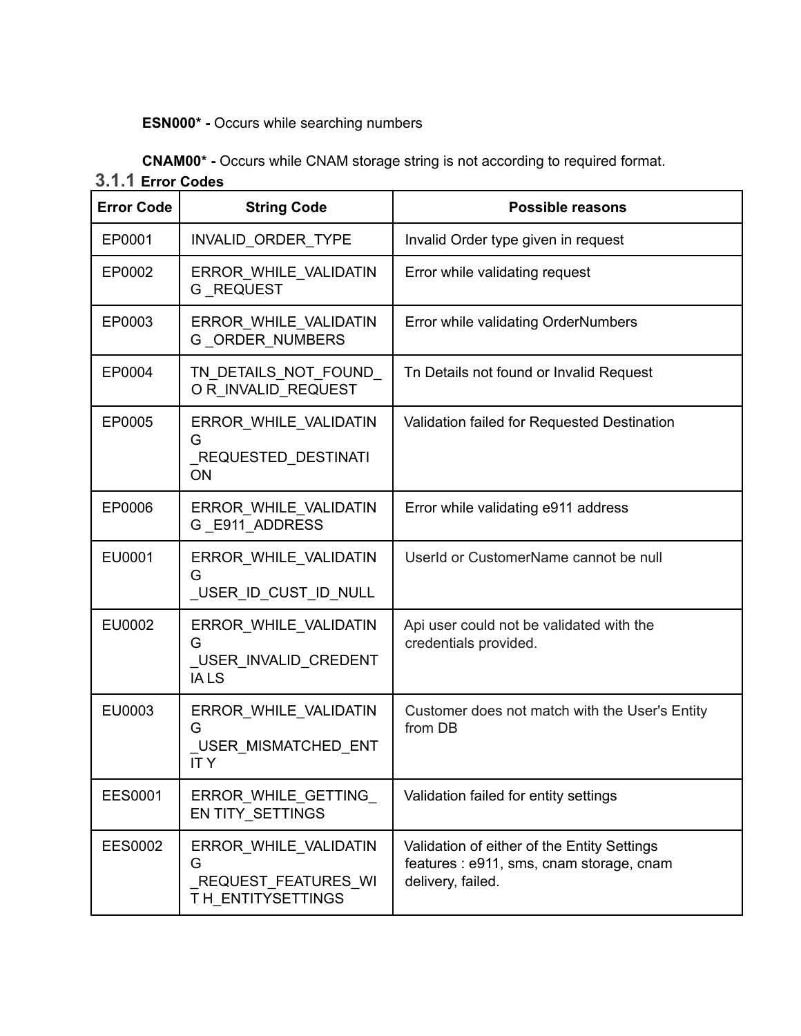**ESN000* -** Occurs while searching numbers

**CNAM00* -** Occurs while CNAM storage string is not according to required format.

### 3.1.1 Error Codes

| Error Code | String Code | Possible reasons |
|---|---|---|
| EP0001 | INVALID_ORDER_TYPE | Invalid Order type given in request |
| EP0002 | ERROR_WHILE_VALIDATING _REQUEST | Error while validating request |
| EP0003 | ERROR_WHILE_VALIDATING _ORDER_NUMBERS | Error while validating OrderNumbers |
| EP0004 | TN_DETAILS_NOT_FOUND_O R_INVALID_REQUEST | Tn Details not found or Invalid Request |
| EP0005 | ERROR_WHILE_VALIDATING _REQUESTED_DESTINATION | Validation failed for Requested Destination |
| EP0006 | ERROR_WHILE_VALIDATING _E911_ADDRESS | Error while validating e911 address |
| EU0001 | ERROR_WHILE_VALIDATING _USER_ID_CUST_ID_NULL | UserId or CustomerName cannot be null |
| EU0002 | ERROR_WHILE_VALIDATING _USER_INVALID_CREDENTIA LS | Api user could not be validated with the credentials provided. |
| EU0003 | ERROR_WHILE_VALIDATING _USER_MISMATCHED_ENTIT Y | Customer does not match with the User's Entity from DB |
| EES0001 | ERROR_WHILE_GETTING_EN TITY_SETTINGS | Validation failed for entity settings |
| EES0002 | ERROR_WHILE_VALIDATING _REQUEST_FEATURES_WIT H_ENTITYSETTINGS | Validation of either of the Entity Settings features : e911, sms, cnam storage, cnam delivery, failed. |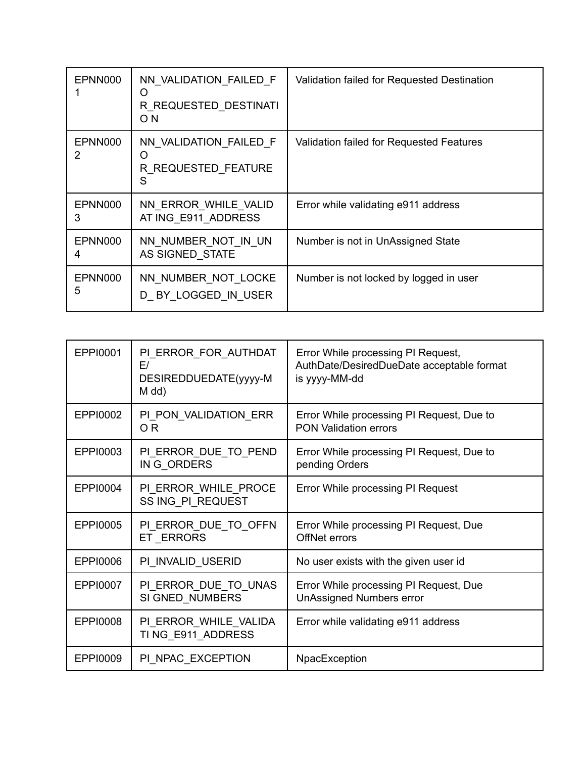| | | |
|---|---|---|
| EPNN0001 | NN_VALIDATION_FAILED_FOR_REQUESTED_DESTINATION | Validation failed for Requested Destination |
| EPNN0002 | NN_VALIDATION_FAILED_FOR_REQUESTED_FEATURES | Validation failed for Requested Features |
| EPNN0003 | NN_ERROR_WHILE_VALIDATING_E911_ADDRESS | Error while validating e911 address |
| EPNN0004 | NN_NUMBER_NOT_IN_UNASSIGNED_STATE | Number is not in UnAssigned State |
| EPNN0005 | NN_NUMBER_NOT_LOCKED_BY_LOGGED_IN_USER | Number is not locked by logged in user |

| | | |
|---|---|---|
| EPPI0001 | PI_ERROR_FOR_AUTHDATE/DESIREDDUEDATE(yyyy-MM dd) | Error While processing PI Request, AuthDate/DesiredDueDate acceptable format is yyyy-MM-dd |
| EPPI0002 | PI_PON_VALIDATION_ERROR | Error While processing PI Request, Due to PON Validation errors |
| EPPI0003 | PI_ERROR_DUE_TO_PENDING_ORDERS | Error While processing PI Request, Due to pending Orders |
| EPPI0004 | PI_ERROR_WHILE_PROCESSING_PI_REQUEST | Error While processing PI Request |
| EPPI0005 | PI_ERROR_DUE_TO_OFFNET_ERRORS | Error While processing PI Request, Due OffNet errors |
| EPPI0006 | PI_INVALID_USERID | No user exists with the given user id |
| EPPI0007 | PI_ERROR_DUE_TO_UNASSIGNED_NUMBERS | Error While processing PI Request, Due UnAssigned Numbers error |
| EPPI0008 | PI_ERROR_WHILE_VALIDATING_E911_ADDRESS | Error while validating e911 address |
| EPPI0009 | PI_NPAC_EXCEPTION | NpacException |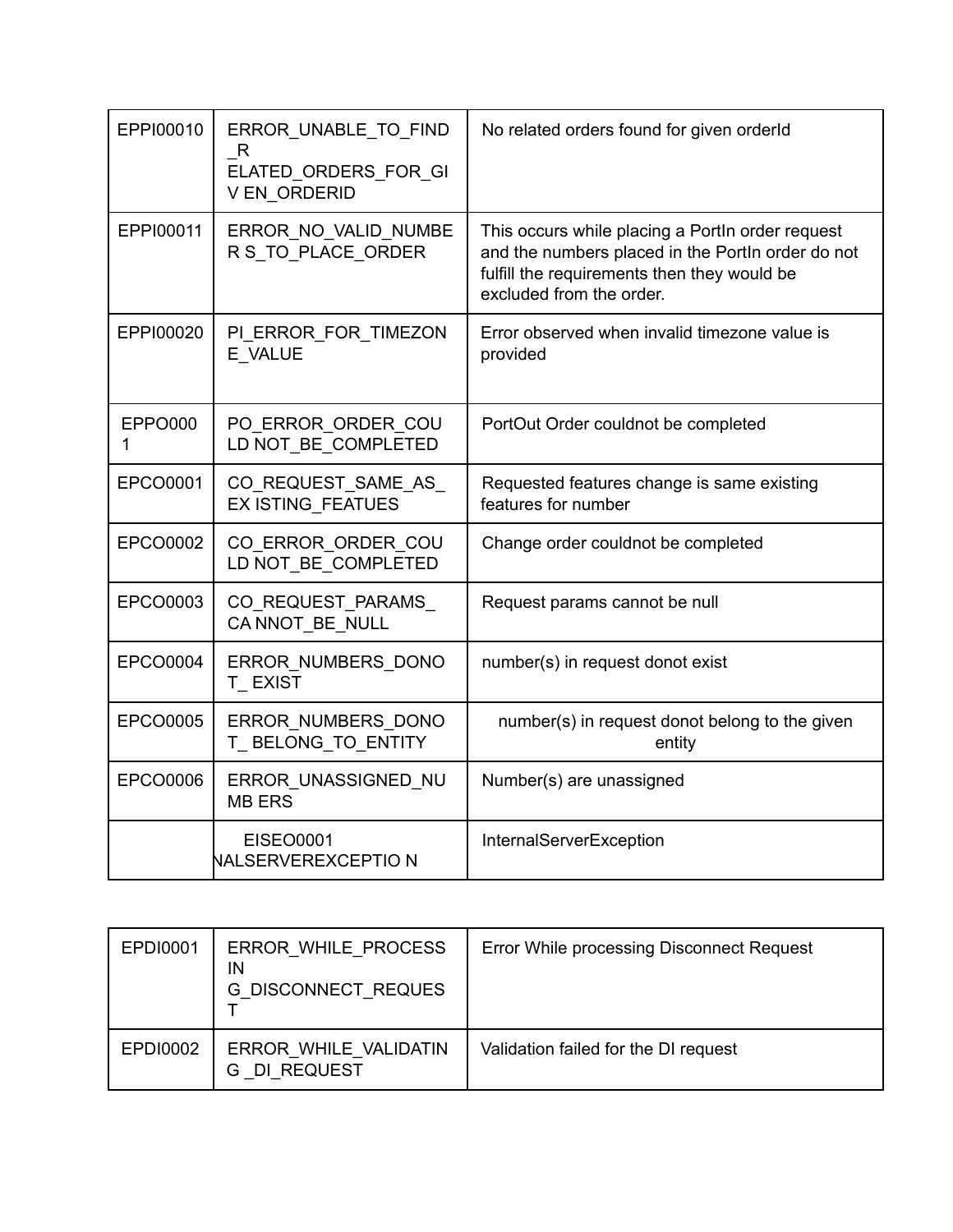| | | |
|---|---|---|
| EPPI00010 | ERROR_UNABLE_TO_FIND_R ELATED_ORDERS_FOR_GI V EN_ORDERID | No related orders found for given orderId |
| EPPI00011 | ERROR_NO_VALID_NUMBE R S_TO_PLACE_ORDER | This occurs while placing a PortIn order request and the numbers placed in the PortIn order do not fulfill the requirements then they would be excluded from the order. |
| EPPI00020 | PI_ERROR_FOR_TIMEZON E_VALUE | Error observed when invalid timezone value is provided |
| EPPO0001 | PO_ERROR_ORDER_COU LD NOT_BE_COMPLETED | PortOut Order couldnot be completed |
| EPCO0001 | CO_REQUEST_SAME_AS_ EX ISTING_FEATUES | Requested features change is same existing features for number |
| EPCO0002 | CO_ERROR_ORDER_COU LD NOT_BE_COMPLETED | Change order couldnot be completed |
| EPCO0003 | CO_REQUEST_PARAMS_ CA NNOT_BE_NULL | Request params cannot be null |
| EPCO0004 | ERROR_NUMBERS_DONO T_ EXIST | number(s) in request donot exist |
| EPCO0005 | ERROR_NUMBERS_DONO T_ BELONG_TO_ENTITY | number(s) in request donot belong to the given entity |
| EPCO0006 | ERROR_UNASSIGNED_NU MB ERS | Number(s) are unassigned |
| | EISEO0001 NALSERVEREXCEPTIO N | InternalServerException |

| | | |
|---|---|---|
| EPDI0001 | ERROR_WHILE_PROCESS IN G_DISCONNECT_REQUES T | Error While processing Disconnect Request |
| EPDI0002 | ERROR_WHILE_VALIDATIN G _DI_REQUEST | Validation failed for the DI request |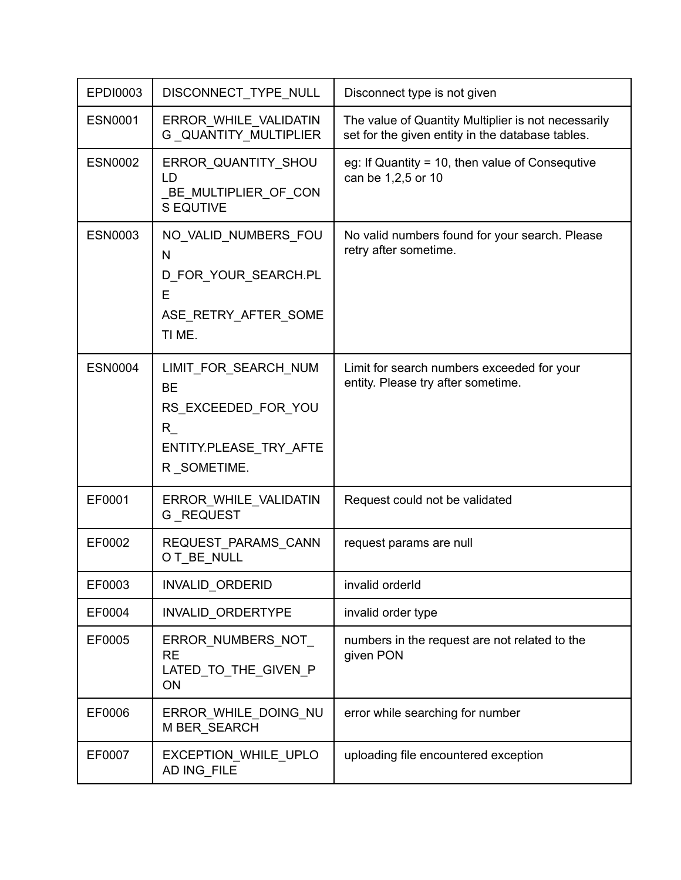| EPDI0003 | DISCONNECT_TYPE_NULL | Disconnect type is not given |
|---|---|---|
| ESN0001 | ERROR_WHILE_VALIDATIN G _QUANTITY_MULTIPLIER | The value of Quantity Multiplier is not necessarily set for the given entity in the database tables. |
| ESN0002 | ERROR_QUANTITY_SHOU LD _BE_MULTIPLIER_OF_CON S EQUTIVE | eg: If Quantity = 10, then value of Consequtive can be 1,2,5 or 10 |
| ESN0003 | NO_VALID_NUMBERS_FOU N D_FOR_YOUR_SEARCH.PL E ASE_RETRY_AFTER_SOME TI ME. | No valid numbers found for your search. Please retry after sometime. |
| ESN0004 | LIMIT_FOR_SEARCH_NUM BE RS_EXCEEDED_FOR_YOU R_ ENTITY.PLEASE_TRY_AFTE R _SOMETIME. | Limit for search numbers exceeded for your entity. Please try after sometime. |
| EF0001 | ERROR_WHILE_VALIDATIN G _REQUEST | Request could not be validated |
| EF0002 | REQUEST_PARAMS_CANN O T_BE_NULL | request params are null |
| EF0003 | INVALID_ORDERID | invalid orderId |
| EF0004 | INVALID_ORDERTYPE | invalid order type |
| EF0005 | ERROR_NUMBERS_NOT_ RE LATED_TO_THE_GIVEN_P ON | numbers in the request are not related to the given PON |
| EF0006 | ERROR_WHILE_DOING_NU M BER_SEARCH | error while searching for number |
| EF0007 | EXCEPTION_WHILE_UPLO AD ING_FILE | uploading file encountered exception |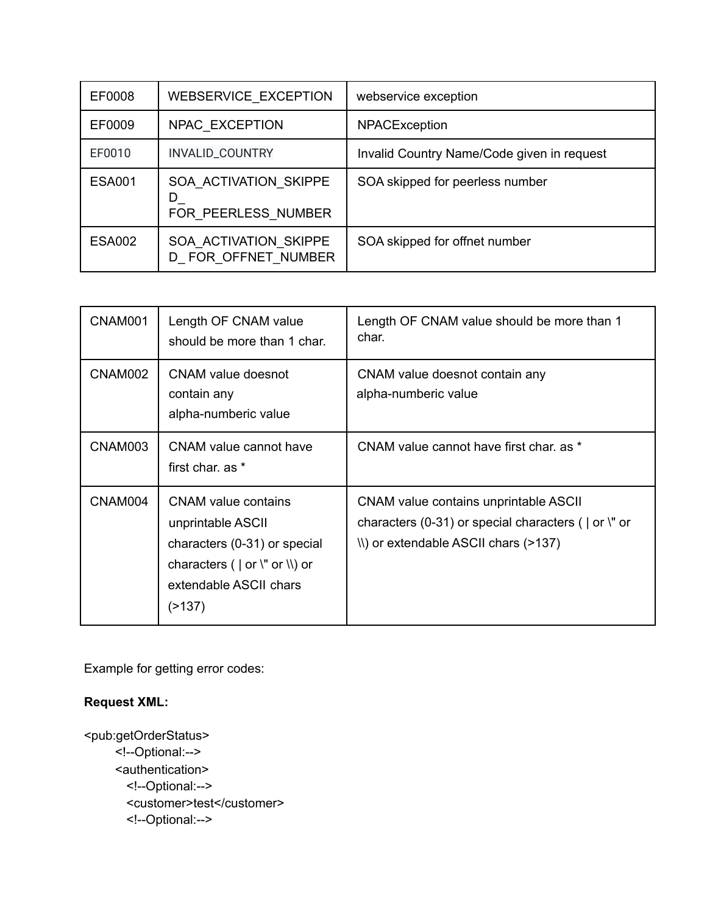| EF0008 | WEBSERVICE_EXCEPTION | webservice exception |
|---|---|---|
| EF0009 | NPAC_EXCEPTION | NPACException |
| EF0010 | INVALID_COUNTRY | Invalid Country Name/Code given in request |
| ESA001 | SOA_ACTIVATION_SKIPPED_ FOR_PEERLESS_NUMBER | SOA skipped for peerless number |
| ESA002 | SOA_ACTIVATION_SKIPPED_ FOR_OFFNET_NUMBER | SOA skipped for offnet number |

| CNAM001 | Length OF CNAM value should be more than 1 char. | Length OF CNAM value should be more than 1 char. |
|---|---|---|
| CNAM002 | CNAM value doesnot contain any alpha-numberic value | CNAM value doesnot contain any alpha-numberic value |
| CNAM003 | CNAM value cannot have first char. as * | CNAM value cannot have first char. as * |
| CNAM004 | CNAM value contains unprintable ASCII characters (0-31) or special characters ( \| or \" or \\) or extendable ASCII chars (>137) | CNAM value contains unprintable ASCII characters (0-31) or special characters ( \| or \" or \\) or extendable ASCII chars (>137) |

Example for getting error codes:

**Request XML:**

```
<pub:getOrderStatus>
     <!--Optional:-->
     <authentication>
        <!--Optional:-->
        <customer>test</customer>
        <!--Optional:-->
```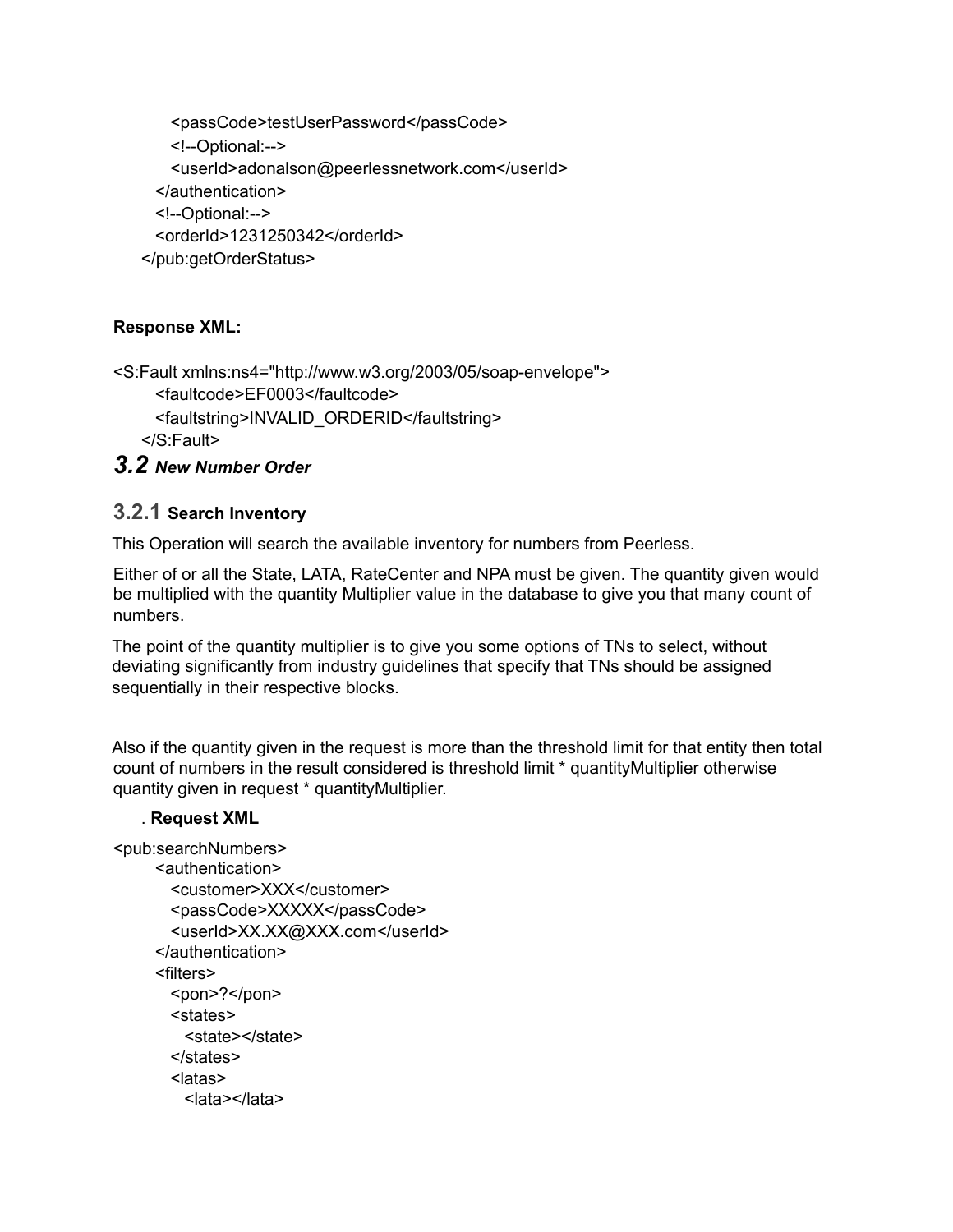```
      <passCode>testUserPassword</passCode>
      <!--Optional:-->
      <userId>adonalson@peerlessnetwork.com</userId>
    </authentication>
    <!--Optional:-->
    <orderId>1231250342</orderId>
  </pub:getOrderStatus>
```

**Response XML:**

```
<S:Fault xmlns:ns4="http://www.w3.org/2003/05/soap-envelope">
    <faultcode>EF0003</faultcode>
    <faultstring>INVALID_ORDERID</faultstring>
  </S:Fault>
```

## 3.2 *New Number Order*

### 3.2.1 Search Inventory

This Operation will search the available inventory for numbers from Peerless.

Either of or all the State, LATA, RateCenter and NPA must be given. The quantity given would be multiplied with the quantity Multiplier value in the database to give you that many count of numbers.

The point of the quantity multiplier is to give you some options of TNs to select, without deviating significantly from industry guidelines that specify that TNs should be assigned sequentially in their respective blocks.

Also if the quantity given in the request is more than the threshold limit for that entity then total count of numbers in the result considered is threshold limit * quantityMultiplier otherwise quantity given in request * quantityMultiplier.

. **Request XML**

```
<pub:searchNumbers>
    <authentication>
      <customer>XXX</customer>
      <passCode>XXXXX</passCode>
      <userId>XX.XX@XXX.com</userId>
    </authentication>
    <filters>
      <pon>?</pon>
      <states>
        <state></state>
      </states>
      <latas>
        <lata></lata>
```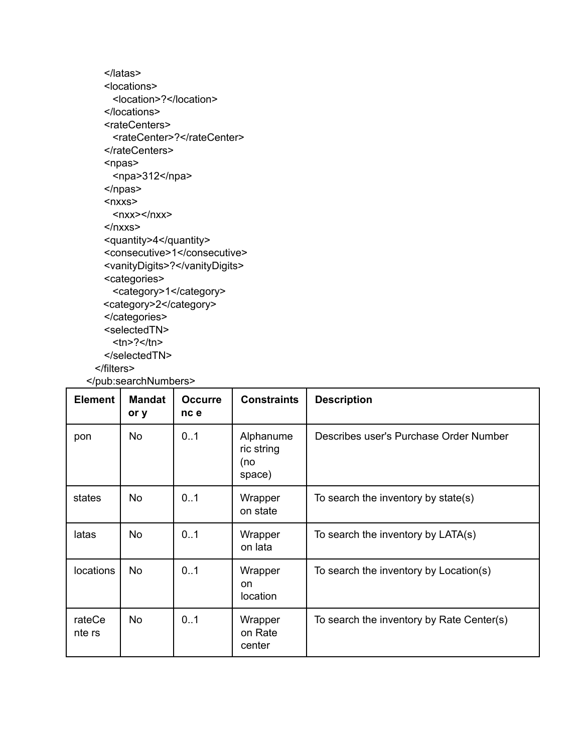```
      </latas>
      <locations>
        <location>?</location>
      </locations>
      <rateCenters>
        <rateCenter>?</rateCenter>
      </rateCenters>
      <npas>
        <npa>312</npa>
      </npas>
      <nxxs>
        <nxx></nxx>
      </nxxs>
      <quantity>4</quantity>
      <consecutive>1</consecutive>
      <vanityDigits>?</vanityDigits>
      <categories>
        <category>1</category>
      <category>2</category>
      </categories>
      <selectedTN>
        <tn>?</tn>
      </selectedTN>
    </filters>
  </pub:searchNumbers>
```

| Element | Mandatory | Occurrence | Constraints | Description |
|---|---|---|---|---|
| pon | No | 0..1 | Alphanumeric string (no space) | Describes user's Purchase Order Number |
| states | No | 0..1 | Wrapper on state | To search the inventory by state(s) |
| latas | No | 0..1 | Wrapper on lata | To search the inventory by LATA(s) |
| locations | No | 0..1 | Wrapper on location | To search the inventory by Location(s) |
| rateCenters | No | 0..1 | Wrapper on Rate center | To search the inventory by Rate Center(s) |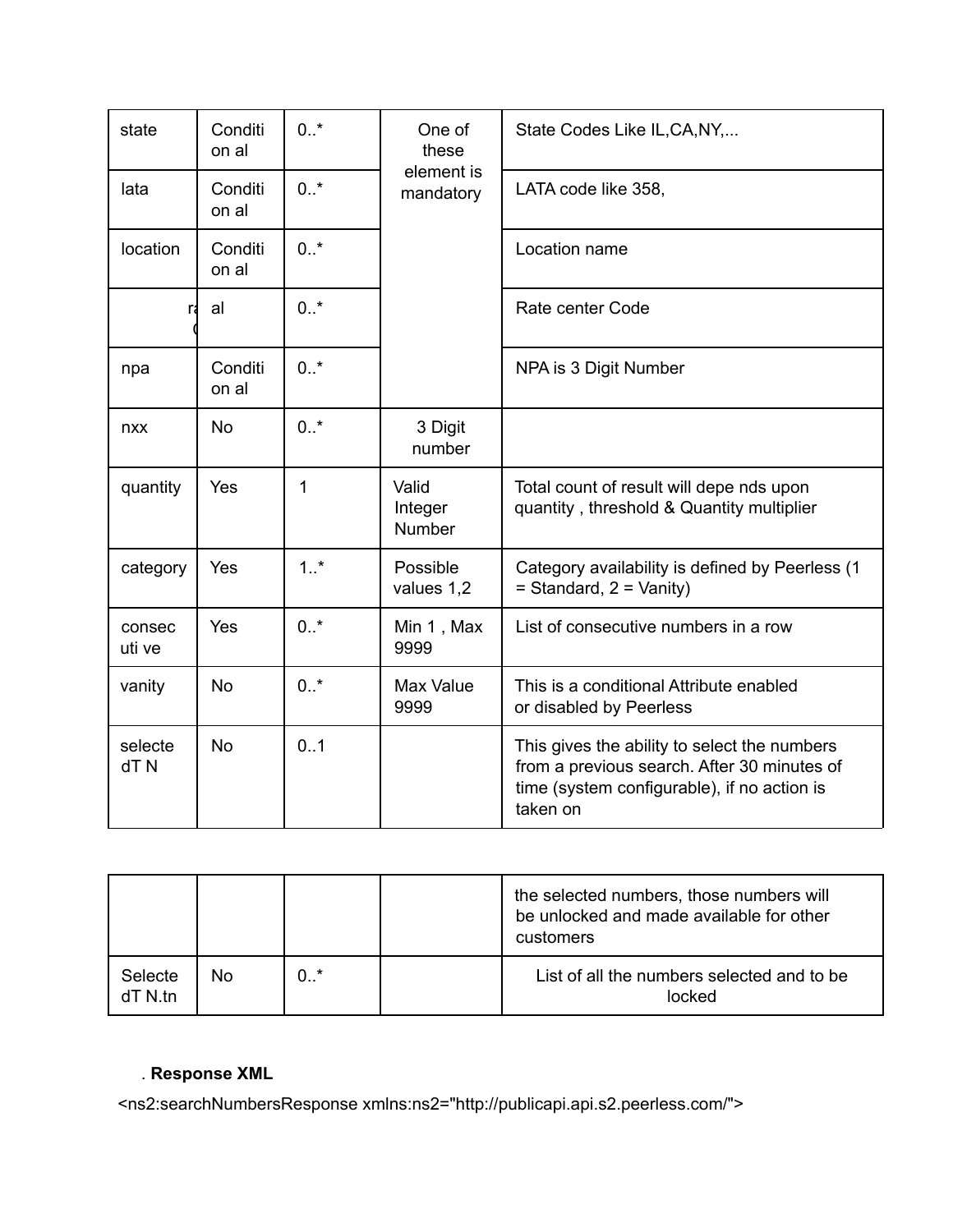| state | Conditional | 0..* | One of these element is mandatory | State Codes Like IL,CA,NY,... |
|---|---|---|---|---|
| lata | Conditional | 0..* | | LATA code like 358, |
| location | Conditional | 0..* | | Location name |
| ra | al | 0..* | | Rate center Code |
| npa | Conditional | 0..* | | NPA is 3 Digit Number |
| nxx | No | 0..* | 3 Digit number | |
| quantity | Yes | 1 | Valid Integer Number | Total count of result will depends upon quantity , threshold & Quantity multiplier |
| category | Yes | 1..* | Possible values 1,2 | Category availability is defined by Peerless (1 = Standard, 2 = Vanity) |
| consecutive | Yes | 0..* | Min 1 , Max 9999 | List of consecutive numbers in a row |
| vanity | No | 0..* | Max Value 9999 | This is a conditional Attribute enabled or disabled by Peerless |
| selectedTN | No | 0..1 | | This gives the ability to select the numbers from a previous search. After 30 minutes of time (system configurable), if no action is taken on the selected numbers, those numbers will be unlocked and made available for other customers |
| SelectedTN.tn | No | 0..* | | List of all the numbers selected and to be locked |

. **Response XML**

<ns2:searchNumbersResponse xmlns:ns2="http://publicapi.api.s2.peerless.com/">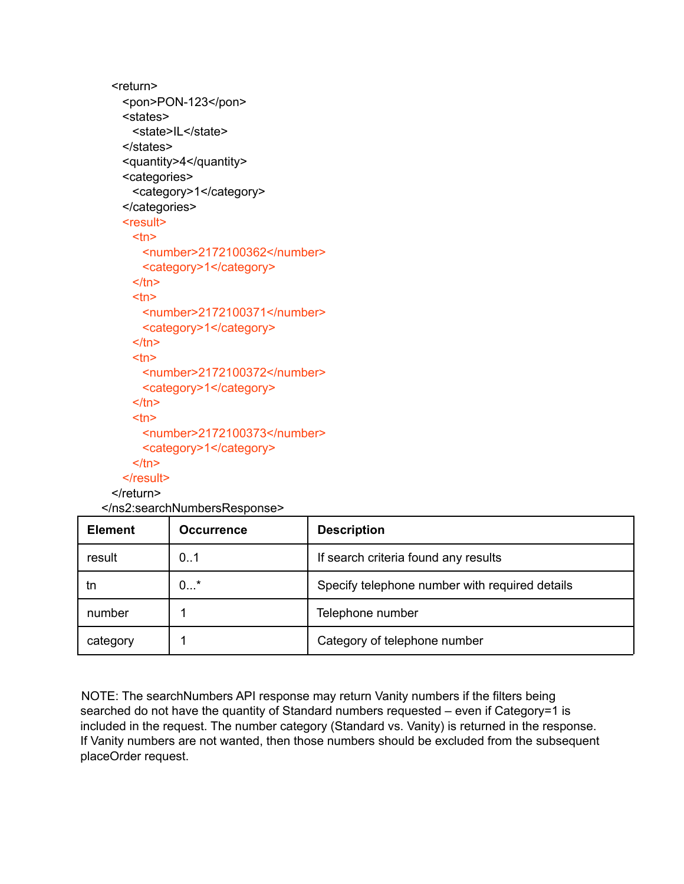```xml
    <return>
      <pon>PON-123</pon>
      <states>
        <state>IL</state>
      </states>
      <quantity>4</quantity>
      <categories>
        <category>1</category>
      </categories>
      <result>
        <tn>
          <number>2172100362</number>
          <category>1</category>
        </tn>
        <tn>
          <number>2172100371</number>
          <category>1</category>
        </tn>
        <tn>
          <number>2172100372</number>
          <category>1</category>
        </tn>
        <tn>
          <number>2172100373</number>
          <category>1</category>
        </tn>
      </result>
    </return>
  </ns2:searchNumbersResponse>
```

| Element | Occurrence | Description |
|---|---|---|
| result | 0..1 | If search criteria found any results |
| tn | 0...* | Specify telephone number with required details |
| number | 1 | Telephone number |
| category | 1 | Category of telephone number |

NOTE: The searchNumbers API response may return Vanity numbers if the filters being searched do not have the quantity of Standard numbers requested – even if Category=1 is included in the request. The number category (Standard vs. Vanity) is returned in the response. If Vanity numbers are not wanted, then those numbers should be excluded from the subsequent placeOrder request.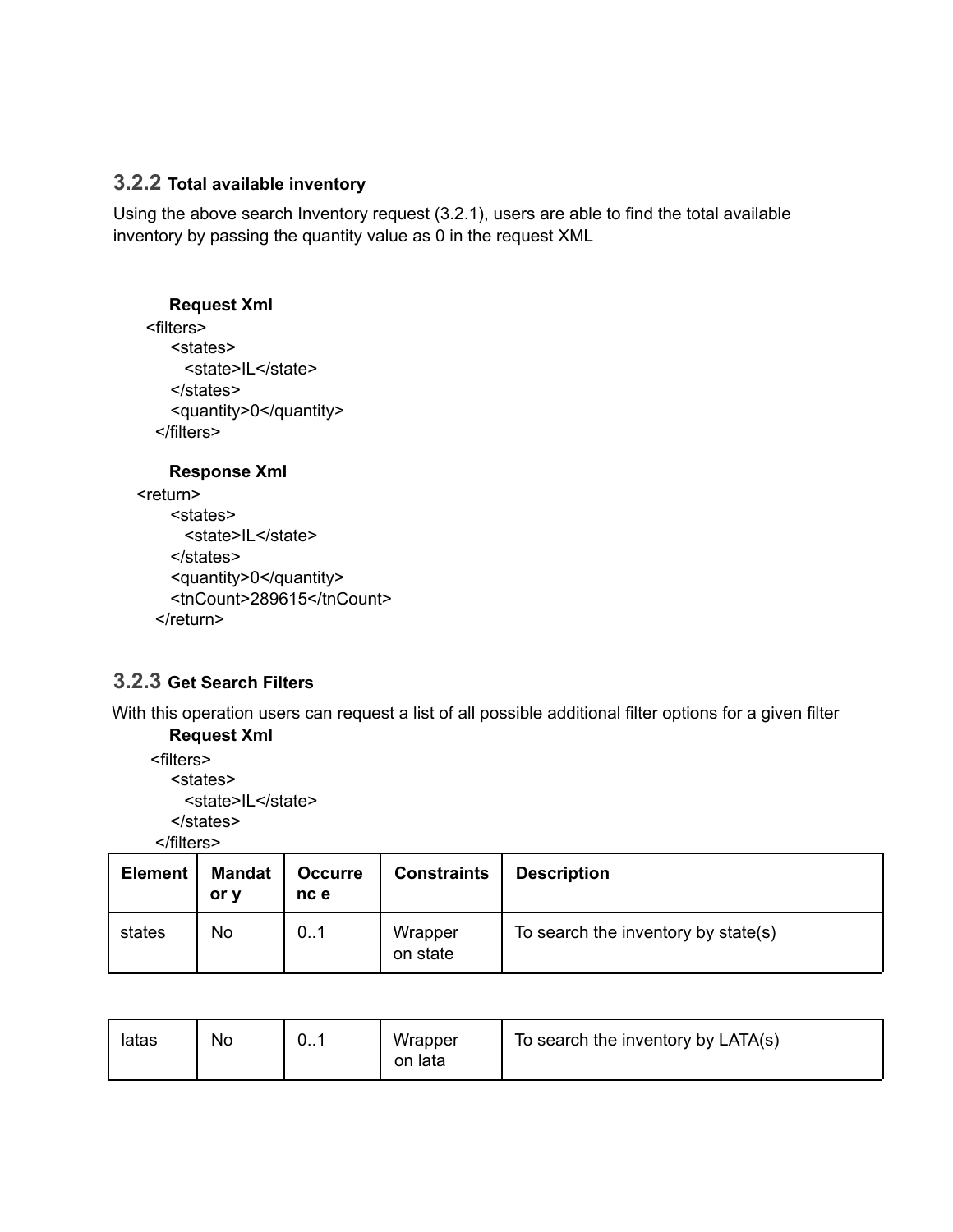### 3.2.2 Total available inventory

Using the above search Inventory request (3.2.1), users are able to find the total available inventory by passing the quantity value as 0 in the request XML

**Request Xml**

```
<filters>
    <states>
       <state>IL</state>
    </states>
    <quantity>0</quantity>
</filters>
```

**Response Xml**

```
<return>
    <states>
       <state>IL</state>
    </states>
    <quantity>0</quantity>
    <tnCount>289615</tnCount>
</return>
```

### 3.2.3 Get Search Filters

With this operation users can request a list of all possible additional filter options for a given filter

**Request Xml**

```
<filters>
    <states>
       <state>IL</state>
    </states>
</filters>
```

| Element | Mandatory | Occurrence | Constraints | Description |
| --- | --- | --- | --- | --- |
| states | No | 0..1 | Wrapper on state | To search the inventory by state(s) |
| latas | No | 0..1 | Wrapper on lata | To search the inventory by LATA(s) |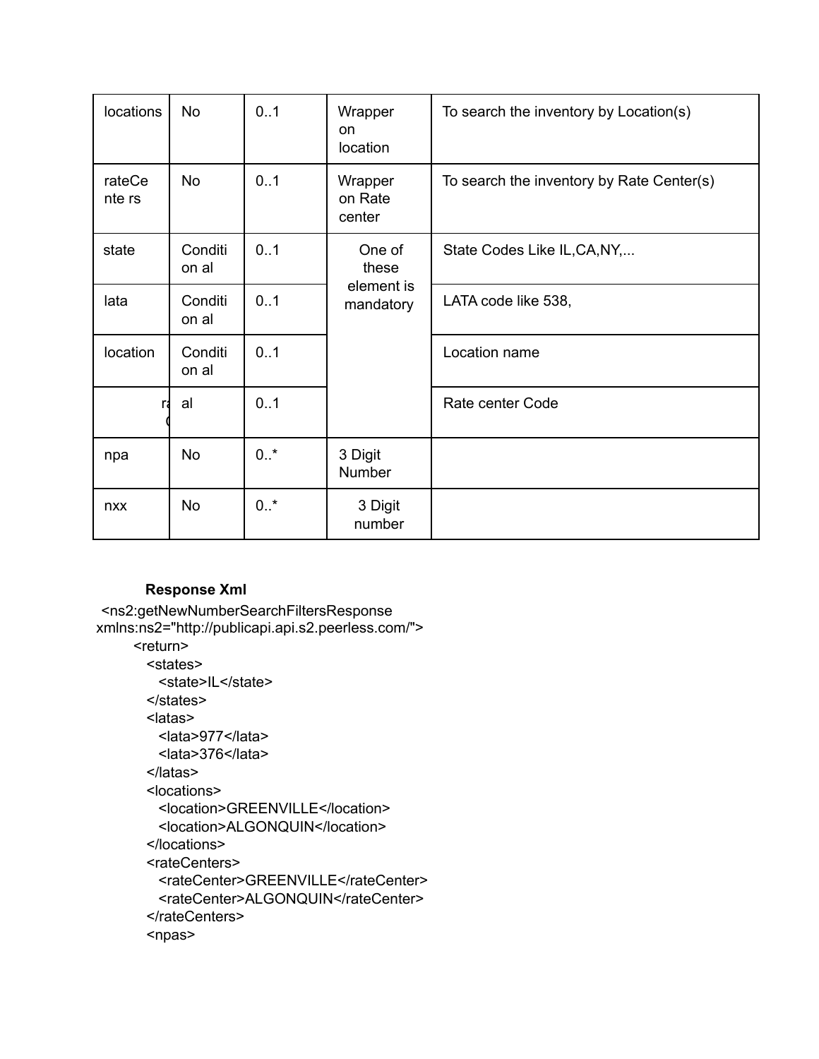| locations | No | 0..1 | Wrapper on location | To search the inventory by Location(s) |
|---|---|---|---|---|
| rateCenters | No | 0..1 | Wrapper on Rate center | To search the inventory by Rate Center(s) |
| state | Conditional | 0..1 | One of these element is mandatory | State Codes Like IL,CA,NY,... |
| lata | Conditional | 0..1 | | LATA code like 538, |
| location | Conditional | 0..1 | | Location name |
| ra C | al | 0..1 | | Rate center Code |
| npa | No | 0..* | 3 Digit Number | |
| nxx | No | 0..* | 3 Digit number | |

**Response Xml**

```
<ns2:getNewNumberSearchFiltersResponse
xmlns:ns2="http://publicapi.api.s2.peerless.com/">
    <return>
      <states>
        <state>IL</state>
      </states>
      <latas>
        <lata>977</lata>
        <lata>376</lata>
      </latas>
      <locations>
        <location>GREENVILLE</location>
        <location>ALGONQUIN</location>
      </locations>
      <rateCenters>
        <rateCenter>GREENVILLE</rateCenter>
        <rateCenter>ALGONQUIN</rateCenter>
      </rateCenters>
      <npas>
```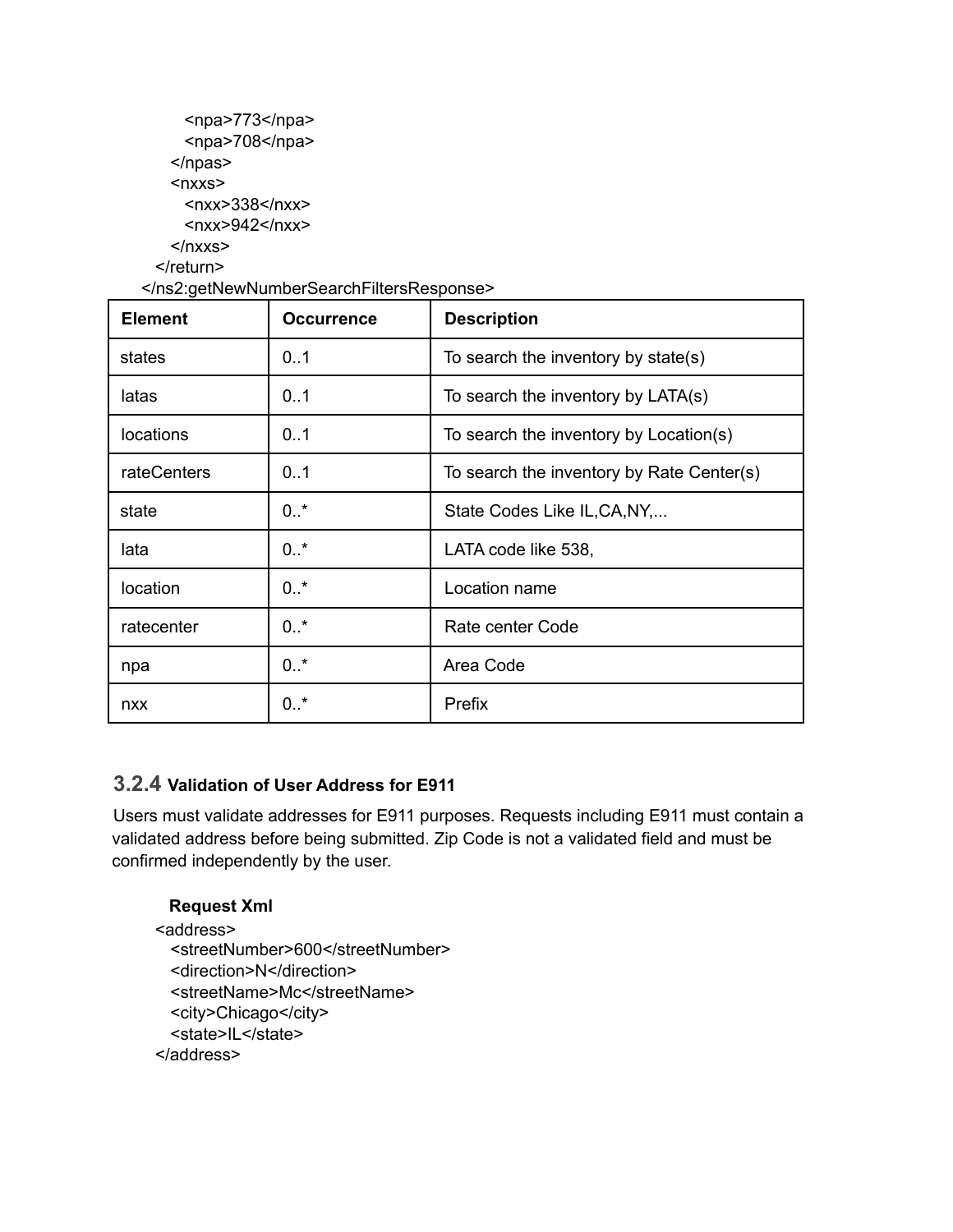```
      <npa>773</npa>
      <npa>708</npa>
    </npas>
    <nxxs>
      <nxx>338</nxx>
      <nxx>942</nxx>
    </nxxs>
  </return>
</ns2:getNewNumberSearchFiltersResponse>
```

| Element | Occurrence | Description |
|---|---|---|
| states | 0..1 | To search the inventory by state(s) |
| latas | 0..1 | To search the inventory by LATA(s) |
| locations | 0..1 | To search the inventory by Location(s) |
| rateCenters | 0..1 | To search the inventory by Rate Center(s) |
| state | 0..* | State Codes Like IL,CA,NY,... |
| lata | 0..* | LATA code like 538, |
| location | 0..* | Location name |
| ratecenter | 0..* | Rate center Code |
| npa | 0..* | Area Code |
| nxx | 0..* | Prefix |

### 3.2.4 Validation of User Address for E911

Users must validate addresses for E911 purposes. Requests including E911 must contain a validated address before being submitted. Zip Code is not a validated field and must be confirmed independently by the user.

**Request Xml**

```
<address>
  <streetNumber>600</streetNumber>
  <direction>N</direction>
  <streetName>Mc</streetName>
  <city>Chicago</city>
  <state>IL</state>
</address>
```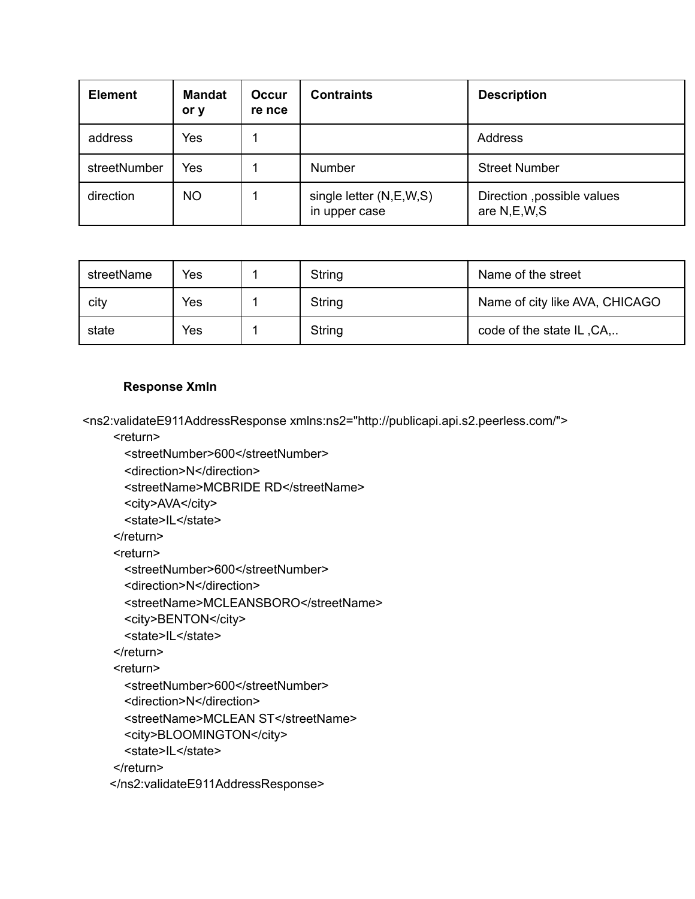| Element | Mandatory | Occurrence | Contraints | Description |
| --- | --- | --- | --- | --- |
| address | Yes | 1 | | Address |
| streetNumber | Yes | 1 | Number | Street Number |
| direction | NO | 1 | single letter (N,E,W,S) in upper case | Direction ,possible values are N,E,W,S |
| streetName | Yes | 1 | String | Name of the street |
| city | Yes | 1 | String | Name of city like AVA, CHICAGO |
| state | Yes | 1 | String | code of the state IL ,CA,.. |

**Response Xmln**

```
<ns2:validateE911AddressResponse xmlns:ns2="http://publicapi.api.s2.peerless.com/">
    <return>
      <streetNumber>600</streetNumber>
      <direction>N</direction>
      <streetName>MCBRIDE RD</streetName>
      <city>AVA</city>
      <state>IL</state>
    </return>
    <return>
      <streetNumber>600</streetNumber>
      <direction>N</direction>
      <streetName>MCLEANSBORO</streetName>
      <city>BENTON</city>
      <state>IL</state>
    </return>
    <return>
      <streetNumber>600</streetNumber>
      <direction>N</direction>
      <streetName>MCLEAN ST</streetName>
      <city>BLOOMINGTON</city>
      <state>IL</state>
    </return>
</ns2:validateE911AddressResponse>
```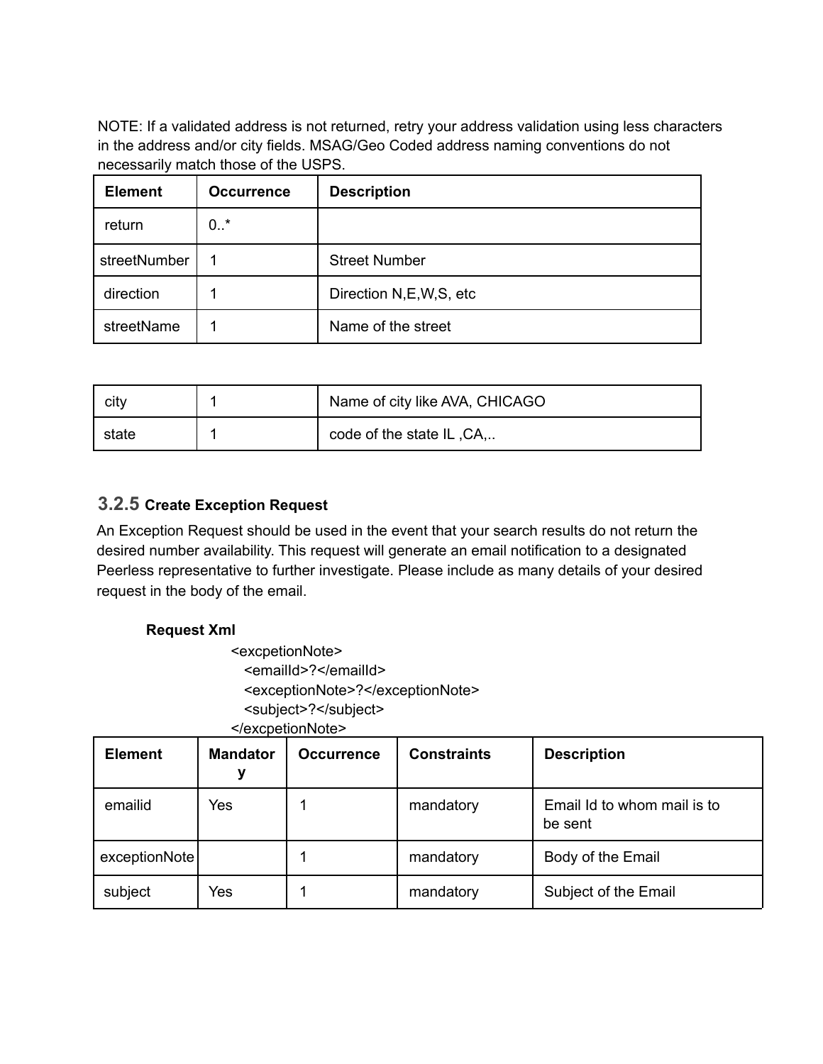NOTE: If a validated address is not returned, retry your address validation using less characters in the address and/or city fields. MSAG/Geo Coded address naming conventions do not necessarily match those of the USPS.

| Element | Occurrence | Description |
| --- | --- | --- |
| return | 0..* | |
| streetNumber | 1 | Street Number |
| direction | 1 | Direction N,E,W,S, etc |
| streetName | 1 | Name of the street |
| city | 1 | Name of city like AVA, CHICAGO |
| state | 1 | code of the state IL ,CA,.. |

### 3.2.5 Create Exception Request

An Exception Request should be used in the event that your search results do not return the desired number availability. This request will generate an email notification to a designated Peerless representative to further investigate. Please include as many details of your desired request in the body of the email.

**Request Xml**

```
<excpetionNote>
   <emailId>?</emailId>
   <exceptionNote>?</exceptionNote>
   <subject>?</subject>
</excpetionNote>
```

| Element | Mandatory | Occurrence | Constraints | Description |
| --- | --- | --- | --- | --- |
| emailid | Yes | 1 | mandatory | Email Id to whom mail is to be sent |
| exceptionNote | | 1 | mandatory | Body of the Email |
| subject | Yes | 1 | mandatory | Subject of the Email |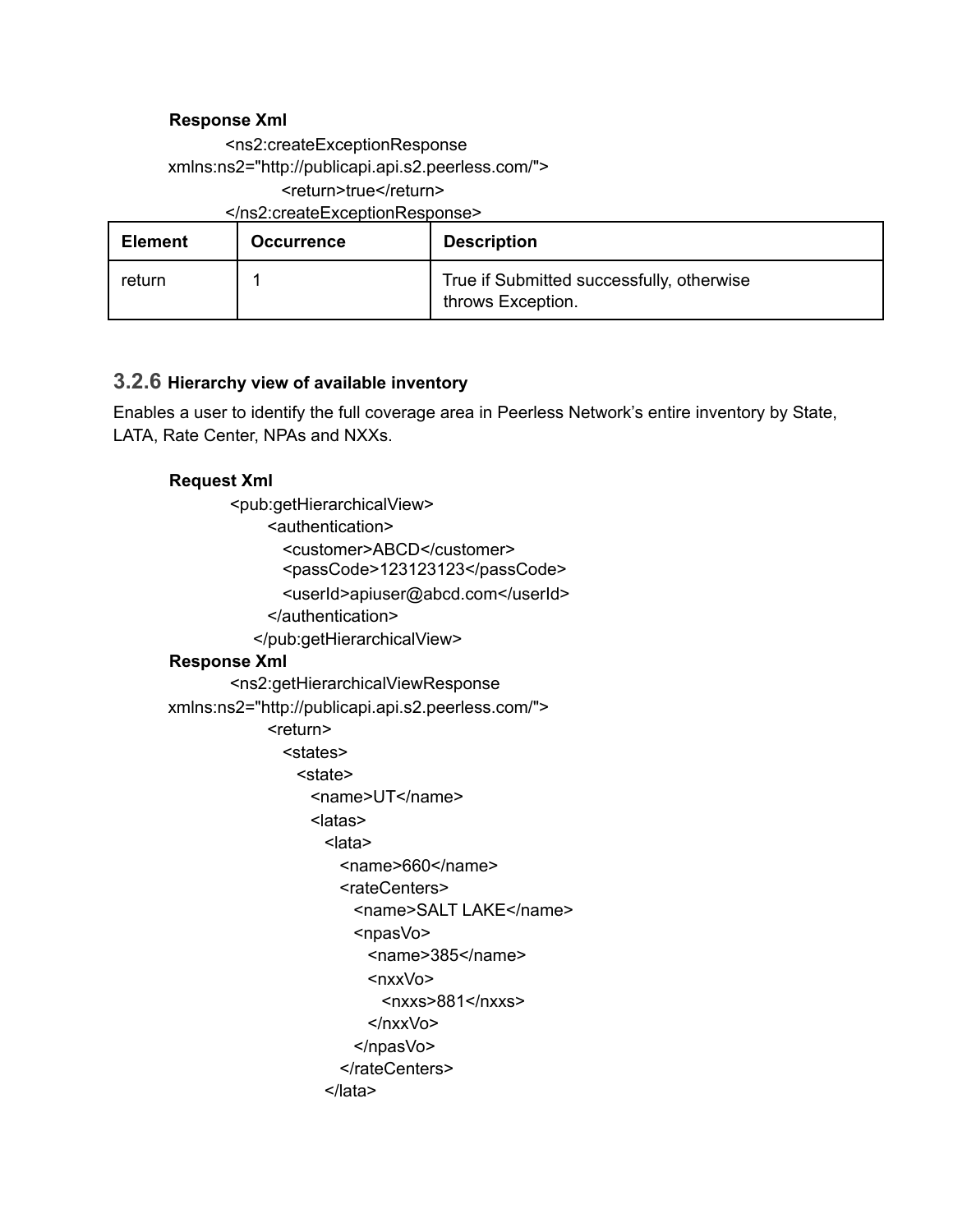**Response Xml**

```
<ns2:createExceptionResponse
xmlns:ns2="http://publicapi.api.s2.peerless.com/">
    <return>true</return>
</ns2:createExceptionResponse>
```

| Element | Occurrence | Description |
|---|---|---|
| return | 1 | True if Submitted successfully, otherwise throws Exception. |

### 3.2.6 Hierarchy view of available inventory

Enables a user to identify the full coverage area in Peerless Network's entire inventory by State, LATA, Rate Center, NPAs and NXXs.

**Request Xml**

```
<pub:getHierarchicalView>
    <authentication>
      <customer>ABCD</customer>
      <passCode>123123123</passCode>
      <userId>apiuser@abcd.com</userId>
    </authentication>
  </pub:getHierarchicalView>
```

**Response Xml**

```
<ns2:getHierarchicalViewResponse
xmlns:ns2="http://publicapi.api.s2.peerless.com/">
    <return>
      <states>
        <state>
          <name>UT</name>
          <latas>
            <lata>
              <name>660</name>
              <rateCenters>
                <name>SALT LAKE</name>
                <npasVo>
                  <name>385</name>
                  <nxxVo>
                    <nxxs>881</nxxs>
                  </nxxVo>
                </npasVo>
              </rateCenters>
            </lata>
```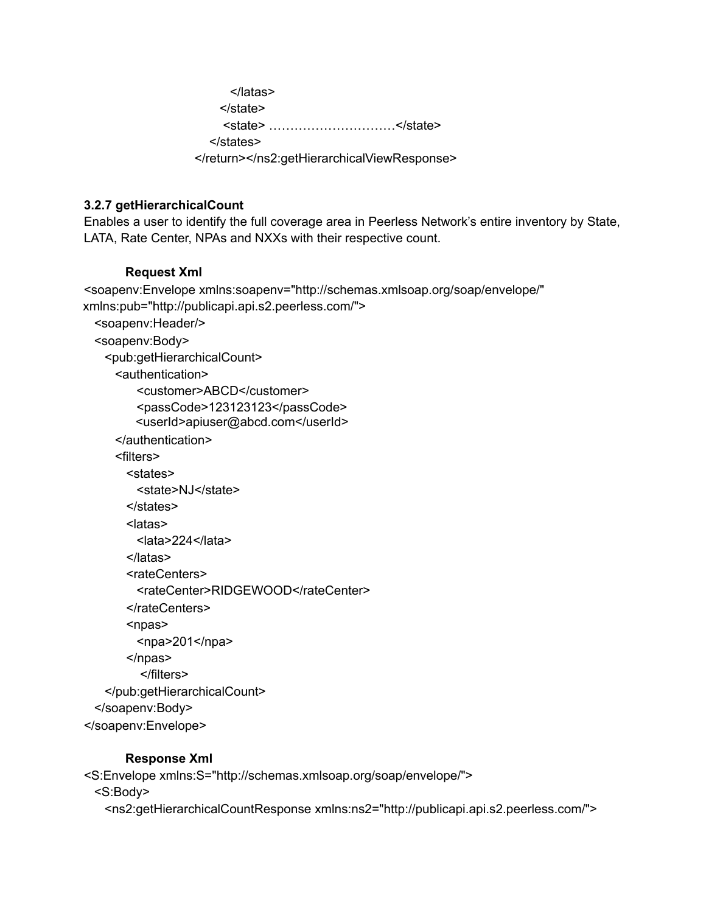```
                </latas>
              </state>
              <state> …………………………</state>
            </states>
          </return></ns2:getHierarchicalViewResponse>
```

### 3.2.7 getHierarchicalCount

Enables a user to identify the full coverage area in Peerless Network's entire inventory by State, LATA, Rate Center, NPAs and NXXs with their respective count.

**Request Xml**

```
<soapenv:Envelope xmlns:soapenv="http://schemas.xmlsoap.org/soap/envelope/"
xmlns:pub="http://publicapi.api.s2.peerless.com/">
  <soapenv:Header/>
  <soapenv:Body>
    <pub:getHierarchicalCount>
      <authentication>
          <customer>ABCD</customer>
          <passCode>123123123</passCode>
          <userId>apiuser@abcd.com</userId>
      </authentication>
      <filters>
        <states>
          <state>NJ</state>
        </states>
        <latas>
          <lata>224</lata>
        </latas>
        <rateCenters>
          <rateCenter>RIDGEWOOD</rateCenter>
        </rateCenters>
        <npas>
          <npa>201</npa>
        </npas>
          </filters>
    </pub:getHierarchicalCount>
  </soapenv:Body>
</soapenv:Envelope>
```

**Response Xml**

```
<S:Envelope xmlns:S="http://schemas.xmlsoap.org/soap/envelope/">
  <S:Body>
    <ns2:getHierarchicalCountResponse xmlns:ns2="http://publicapi.api.s2.peerless.com/">
```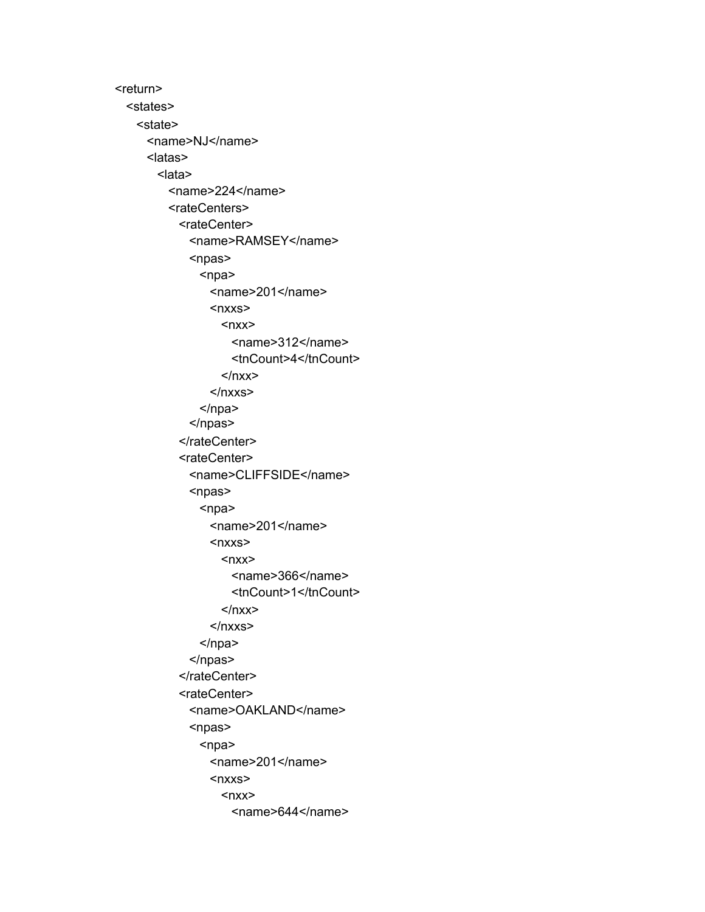```xml
<return>
  <states>
    <state>
      <name>NJ</name>
      <latas>
        <lata>
          <name>224</name>
          <rateCenters>
            <rateCenter>
              <name>RAMSEY</name>
              <npas>
                <npa>
                  <name>201</name>
                  <nxxs>
                    <nxx>
                      <name>312</name>
                      <tnCount>4</tnCount>
                    </nxx>
                  </nxxs>
                </npa>
              </npas>
            </rateCenter>
            <rateCenter>
              <name>CLIFFSIDE</name>
              <npas>
                <npa>
                  <name>201</name>
                  <nxxs>
                    <nxx>
                      <name>366</name>
                      <tnCount>1</tnCount>
                    </nxx>
                  </nxxs>
                </npa>
              </npas>
            </rateCenter>
            <rateCenter>
              <name>OAKLAND</name>
              <npas>
                <npa>
                  <name>201</name>
                  <nxxs>
                    <nxx>
                      <name>644</name>
```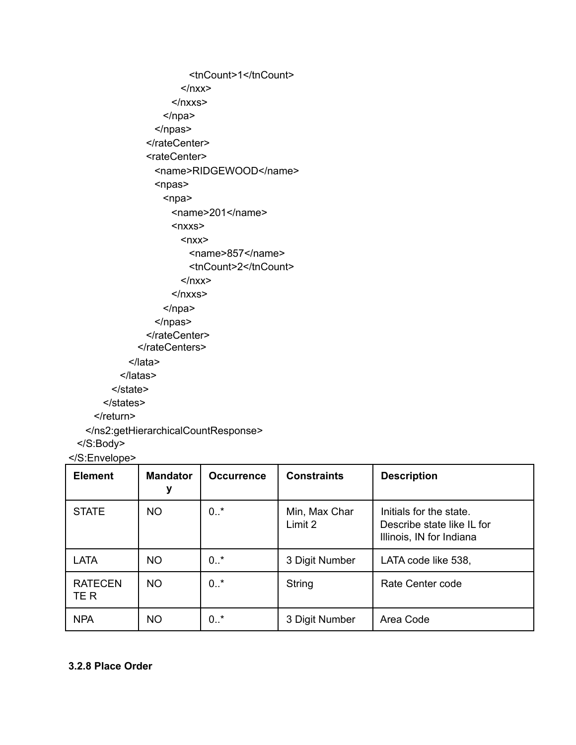```
                        <tnCount>1</tnCount>
                    </nxx>
                  </nxxs>
                </npa>
              </npas>
            </rateCenter>
            <rateCenter>
              <name>RIDGEWOOD</name>
              <npas>
                <npa>
                  <name>201</name>
                  <nxxs>
                    <nxx>
                      <name>857</name>
                      <tnCount>2</tnCount>
                    </nxx>
                  </nxxs>
                </npa>
              </npas>
            </rateCenter>
          </rateCenters>
        </lata>
      </latas>
    </state>
  </states>
</return>
</ns2:getHierarchicalCountResponse>
</S:Body>
</S:Envelope>
```

| Element | Mandatory | Occurrence | Constraints | Description |
| --- | --- | --- | --- | --- |
| STATE | NO | 0..* | Min, Max Char Limit 2 | Initials for the state. Describe state like IL for Illinois, IN for Indiana |
| LATA | NO | 0..* | 3 Digit Number | LATA code like 538, |
| RATECENTER | NO | 0..* | String | Rate Center code |
| NPA | NO | 0..* | 3 Digit Number | Area Code |

**3.2.8 Place Order**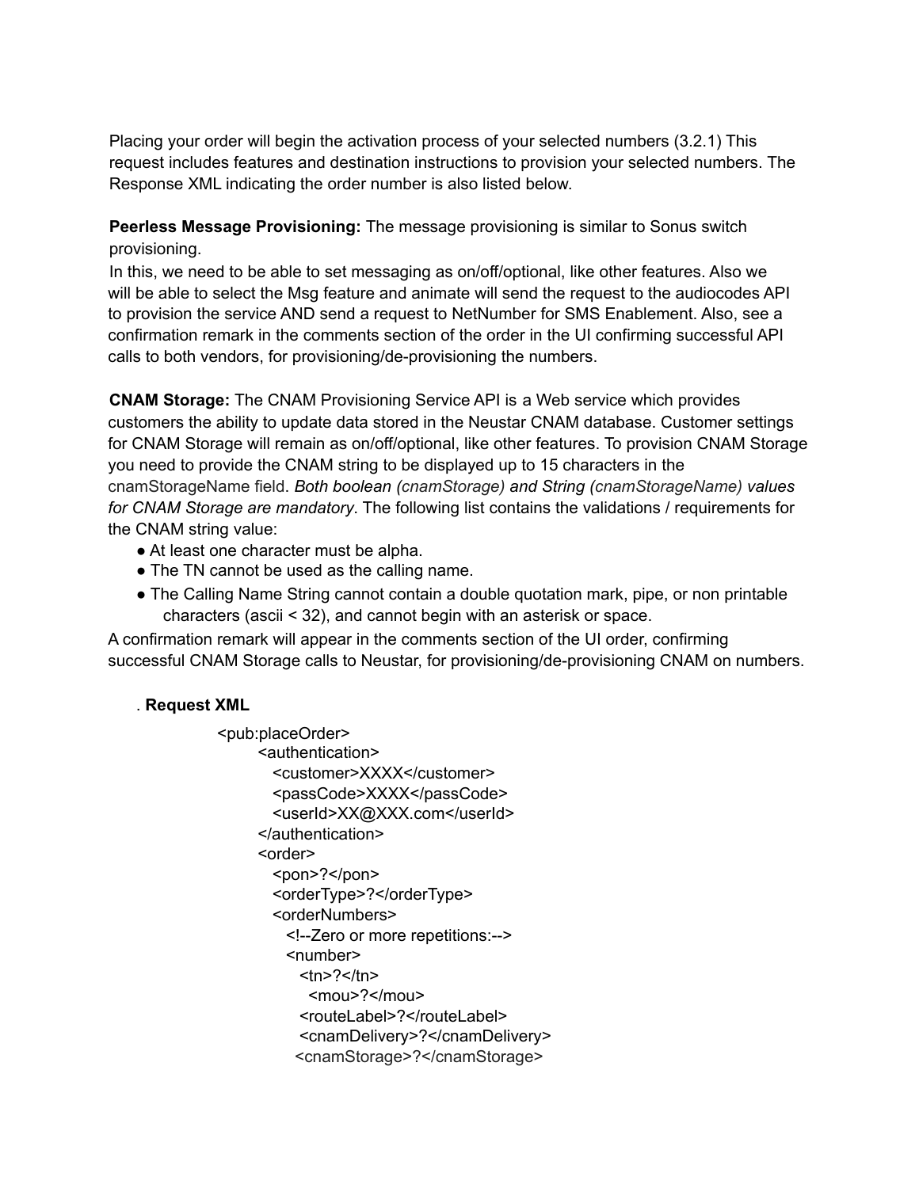Placing your order will begin the activation process of your selected numbers (3.2.1) This request includes features and destination instructions to provision your selected numbers. The Response XML indicating the order number is also listed below.

**Peerless Message Provisioning:** The message provisioning is similar to Sonus switch provisioning.
In this, we need to be able to set messaging as on/off/optional, like other features. Also we will be able to select the Msg feature and animate will send the request to the audiocodes API to provision the service AND send a request to NetNumber for SMS Enablement. Also, see a confirmation remark in the comments section of the order in the UI confirming successful API calls to both vendors, for provisioning/de-provisioning the numbers.

**CNAM Storage:** The CNAM Provisioning Service API is a Web service which provides customers the ability to update data stored in the Neustar CNAM database. Customer settings for CNAM Storage will remain as on/off/optional, like other features. To provision CNAM Storage you need to provide the CNAM string to be displayed up to 15 characters in the cnamStorageName field. *Both boolean (cnamStorage) and String (cnamStorageName) values for CNAM Storage are mandatory*. The following list contains the validations / requirements for the CNAM string value:

- At least one character must be alpha.
- The TN cannot be used as the calling name.
- The Calling Name String cannot contain a double quotation mark, pipe, or non printable characters (ascii < 32), and cannot begin with an asterisk or space.

A confirmation remark will appear in the comments section of the UI order, confirming successful CNAM Storage calls to Neustar, for provisioning/de-provisioning CNAM on numbers.

. **Request XML**

```
<pub:placeOrder>
      <authentication>
        <customer>XXXX</customer>
        <passCode>XXXX</passCode>
        <userId>XX@XXX.com</userId>
      </authentication>
      <order>
        <pon>?</pon>
        <orderType>?</orderType>
        <orderNumbers>
          <!--Zero or more repetitions:-->
          <number>
            <tn>?</tn>
              <mou>?</mou>
            <routeLabel>?</routeLabel>
            <cnamDelivery>?</cnamDelivery>
           <cnamStorage>?</cnamStorage>
```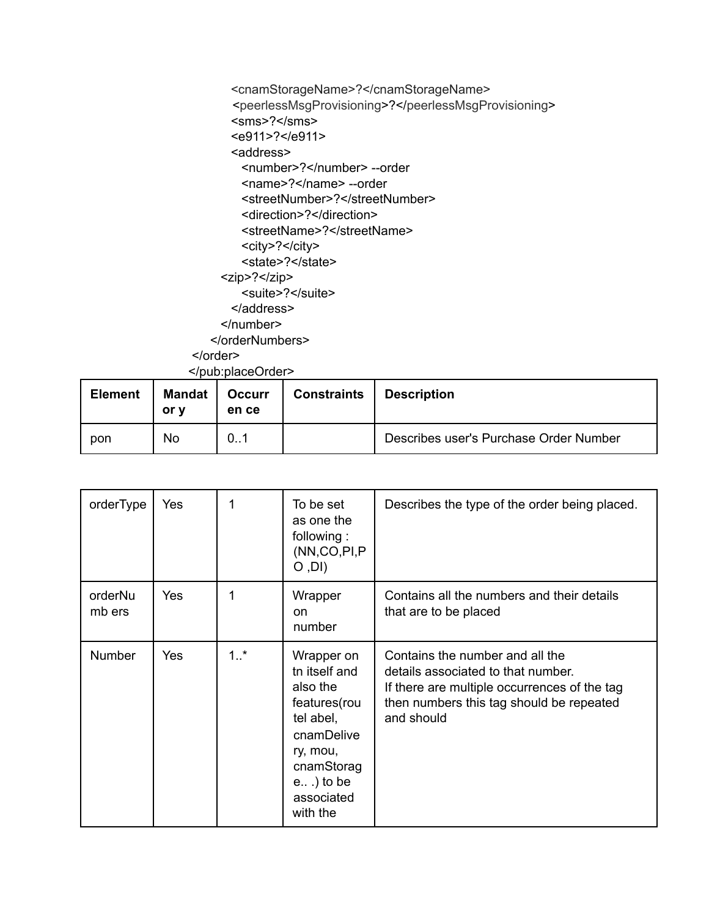```
<cnamStorageName>?</cnamStorageName>
<peerlessMsgProvisioning>?</peerlessMsgProvisioning>
<sms>?</sms>
<e911>?</e911>
<address>
  <number>?</number> --order
  <name>?</name> --order
  <streetNumber>?</streetNumber>
  <direction>?</direction>
  <streetName>?</streetName>
  <city>?</city>
  <state>?</state>
<zip>?</zip>
  <suite>?</suite>
</address>
</number>
</orderNumbers>
</order>
</pub:placeOrder>
```

| Element | Mandatory | Occurrence | Constraints | Description |
|---|---|---|---|---|
| pon | No | 0..1 | | Describes user's Purchase Order Number |
| orderType | Yes | 1 | To be set as one the following : (NN,CO,PI,PO ,DI) | Describes the type of the order being placed. |
| orderNumbers | Yes | 1 | Wrapper on number | Contains all the numbers and their details that are to be placed |
| Number | Yes | 1..* | Wrapper on tn itself and also the features(routel abel, cnamDelivery, mou, cnamStorage.. .) to be associated with the | Contains the number and all the details associated to that number. If there are multiple occurrences of the tag then numbers this tag should be repeated and should |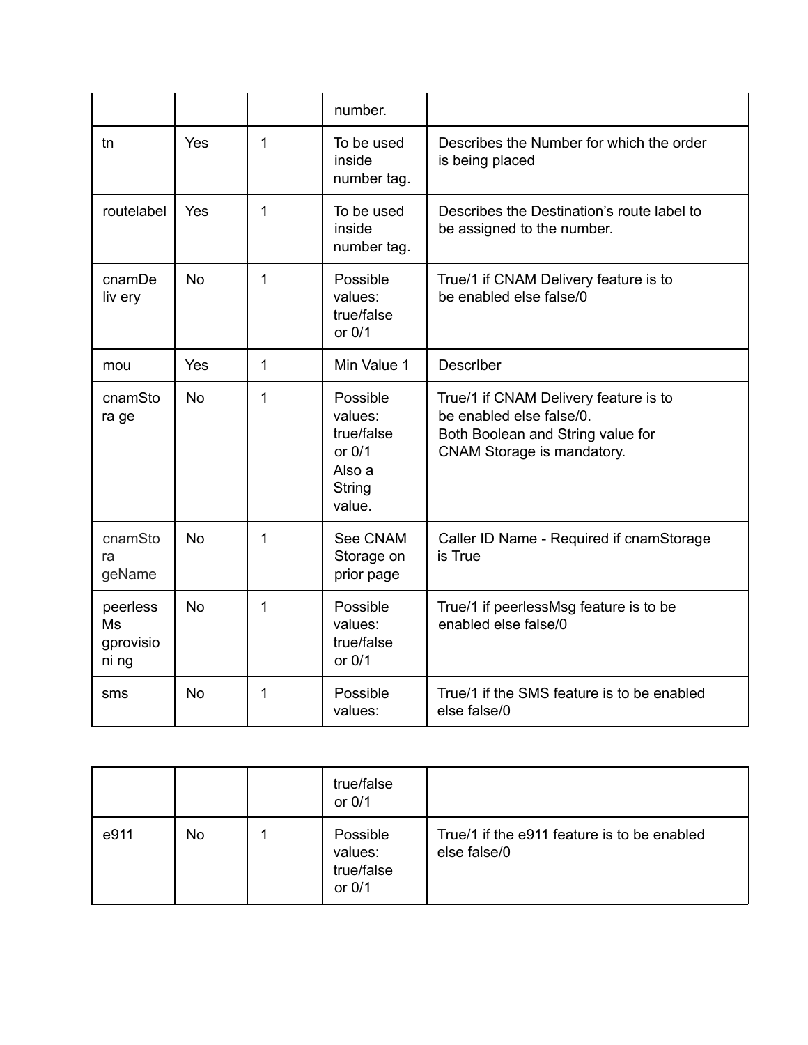| | | | number. | |
|---|---|---|---|---|
| tn | Yes | 1 | To be used inside number tag. | Describes the Number for which the order is being placed |
| routelabel | Yes | 1 | To be used inside number tag. | Describes the Destination's route label to be assigned to the number. |
| cnamDeliv ery | No | 1 | Possible values: true/false or 0/1 | True/1 if CNAM Delivery feature is to be enabled else false/0 |
| mou | Yes | 1 | Min Value 1 | DescrIber |
| cnamStora ge | No | 1 | Possible values: true/false or 0/1 Also a String value. | True/1 if CNAM Delivery feature is to be enabled else false/0. Both Boolean and String value for CNAM Storage is mandatory. |
| cnamStora geName | No | 1 | See CNAM Storage on prior page | Caller ID Name - Required if cnamStorage is True |
| peerlessMs gprovisioni ng | No | 1 | Possible values: true/false or 0/1 | True/1 if peerlessMsg feature is to be enabled else false/0 |
| sms | No | 1 | Possible values: true/false or 0/1 | True/1 if the SMS feature is to be enabled else false/0 |
| e911 | No | 1 | Possible values: true/false or 0/1 | True/1 if the e911 feature is to be enabled else false/0 |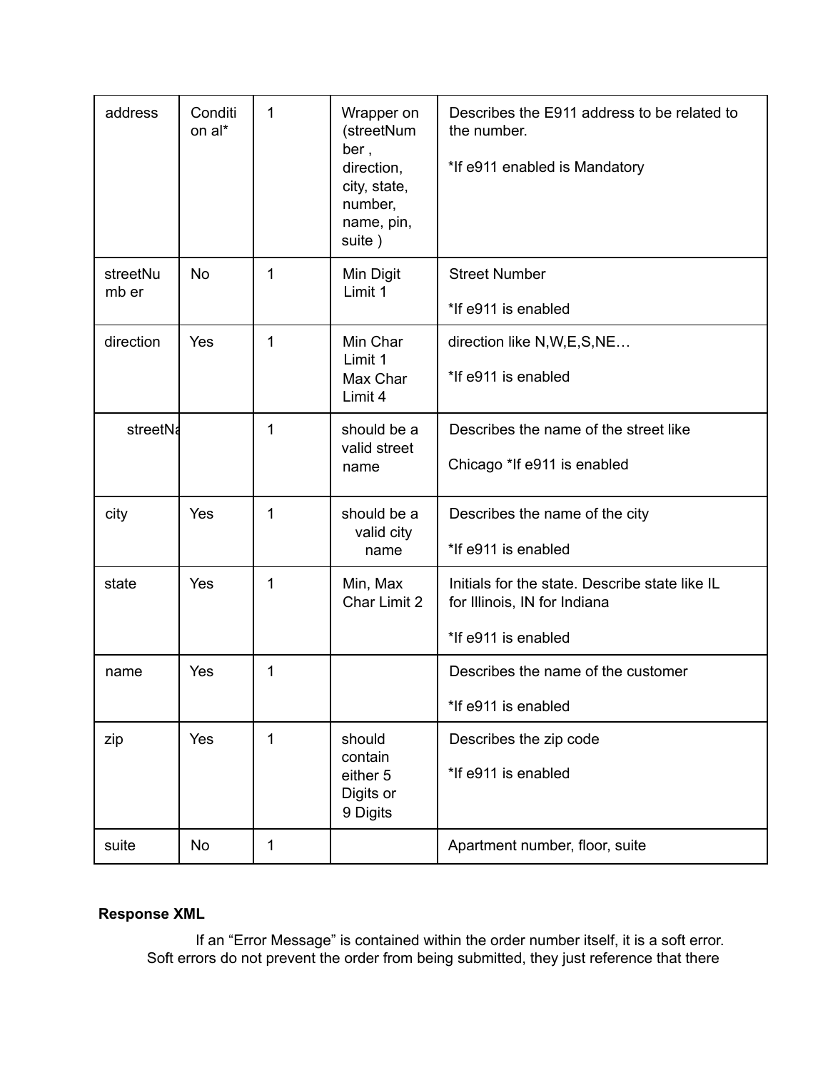| address | Conditi on al* | 1 | Wrapper on (streetNum ber , direction, city, state, number, name, pin, suite ) | Describes the E911 address to be related to the number.<br><br>*If e911 enabled is Mandatory |
|---|---|---|---|---|
| streetNu mb er | No | 1 | Min Digit Limit 1 | Street Number<br><br>*If e911 is enabled |
| direction | Yes | 1 | Min Char Limit 1 Max Char Limit 4 | direction like N,W,E,S,NE…<br><br>*If e911 is enabled |
| streetNa | | 1 | should be a valid street name | Describes the name of the street like<br><br>Chicago *If e911 is enabled |
| city | Yes | 1 | should be a valid city name | Describes the name of the city<br><br>*If e911 is enabled |
| state | Yes | 1 | Min, Max Char Limit 2 | Initials for the state. Describe state like IL for Illinois, IN for Indiana<br><br>*If e911 is enabled |
| name | Yes | 1 | | Describes the name of the customer<br><br>*If e911 is enabled |
| zip | Yes | 1 | should contain either 5 Digits or 9 Digits | Describes the zip code<br><br>*If e911 is enabled |
| suite | No | 1 | | Apartment number, floor, suite |

**Response XML**

If an “Error Message” is contained within the order number itself, it is a soft error. Soft errors do not prevent the order from being submitted, they just reference that there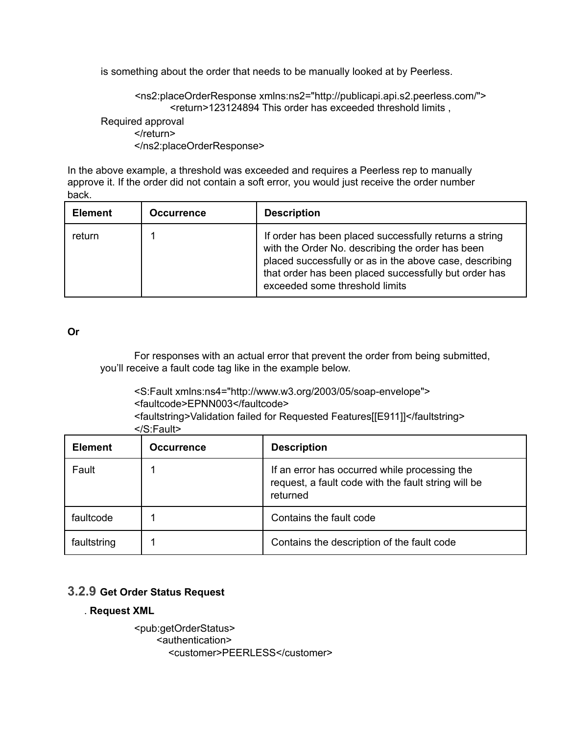is something about the order that needs to be manually looked at by Peerless.

```
<ns2:placeOrderResponse xmlns:ns2="http://publicapi.api.s2.peerless.com/">
        <return>123124894 This order has exceeded threshold limits ,
Required approval
</return>
</ns2:placeOrderResponse>
```

In the above example, a threshold was exceeded and requires a Peerless rep to manually approve it. If the order did not contain a soft error, you would just receive the order number back.

| Element | Occurrence | Description |
|---|---|---|
| return | 1 | If order has been placed successfully returns a string with the Order No. describing the order has been placed successfully or as in the above case, describing that order has been placed successfully but order has exceeded some threshold limits |

**Or**

For responses with an actual error that prevent the order from being submitted, you'll receive a fault code tag like in the example below.

```
<S:Fault xmlns:ns4="http://www.w3.org/2003/05/soap-envelope">
<faultcode>EPNN003</faultcode>
<faultstring>Validation failed for Requested Features[[E911]]</faultstring>
</S:Fault>
```

| Element | Occurrence | Description |
|---|---|---|
| Fault | 1 | If an error has occurred while processing the request, a fault code with the fault string will be returned |
| faultcode | 1 | Contains the fault code |
| faultstring | 1 | Contains the description of the fault code |

### 3.2.9 Get Order Status Request

. **Request XML**

```
<pub:getOrderStatus>
    <authentication>
       <customer>PEERLESS</customer>
```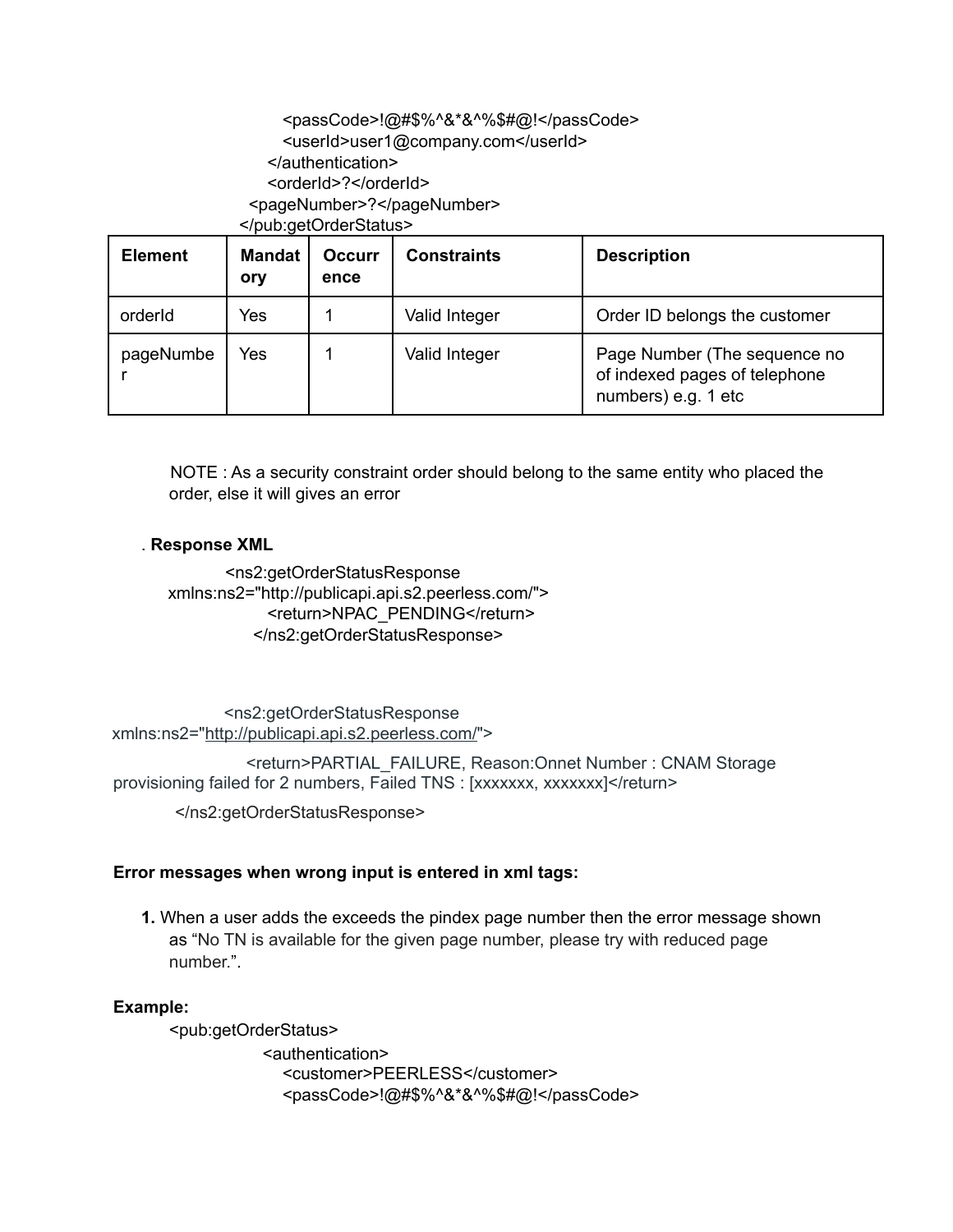```
        <passCode>!@#$%^&*&^%$#@!</passCode>
        <userId>user1@company.com</userId>
      </authentication>
      <orderId>?</orderId>
    <pageNumber>?</pageNumber>
  </pub:getOrderStatus>
```

| Element | Mandatory | Occurrence | Constraints | Description |
|---|---|---|---|---|
| orderId | Yes | 1 | Valid Integer | Order ID belongs the customer |
| pageNumber | Yes | 1 | Valid Integer | Page Number (The sequence no of indexed pages of telephone numbers) e.g. 1 etc |

NOTE : As a security constraint order should belong to the same entity who placed the order, else it will gives an error

. **Response XML**

```
<ns2:getOrderStatusResponse
xmlns:ns2="http://publicapi.api.s2.peerless.com/">
    <return>NPAC_PENDING</return>
  </ns2:getOrderStatusResponse>
```

```
<ns2:getOrderStatusResponse
xmlns:ns2="http://publicapi.api.s2.peerless.com/">
    <return>PARTIAL_FAILURE, Reason:Onnet Number : CNAM Storage
provisioning failed for 2 numbers, Failed TNS : [xxxxxxx, xxxxxxx]</return>
  </ns2:getOrderStatusResponse>
```

**Error messages when wrong input is entered in xml tags:**

1. When a user adds the exceeds the pindex page number then the error message shown as "No TN is available for the given page number, please try with reduced page number.".

**Example:**

```
<pub:getOrderStatus>
    <authentication>
      <customer>PEERLESS</customer>
      <passCode>!@#$%^&*&^%$#@!</passCode>
```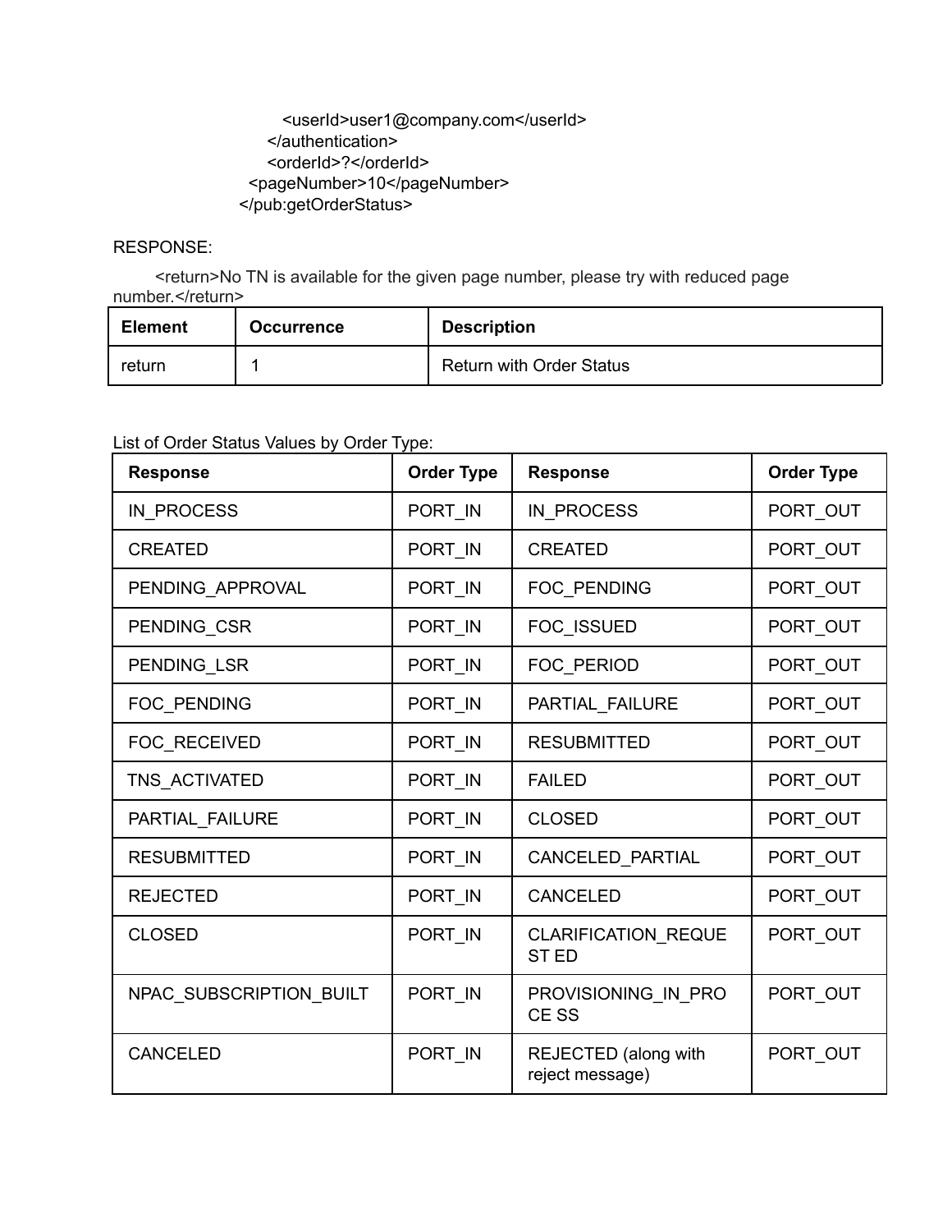```
            <userId>user1@company.com</userId>
          </authentication>
          <orderId>?</orderId>
        <pageNumber>10</pageNumber>
      </pub:getOrderStatus>
```

RESPONSE:

```
<return>No TN is available for the given page number, please try with reduced page number.</return>
```

| Element | Occurrence | Description |
|---|---|---|
| return | 1 | Return with Order Status |

List of Order Status Values by Order Type:

| Response | Order Type | Response | Order Type |
|---|---|---|---|
| IN_PROCESS | PORT_IN | IN_PROCESS | PORT_OUT |
| CREATED | PORT_IN | CREATED | PORT_OUT |
| PENDING_APPROVAL | PORT_IN | FOC_PENDING | PORT_OUT |
| PENDING_CSR | PORT_IN | FOC_ISSUED | PORT_OUT |
| PENDING_LSR | PORT_IN | FOC_PERIOD | PORT_OUT |
| FOC_PENDING | PORT_IN | PARTIAL_FAILURE | PORT_OUT |
| FOC_RECEIVED | PORT_IN | RESUBMITTED | PORT_OUT |
| TNS_ACTIVATED | PORT_IN | FAILED | PORT_OUT |
| PARTIAL_FAILURE | PORT_IN | CLOSED | PORT_OUT |
| RESUBMITTED | PORT_IN | CANCELED_PARTIAL | PORT_OUT |
| REJECTED | PORT_IN | CANCELED | PORT_OUT |
| CLOSED | PORT_IN | CLARIFICATION_REQUEST ED | PORT_OUT |
| NPAC_SUBSCRIPTION_BUILT | PORT_IN | PROVISIONING_IN_PROCE SS | PORT_OUT |
| CANCELED | PORT_IN | REJECTED (along with reject message) | PORT_OUT |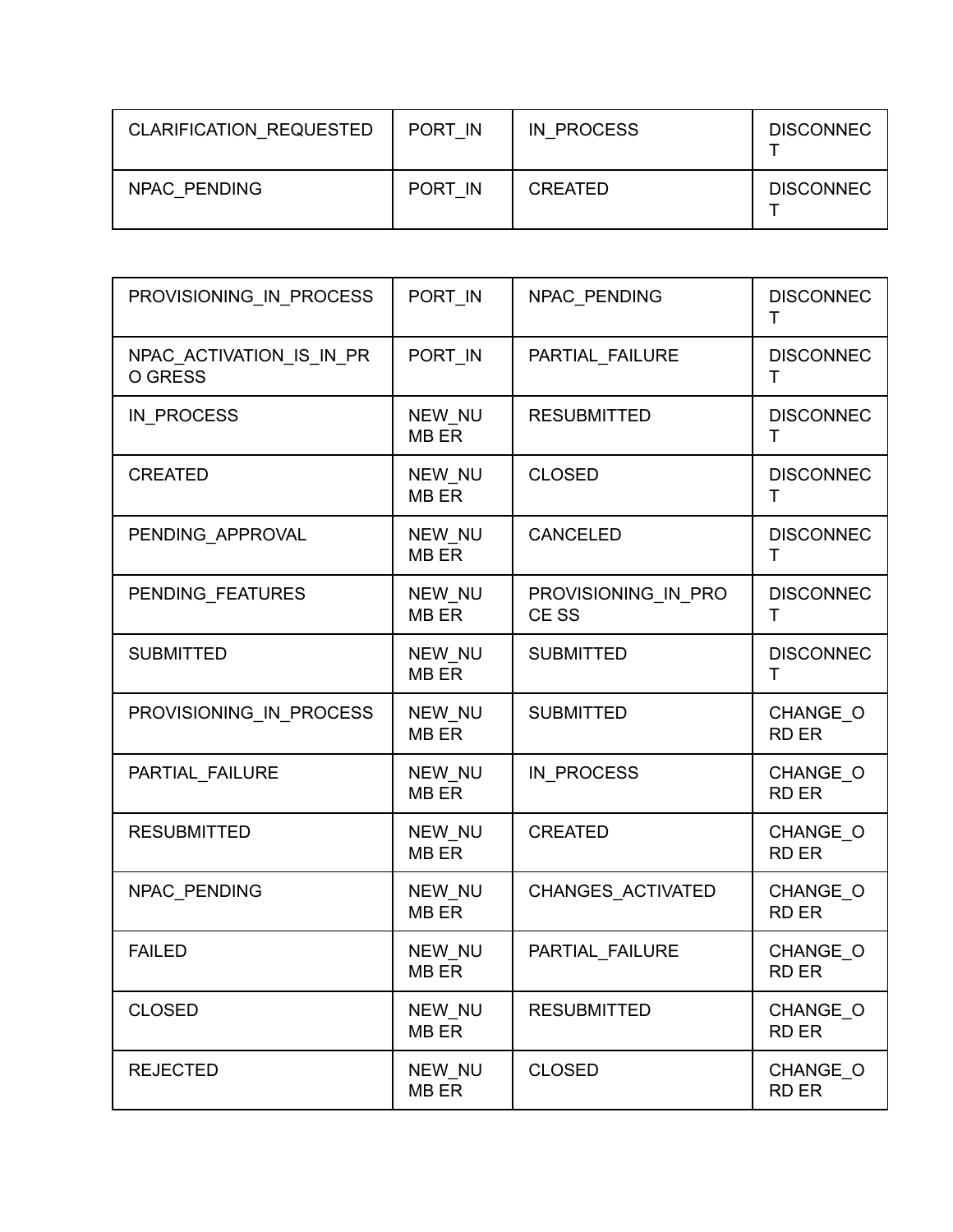| | | | |
|---|---|---|---|
| CLARIFICATION_REQUESTED | PORT_IN | IN_PROCESS | DISCONNECT |
| NPAC_PENDING | PORT_IN | CREATED | DISCONNECT |

| | | | |
|---|---|---|---|
| PROVISIONING_IN_PROCESS | PORT_IN | NPAC_PENDING | DISCONNECT |
| NPAC_ACTIVATION_IS_IN_PROGRESS | PORT_IN | PARTIAL_FAILURE | DISCONNECT |
| IN_PROCESS | NEW_NUMBER | RESUBMITTED | DISCONNECT |
| CREATED | NEW_NUMBER | CLOSED | DISCONNECT |
| PENDING_APPROVAL | NEW_NUMBER | CANCELED | DISCONNECT |
| PENDING_FEATURES | NEW_NUMBER | PROVISIONING_IN_PROCESS | DISCONNECT |
| SUBMITTED | NEW_NUMBER | SUBMITTED | DISCONNECT |
| PROVISIONING_IN_PROCESS | NEW_NUMBER | SUBMITTED | CHANGE_ORDER |
| PARTIAL_FAILURE | NEW_NUMBER | IN_PROCESS | CHANGE_ORDER |
| RESUBMITTED | NEW_NUMBER | CREATED | CHANGE_ORDER |
| NPAC_PENDING | NEW_NUMBER | CHANGES_ACTIVATED | CHANGE_ORDER |
| FAILED | NEW_NUMBER | PARTIAL_FAILURE | CHANGE_ORDER |
| CLOSED | NEW_NUMBER | RESUBMITTED | CHANGE_ORDER |
| REJECTED | NEW_NUMBER | CLOSED | CHANGE_ORDER |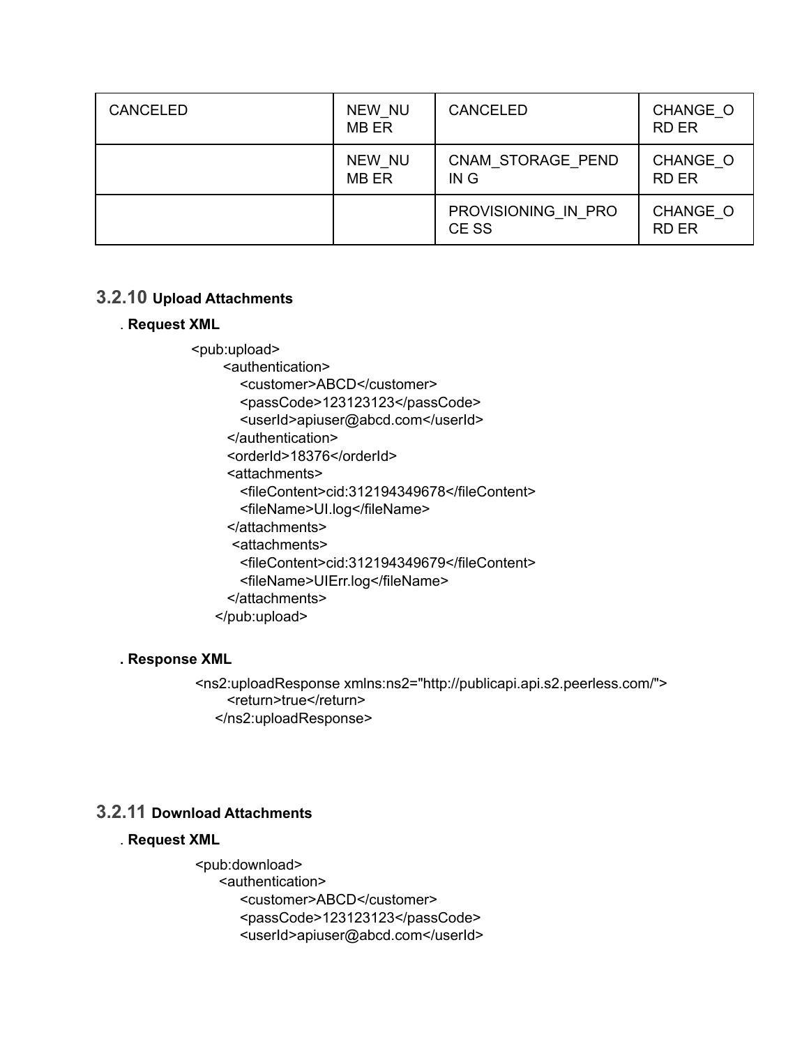| | | | |
|---|---|---|---|
| CANCELED | NEW_NUMB ER | CANCELED | CHANGE_ORD ER |
| | NEW_NUMB ER | CNAM_STORAGE_PENDIN G | CHANGE_ORD ER |
| | | PROVISIONING_IN_PROCE SS | CHANGE_ORD ER |

### 3.2.10 Upload Attachments

. **Request XML**

```
<pub:upload>
    <authentication>
        <customer>ABCD</customer>
        <passCode>123123123</passCode>
        <userId>apiuser@abcd.com</userId>
    </authentication>
    <orderId>18376</orderId>
    <attachments>
        <fileContent>cid:312194349678</fileContent>
        <fileName>UI.log</fileName>
    </attachments>
    <attachments>
        <fileContent>cid:312194349679</fileContent>
        <fileName>UIErr.log</fileName>
    </attachments>
</pub:upload>
```

. **Response XML**

```
<ns2:uploadResponse xmlns:ns2="http://publicapi.api.s2.peerless.com/">
    <return>true</return>
</ns2:uploadResponse>
```

### 3.2.11 Download Attachments

. **Request XML**

```
<pub:download>
    <authentication>
        <customer>ABCD</customer>
        <passCode>123123123</passCode>
        <userId>apiuser@abcd.com</userId>
```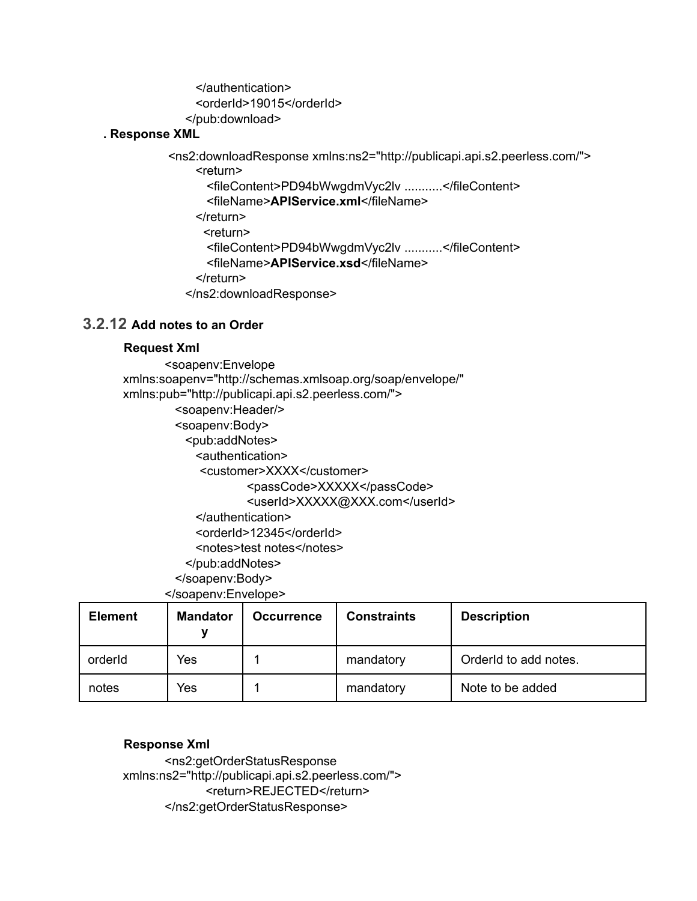```
            </authentication>
            <orderId>19015</orderId>
        </pub:download>
```

**. Response XML**

```
<ns2:downloadResponse xmlns:ns2="http://publicapi.api.s2.peerless.com/">
    <return>
        <fileContent>PD94bWwgdmVyc2lv ...........</fileContent>
        <fileName>APIService.xml</fileName>
    </return>
    <return>
        <fileContent>PD94bWwgdmVyc2lv ...........</fileContent>
        <fileName>APIService.xsd</fileName>
    </return>
</ns2:downloadResponse>
```

### 3.2.12 Add notes to an Order

**Request Xml**

```
<soapenv:Envelope
xmlns:soapenv="http://schemas.xmlsoap.org/soap/envelope/"
xmlns:pub="http://publicapi.api.s2.peerless.com/">
    <soapenv:Header/>
    <soapenv:Body>
        <pub:addNotes>
            <authentication>
                <customer>XXXX</customer>
                <passCode>XXXXX</passCode>
                <userId>XXXXX@XXX.com</userId>
            </authentication>
            <orderId>12345</orderId>
            <notes>test notes</notes>
        </pub:addNotes>
    </soapenv:Body>
</soapenv:Envelope>
```

| Element | Mandatory | Occurrence | Constraints | Description |
|---|---|---|---|---|
| orderId | Yes | 1 | mandatory | OrderId to add notes. |
| notes | Yes | 1 | mandatory | Note to be added |

**Response Xml**

```
<ns2:getOrderStatusResponse
xmlns:ns2="http://publicapi.api.s2.peerless.com/">
        <return>REJECTED</return>
</ns2:getOrderStatusResponse>
```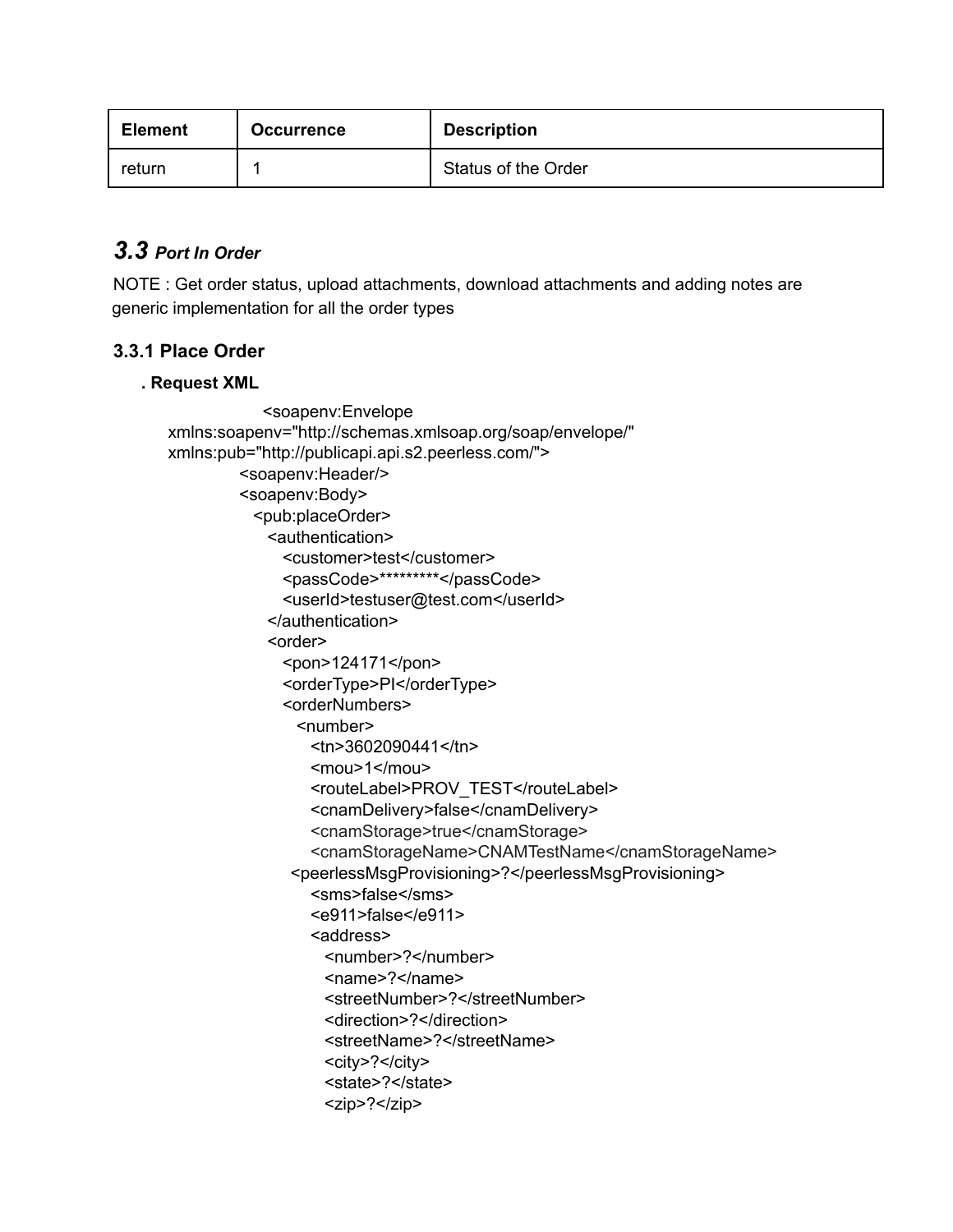| Element | Occurrence | Description |
| --- | --- | --- |
| return | 1 | Status of the Order |

## 3.3 *Port In Order*

NOTE : Get order status, upload attachments, download attachments and adding notes are generic implementation for all the order types

### 3.3.1 Place Order

**. Request XML**

```
<soapenv:Envelope
xmlns:soapenv="http://schemas.xmlsoap.org/soap/envelope/"
xmlns:pub="http://publicapi.api.s2.peerless.com/">
    <soapenv:Header/>
    <soapenv:Body>
      <pub:placeOrder>
        <authentication>
          <customer>test</customer>
          <passCode>*********</passCode>
          <userId>testuser@test.com</userId>
        </authentication>
        <order>
          <pon>124171</pon>
          <orderType>PI</orderType>
          <orderNumbers>
            <number>
              <tn>3602090441</tn>
              <mou>1</mou>
              <routeLabel>PROV_TEST</routeLabel>
              <cnamDelivery>false</cnamDelivery>
              <cnamStorage>true</cnamStorage>
              <cnamStorageName>CNAMTestName</cnamStorageName>
            <peerlessMsgProvisioning>?</peerlessMsgProvisioning>
              <sms>false</sms>
              <e911>false</e911>
              <address>
                <number>?</number>
                <name>?</name>
                <streetNumber>?</streetNumber>
                <direction>?</direction>
                <streetName>?</streetName>
                <city>?</city>
                <state>?</state>
                <zip>?</zip>
```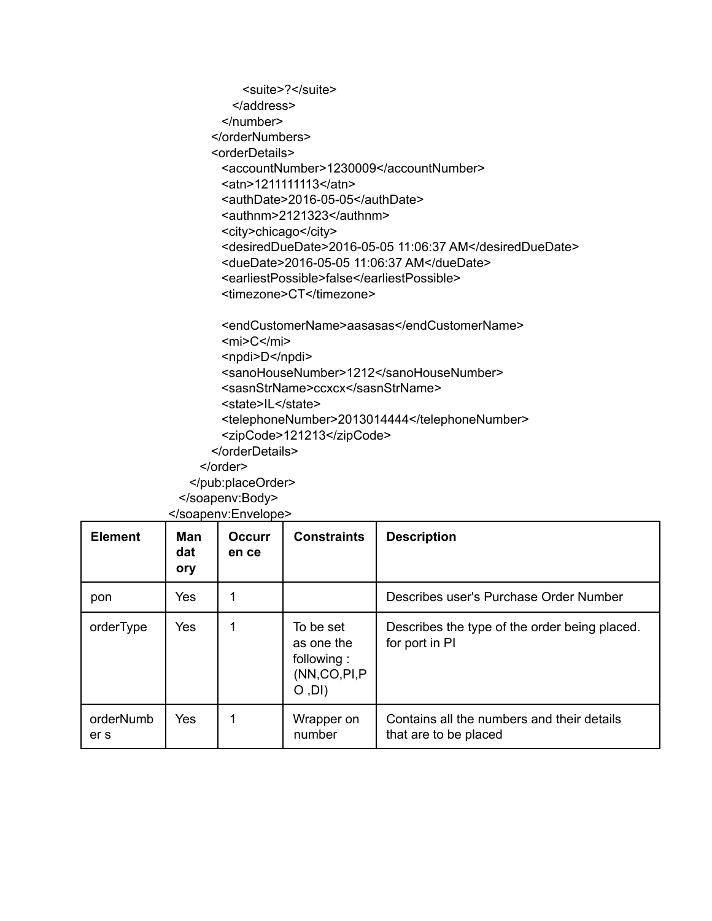```
            <suite>?</suite>
          </address>
        </number>
      </orderNumbers>
      <orderDetails>
        <accountNumber>1230009</accountNumber>
        <atn>1211111113</atn>
        <authDate>2016-05-05</authDate>
        <authnm>2121323</authnm>
        <city>chicago</city>
        <desiredDueDate>2016-05-05 11:06:37 AM</desiredDueDate>
        <dueDate>2016-05-05 11:06:37 AM</dueDate>
        <earliestPossible>false</earliestPossible>
        <timezone>CT</timezone>

        <endCustomerName>aasasas</endCustomerName>
        <mi>C</mi>
        <npdi>D</npdi>
        <sanoHouseNumber>1212</sanoHouseNumber>
        <sasnStrName>ccxcx</sasnStrName>
        <state>IL</state>
        <telephoneNumber>2013014444</telephoneNumber>
        <zipCode>121213</zipCode>
      </orderDetails>
    </order>
  </pub:placeOrder>
 </soapenv:Body>
</soapenv:Envelope>
```

| Element | Mandatory | Occurrence | Constraints | Description |
|---|---|---|---|---|
| pon | Yes | 1 | | Describes user's Purchase Order Number |
| orderType | Yes | 1 | To be set as one the following : (NN,CO,PI,PO ,DI) | Describes the type of the order being placed. for port in PI |
| orderNumbers | Yes | 1 | Wrapper on number | Contains all the numbers and their details that are to be placed |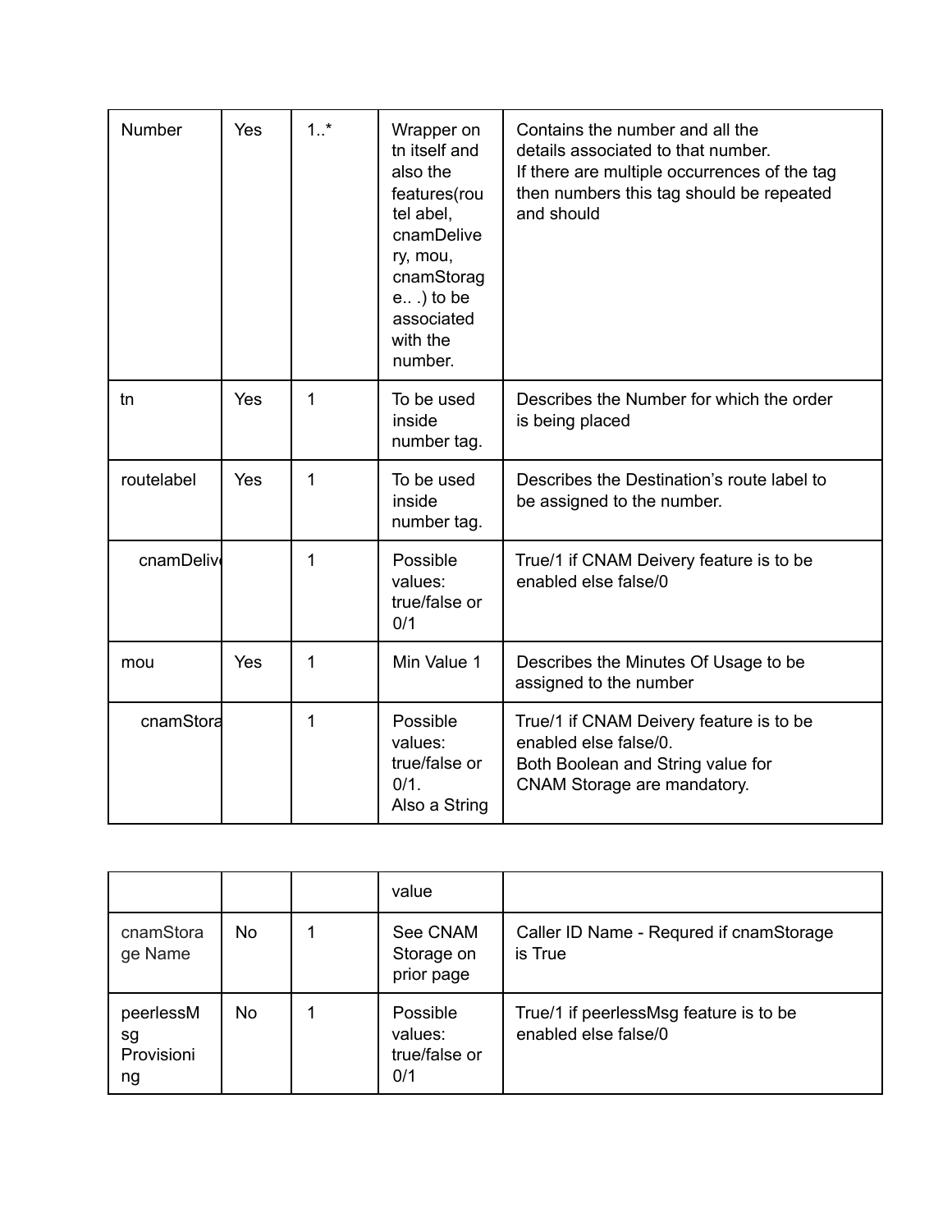| Number | Yes | 1..* | Wrapper on tn itself and also the features(routel abel, cnamDelivery, mou, cnamStorage.. .) to be associated with the number. | Contains the number and all the details associated to that number. If there are multiple occurrences of the tag then numbers this tag should be repeated and should |
|---|---|---|---|---|
| tn | Yes | 1 | To be used inside number tag. | Describes the Number for which the order is being placed |
| routelabel | Yes | 1 | To be used inside number tag. | Describes the Destination's route label to be assigned to the number. |
| cnamDeliv | | 1 | Possible values: true/false or 0/1 | True/1 if CNAM Deivery feature is to be enabled else false/0 |
| mou | Yes | 1 | Min Value 1 | Describes the Minutes Of Usage to be assigned to the number |
| cnamStora | | 1 | Possible values: true/false or 0/1. Also a String value | True/1 if CNAM Deivery feature is to be enabled else false/0. Both Boolean and String value for CNAM Storage are mandatory. |
| cnamStorage Name | No | 1 | See CNAM Storage on prior page | Caller ID Name - Requred if cnamStorage is True |
| peerlessMsg Provisioning | No | 1 | Possible values: true/false or 0/1 | True/1 if peerlessMsg feature is to be enabled else false/0 |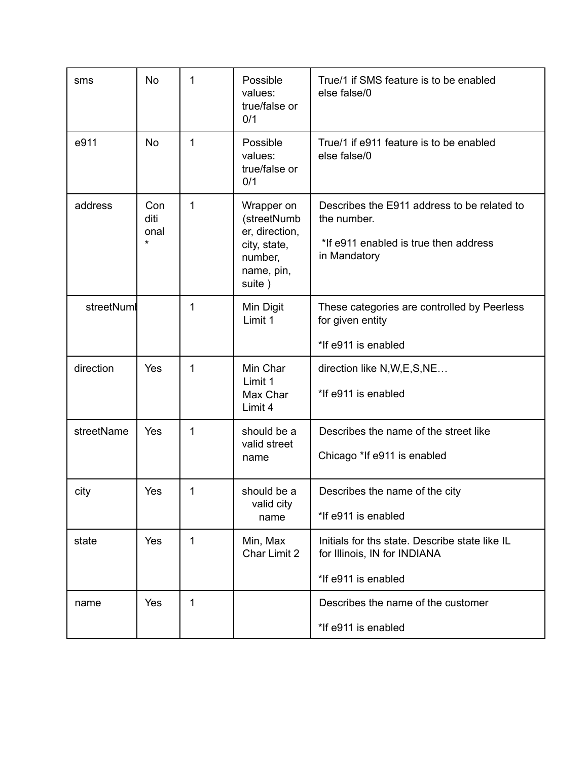| sms | No | 1 | Possible values: true/false or 0/1 | True/1 if SMS feature is to be enabled else false/0 |
|---|---|---|---|---|
| e911 | No | 1 | Possible values: true/false or 0/1 | True/1 if e911 feature is to be enabled else false/0 |
| address | Conditional * | 1 | Wrapper on (streetNumber, direction, city, state, number, name, pin, suite ) | Describes the E911 address to be related to the number.<br><br>*If e911 enabled is true then address in Mandatory |
| streetNumb |  | 1 | Min Digit Limit 1 | These categories are controlled by Peerless for given entity<br><br>*If e911 is enabled |
| direction | Yes | 1 | Min Char Limit 1<br>Max Char Limit 4 | direction like N,W,E,S,NE…<br><br>*If e911 is enabled |
| streetName | Yes | 1 | should be a valid street name | Describes the name of the street like<br><br>Chicago *If e911 is enabled |
| city | Yes | 1 | should be a valid city name | Describes the name of the city<br><br>*If e911 is enabled |
| state | Yes | 1 | Min, Max Char Limit 2 | Initials for ths state. Describe state like IL for Illinois, IN for INDIANA<br><br>*If e911 is enabled |
| name | Yes | 1 |  | Describes the name of the customer<br><br>*If e911 is enabled |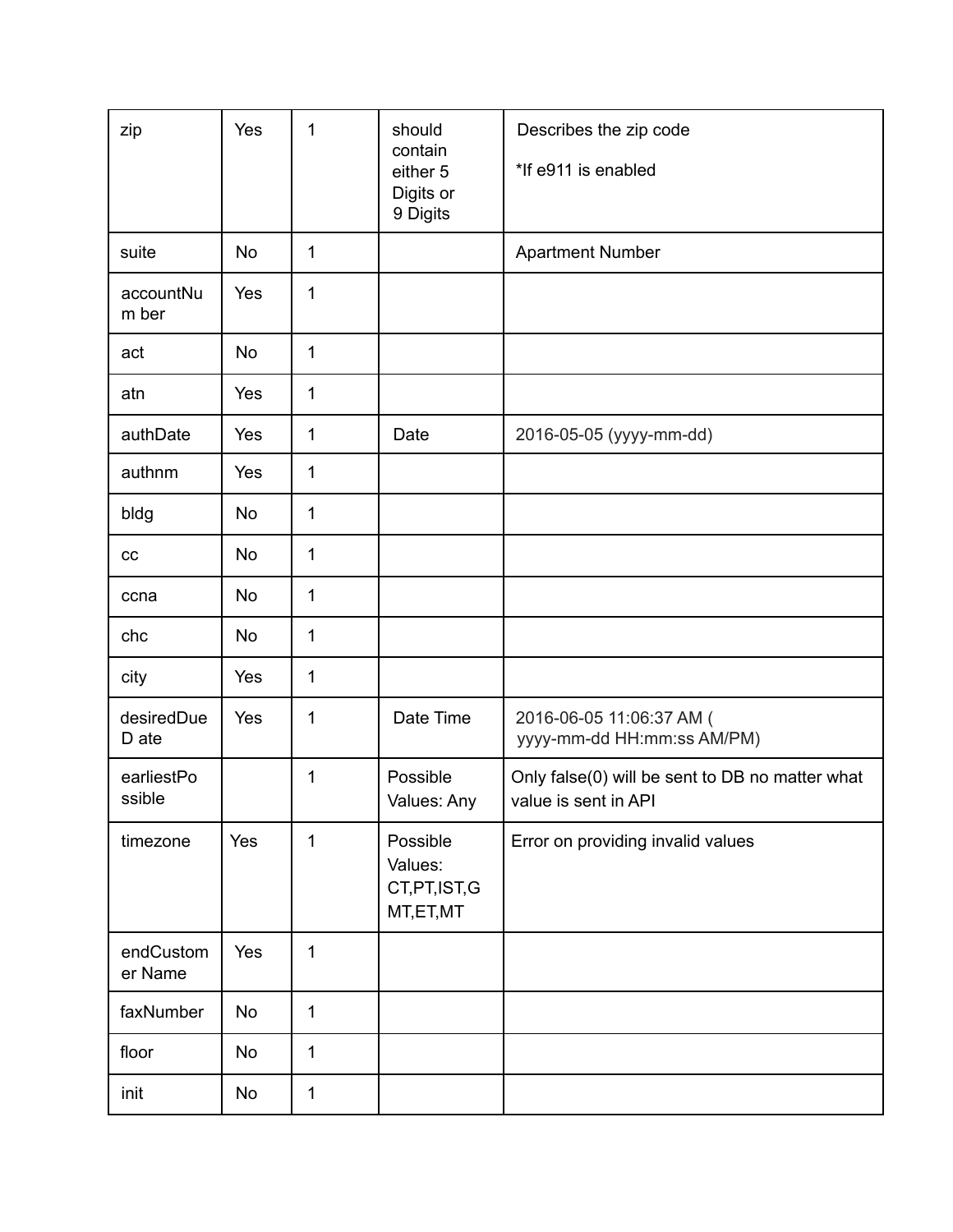| zip | Yes | 1 | should contain either 5 Digits or 9 Digits | Describes the zip code<br><br>*If e911 is enabled |
|---|---|---|---|---|
| suite | No | 1 | | Apartment Number |
| accountNum ber | Yes | 1 | | |
| act | No | 1 | | |
| atn | Yes | 1 | | |
| authDate | Yes | 1 | Date | 2016-05-05 (yyyy-mm-dd) |
| authnm | Yes | 1 | | |
| bldg | No | 1 | | |
| cc | No | 1 | | |
| ccna | No | 1 | | |
| chc | No | 1 | | |
| city | Yes | 1 | | |
| desiredDueD ate | Yes | 1 | Date Time | 2016-06-05 11:06:37 AM ( yyyy-mm-dd HH:mm:ss AM/PM) |
| earliestPossible | | 1 | Possible Values: Any | Only false(0) will be sent to DB no matter what value is sent in API |
| timezone | Yes | 1 | Possible Values: CT,PT,IST,GMT,ET,MT | Error on providing invalid values |
| endCustomer Name | Yes | 1 | | |
| faxNumber | No | 1 | | |
| floor | No | 1 | | |
| init | No | 1 | | |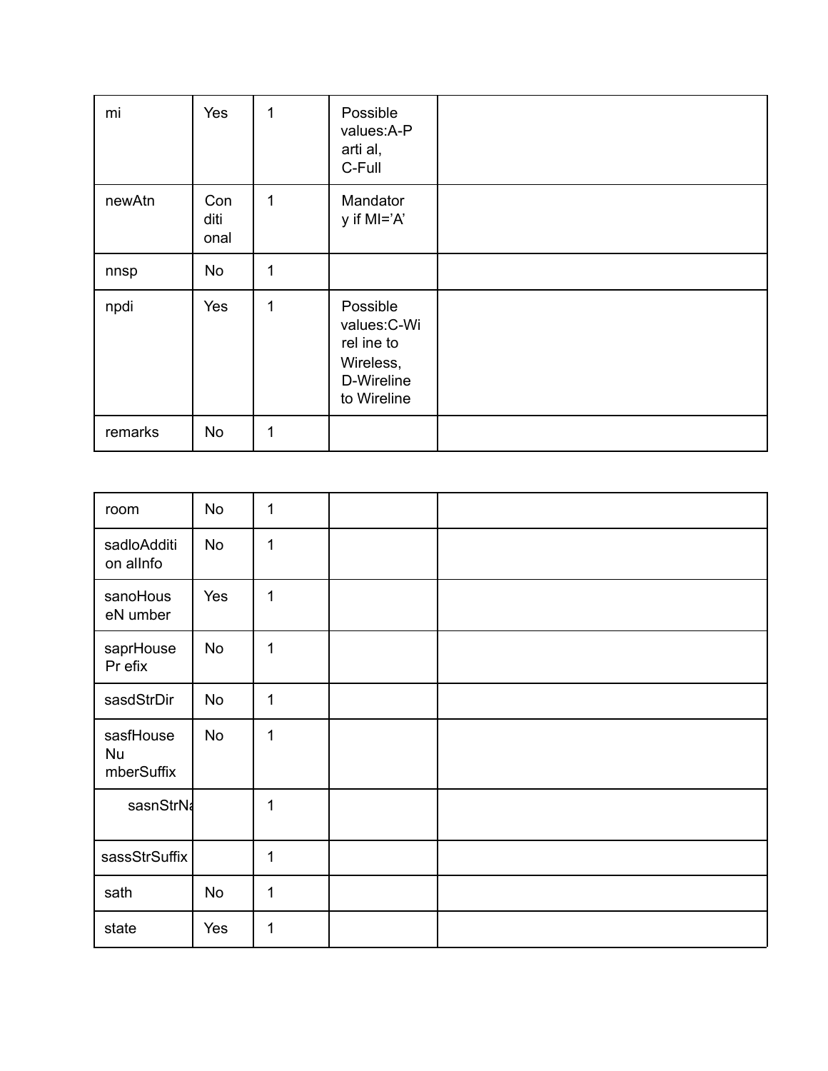| | | | | |
|---|---|---|---|---|
| mi | Yes | 1 | Possible values:A-Parti al, C-Full | |
| newAtn | Conditional | 1 | Mandatory if MI='A' | |
| nnsp | No | 1 | | |
| npdi | Yes | 1 | Possible values:C-Wirel ine to Wireless, D-Wireline to Wireline | |
| remarks | No | 1 | | |

| | | | | |
|---|---|---|---|---|
| room | No | 1 | | |
| sadloAdditi on alInfo | No | 1 | | |
| sanoHous eN umber | Yes | 1 | | |
| saprHouse Pr efix | No | 1 | | |
| sasdStrDir | No | 1 | | |
| sasfHouse Nu mberSuffix | No | 1 | | |
| sasnStrNa | | 1 | | |
| sassStrSuffix | | 1 | | |
| sath | No | 1 | | |
| state | Yes | 1 | | |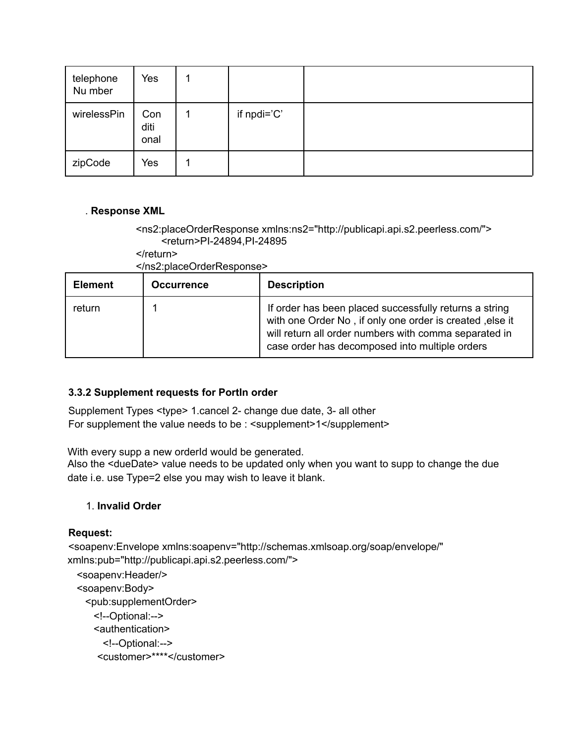| telephone Nu mber | Yes | 1 | | |
|---|---|---|---|---|
| wirelessPin | Con diti onal | 1 | if npdi='C' | |
| zipCode | Yes | 1 | | |

. **Response XML**

```
<ns2:placeOrderResponse xmlns:ns2="http://publicapi.api.s2.peerless.com/">
        <return>PI-24894,PI-24895
</return>
</ns2:placeOrderResponse>
```

| Element | Occurrence | Description |
|---|---|---|
| return | 1 | If order has been placed successfully returns a string with one Order No , if only one order is created ,else it will return all order numbers with comma separated in case order has decomposed into multiple orders |

**3.3.2 Supplement requests for PortIn order**

Supplement Types <type> 1.cancel 2- change due date, 3- all other
For supplement the value needs to be : <supplement>1</supplement>

With every supp a new orderId would be generated.
Also the <dueDate> value needs to be updated only when you want to supp to change the due date i.e. use Type=2 else you may wish to leave it blank.

1. **Invalid Order**

**Request:**

```
<soapenv:Envelope xmlns:soapenv="http://schemas.xmlsoap.org/soap/envelope/"
xmlns:pub="http://publicapi.api.s2.peerless.com/">
   <soapenv:Header/>
   <soapenv:Body>
      <pub:supplementOrder>
         <!--Optional:-->
         <authentication>
            <!--Optional:-->
          <customer>****</customer>
```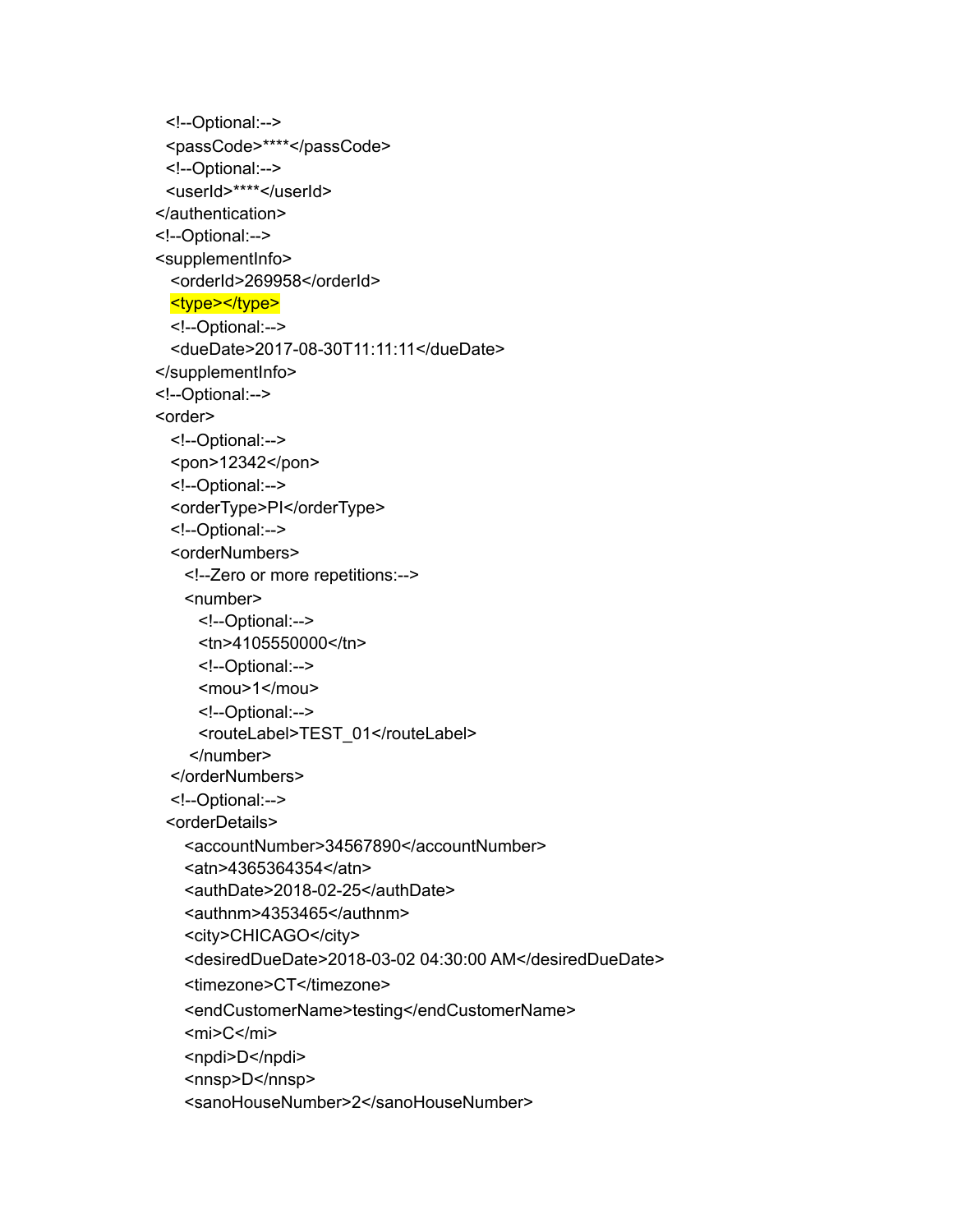```
  <!--Optional:-->
  <passCode>****</passCode>
  <!--Optional:-->
  <userId>****</userId>
</authentication>
<!--Optional:-->
<supplementInfo>
   <orderId>269958</orderId>
   <type></type>
   <!--Optional:-->
   <dueDate>2017-08-30T11:11:11</dueDate>
</supplementInfo>
<!--Optional:-->
<order>
   <!--Optional:-->
   <pon>12342</pon>
   <!--Optional:-->
   <orderType>PI</orderType>
   <!--Optional:-->
   <orderNumbers>
      <!--Zero or more repetitions:-->
      <number>
         <!--Optional:-->
         <tn>4105550000</tn>
         <!--Optional:-->
         <mou>1</mou>
         <!--Optional:-->
         <routeLabel>TEST_01</routeLabel>
       </number>
   </orderNumbers>
   <!--Optional:-->
  <orderDetails>
      <accountNumber>34567890</accountNumber>
      <atn>4365364354</atn>
      <authDate>2018-02-25</authDate>
      <authnm>4353465</authnm>
      <city>CHICAGO</city>
      <desiredDueDate>2018-03-02 04:30:00 AM</desiredDueDate>
      <timezone>CT</timezone>
      <endCustomerName>testing</endCustomerName>
      <mi>C</mi>
      <npdi>D</npdi>
      <nnsp>D</nnsp>
      <sanoHouseNumber>2</sanoHouseNumber>
```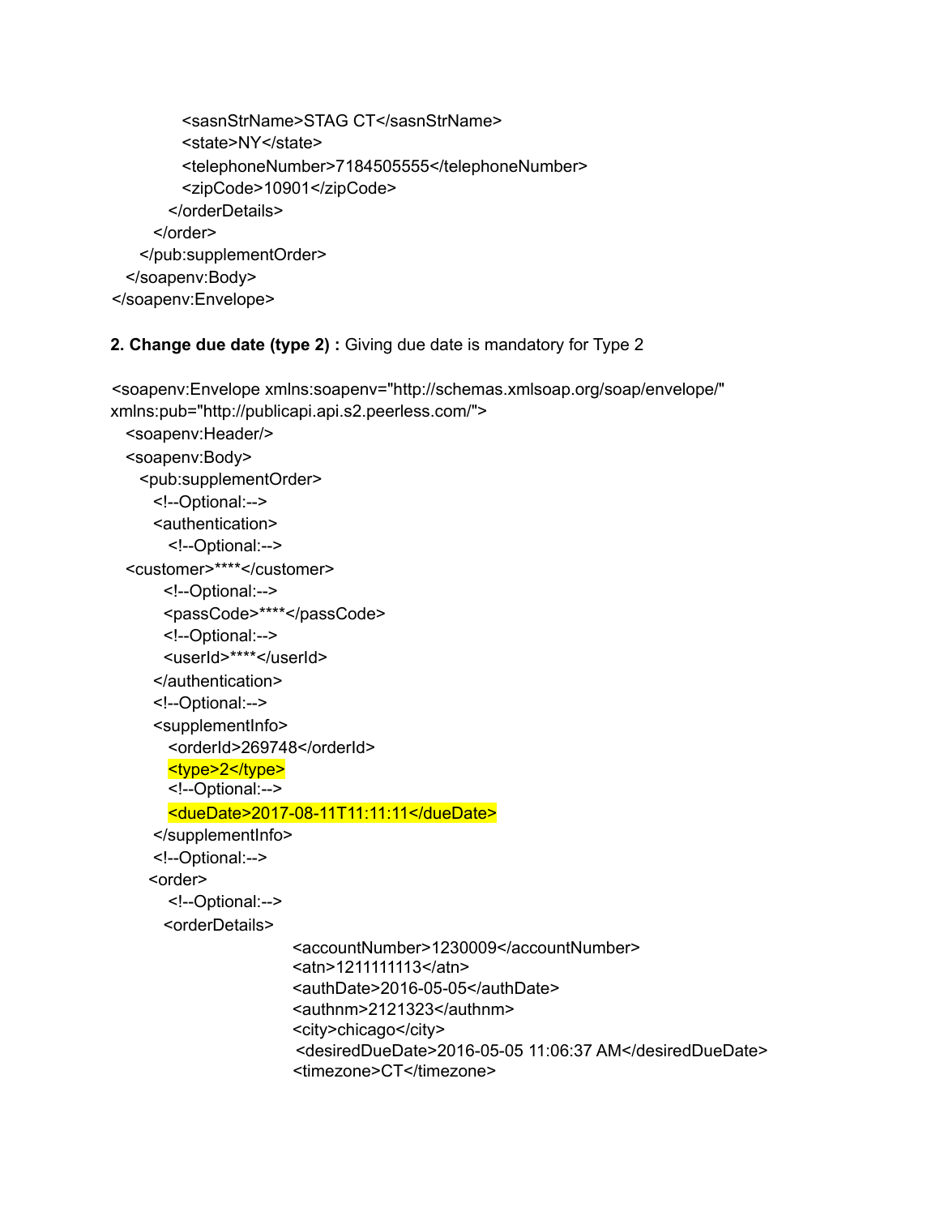```
            <sasnStrName>STAG CT</sasnStrName>
            <state>NY</state>
            <telephoneNumber>7184505555</telephoneNumber>
            <zipCode>10901</zipCode>
         </orderDetails>
      </order>
    </pub:supplementOrder>
  </soapenv:Body>
</soapenv:Envelope>
```

**2. Change due date (type 2) :** Giving due date is mandatory for Type 2

```
<soapenv:Envelope xmlns:soapenv="http://schemas.xmlsoap.org/soap/envelope/"
xmlns:pub="http://publicapi.api.s2.peerless.com/">
  <soapenv:Header/>
  <soapenv:Body>
    <pub:supplementOrder>
      <!--Optional:-->
      <authentication>
        <!--Optional:-->
  <customer>****</customer>
        <!--Optional:-->
        <passCode>****</passCode>
        <!--Optional:-->
        <userId>****</userId>
      </authentication>
      <!--Optional:-->
      <supplementInfo>
        <orderId>269748</orderId>
        <type>2</type>
        <!--Optional:-->
        <dueDate>2017-08-11T11:11:11</dueDate>
      </supplementInfo>
      <!--Optional:-->
     <order>
        <!--Optional:-->
        <orderDetails>
                    <accountNumber>1230009</accountNumber>
                    <atn>1211111113</atn>
                    <authDate>2016-05-05</authDate>
                    <authnm>2121323</authnm>
                    <city>chicago</city>
                     <desiredDueDate>2016-05-05 11:06:37 AM</desiredDueDate>
                    <timezone>CT</timezone>
```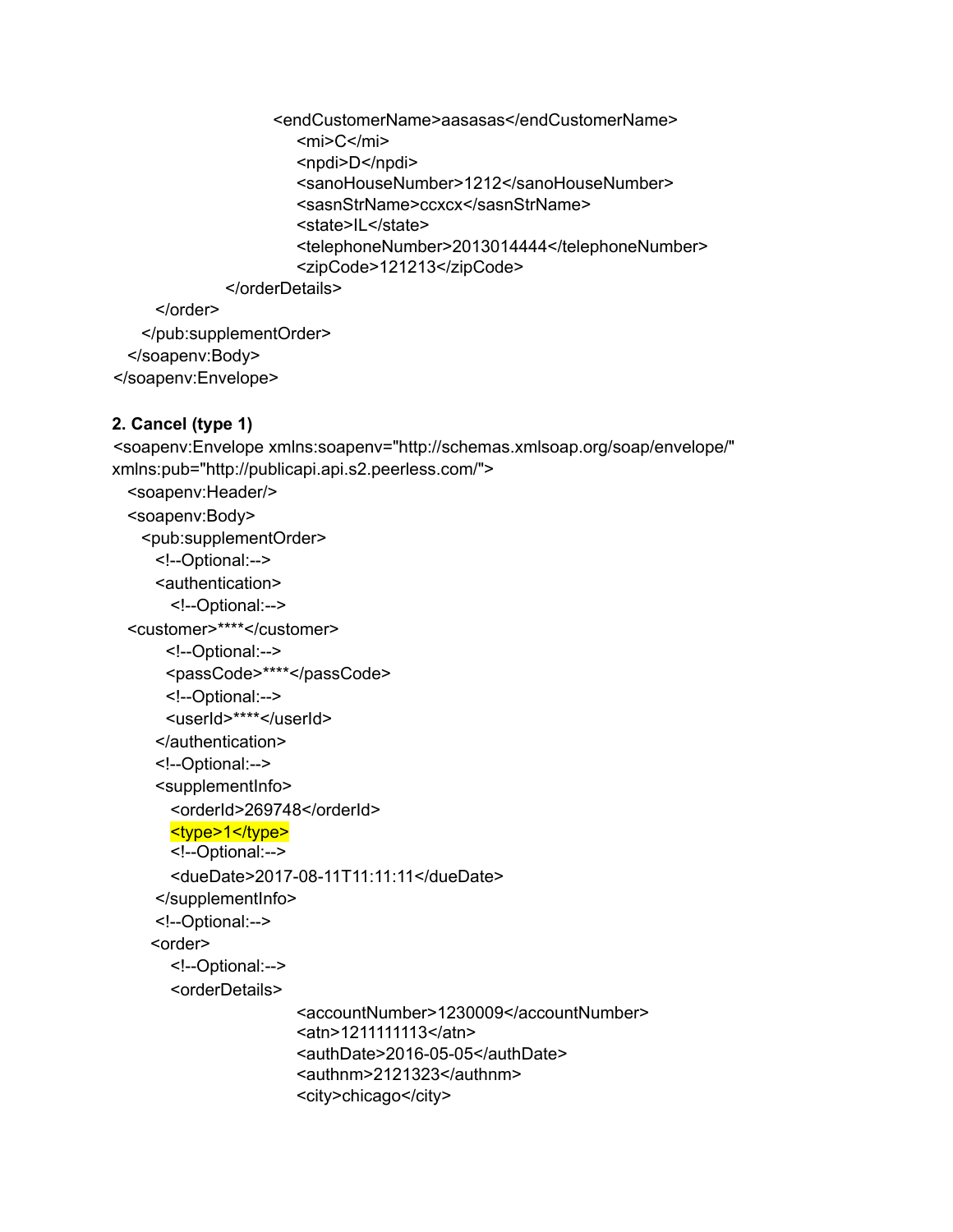```
                    <endCustomerName>aasasas</endCustomerName>
                        <mi>C</mi>
                        <npdi>D</npdi>
                        <sanoHouseNumber>1212</sanoHouseNumber>
                        <sasnStrName>ccxcx</sasnStrName>
                        <state>IL</state>
                        <telephoneNumber>2013014444</telephoneNumber>
                        <zipCode>121213</zipCode>
                </orderDetails>
        </order>
      </pub:supplementOrder>
   </soapenv:Body>
</soapenv:Envelope>
```

**2. Cancel (type 1)**

```
<soapenv:Envelope xmlns:soapenv="http://schemas.xmlsoap.org/soap/envelope/"
xmlns:pub="http://publicapi.api.s2.peerless.com/">
   <soapenv:Header/>
   <soapenv:Body>
      <pub:supplementOrder>
        <!--Optional:-->
        <authentication>
          <!--Optional:-->
   <customer>****</customer>
          <!--Optional:-->
          <passCode>****</passCode>
          <!--Optional:-->
          <userId>****</userId>
        </authentication>
        <!--Optional:-->
        <supplementInfo>
          <orderId>269748</orderId>
          <type>1</type>
          <!--Optional:-->
          <dueDate>2017-08-11T11:11:11</dueDate>
        </supplementInfo>
        <!--Optional:-->
       <order>
          <!--Optional:-->
          <orderDetails>
                        <accountNumber>1230009</accountNumber>
                        <atn>1211111113</atn>
                        <authDate>2016-05-05</authDate>
                        <authnm>2121323</authnm>
                        <city>chicago</city>
```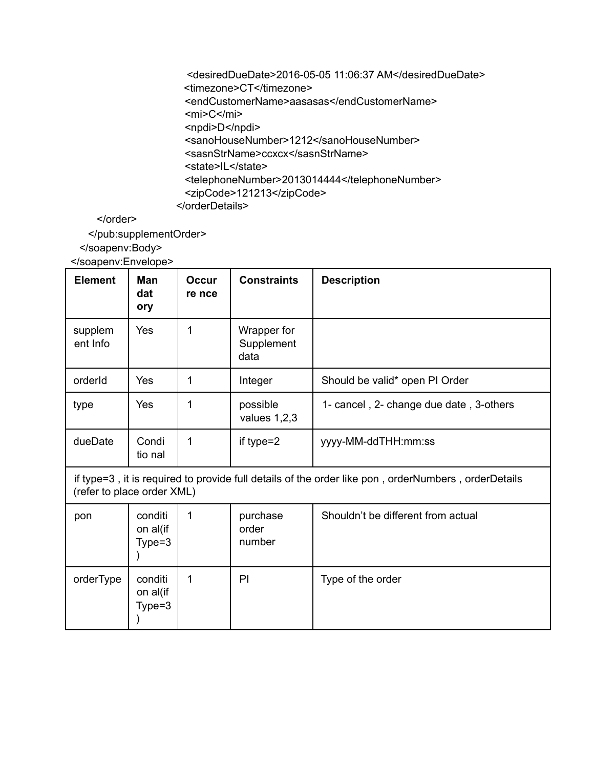```
                <desiredDueDate>2016-05-05 11:06:37 AM</desiredDueDate>
                <timezone>CT</timezone>
                <endCustomerName>aasasas</endCustomerName>
                <mi>C</mi>
                <npdi>D</npdi>
                <sanoHouseNumber>1212</sanoHouseNumber>
                <sasnStrName>ccxcx</sasnStrName>
                <state>IL</state>
                <telephoneNumber>2013014444</telephoneNumber>
                <zipCode>121213</zipCode>
            </orderDetails>
        </order>
      </pub:supplementOrder>
   </soapenv:Body>
</soapenv:Envelope>
```

| Element | Mandatory | Occurrence | Constraints | Description |
|---|---|---|---|---|
| supplement Info | Yes | 1 | Wrapper for Supplement data | |
| orderId | Yes | 1 | Integer | Should be valid* open PI Order |
| type | Yes | 1 | possible values 1,2,3 | 1- cancel , 2- change due date , 3-others |
| dueDate | Conditional | 1 | if type=2 | yyyy-MM-ddTHH:mm:ss |
| if type=3 , it is required to provide full details of the order like pon , orderNumbers , orderDetails (refer to place order XML) | | | | |
| pon | conditional(if Type=3) | 1 | purchase order number | Shouldn't be different from actual |
| orderType | conditional(if Type=3) | 1 | PI | Type of the order |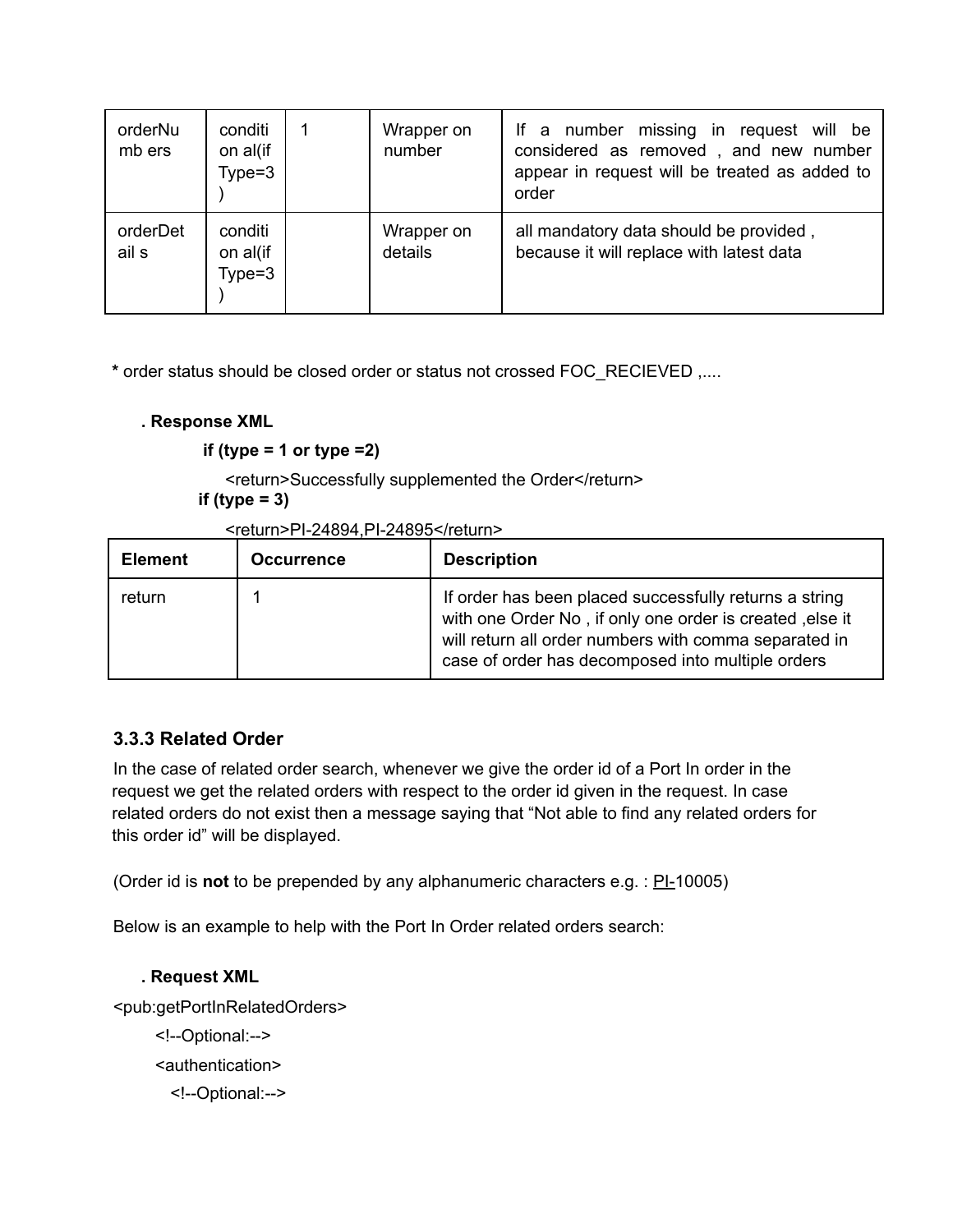| orderNumb ers | conditi on al(if Type=3 ) | 1 | Wrapper on number | If a number missing in request will be considered as removed , and new number appear in request will be treated as added to order |
|---|---|---|---|---|
| orderDetail s | conditi on al(if Type=3 ) | | Wrapper on details | all mandatory data should be provided , because it will replace with latest data |

**\*** order status should be closed order or status not crossed FOC_RECIEVED ,....

**. Response XML**

**if (type = 1 or type =2)**

```
<return>Successfully supplemented the Order</return>
```

**if (type = 3)**

```
<return>PI-24894,PI-24895</return>
```

| Element | Occurrence | Description |
|---|---|---|
| return | 1 | If order has been placed successfully returns a string with one Order No , if only one order is created ,else it will return all order numbers with comma separated in case of order has decomposed into multiple orders |

### 3.3.3 Related Order

In the case of related order search, whenever we give the order id of a Port In order in the request we get the related orders with respect to the order id given in the request. In case related orders do not exist then a message saying that "Not able to find any related orders for this order id" will be displayed.

(Order id is **not** to be prepended by any alphanumeric characters e.g. : PI-10005)

Below is an example to help with the Port In Order related orders search:

**. Request XML**

```
<pub:getPortInRelatedOrders>
    <!--Optional:-->
    <authentication>
      <!--Optional:-->
```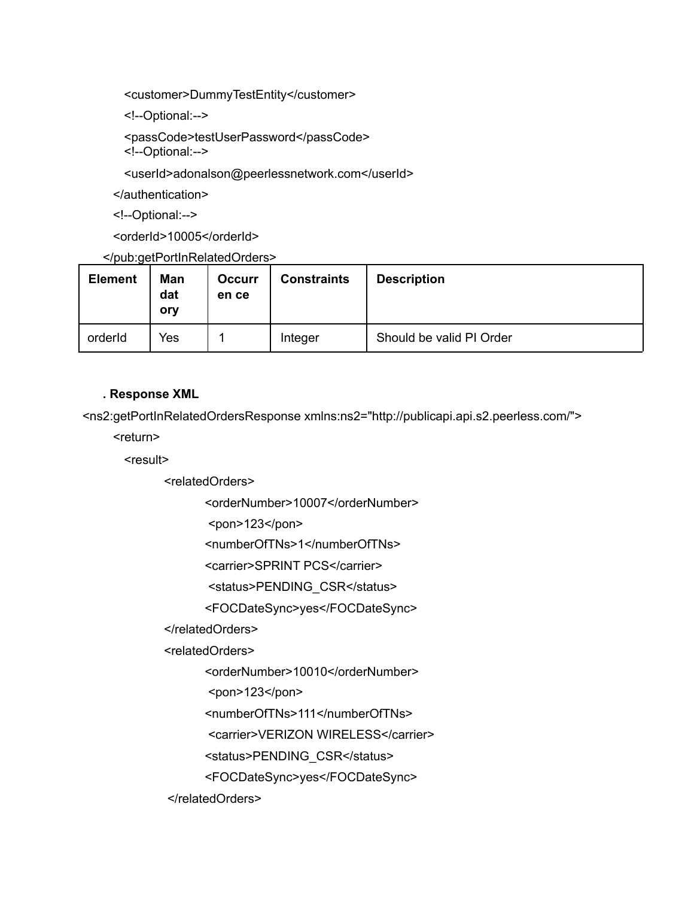```
            <customer>DummyTestEntity</customer>
            <!--Optional:-->
            <passCode>testUserPassword</passCode>
            <!--Optional:-->
            <userId>adonalson@peerlessnetwork.com</userId>
         </authentication>
         <!--Optional:-->
         <orderId>10005</orderId>
      </pub:getPortInRelatedOrders>
```

| Element | Mandatory | Occurrence | Constraints | Description |
|---|---|---|---|---|
| orderId | Yes | 1 | Integer | Should be valid PI Order |

**. Response XML**

```
<ns2:getPortInRelatedOrdersResponse xmlns:ns2="http://publicapi.api.s2.peerless.com/">
   <return>
      <result>
         <relatedOrders>
            <orderNumber>10007</orderNumber>
            <pon>123</pon>
            <numberOfTNs>1</numberOfTNs>
            <carrier>SPRINT PCS</carrier>
            <status>PENDING_CSR</status>
            <FOCDateSync>yes</FOCDateSync>
         </relatedOrders>
         <relatedOrders>
            <orderNumber>10010</orderNumber>
            <pon>123</pon>
            <numberOfTNs>111</numberOfTNs>
            <carrier>VERIZON WIRELESS</carrier>
            <status>PENDING_CSR</status>
            <FOCDateSync>yes</FOCDateSync>
         </relatedOrders>
```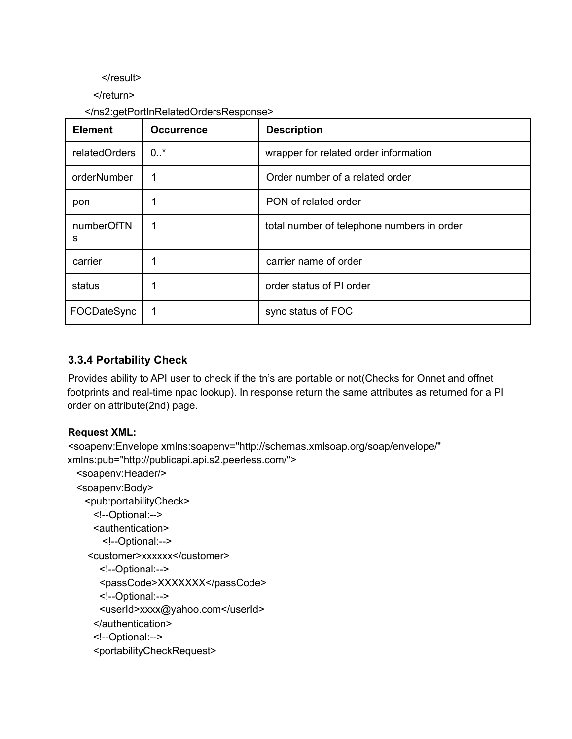```
        </result>
      </return>
    </ns2:getPortInRelatedOrdersResponse>
```

| Element | Occurrence | Description |
| --- | --- | --- |
| relatedOrders | 0..* | wrapper for related order information |
| orderNumber | 1 | Order number of a related order |
| pon | 1 | PON of related order |
| numberOfTNs | 1 | total number of telephone numbers in order |
| carrier | 1 | carrier name of order |
| status | 1 | order status of PI order |
| FOCDateSync | 1 | sync status of FOC |

### 3.3.4 Portability Check

Provides ability to API user to check if the tn's are portable or not(Checks for Onnet and offnet footprints and real-time npac lookup). In response return the same attributes as returned for a PI order on attribute(2nd) page.

**Request XML:**

```
<soapenv:Envelope xmlns:soapenv="http://schemas.xmlsoap.org/soap/envelope/"
xmlns:pub="http://publicapi.api.s2.peerless.com/">
   <soapenv:Header/>
   <soapenv:Body>
      <pub:portabilityCheck>
         <!--Optional:-->
         <authentication>
            <!--Optional:-->
       <customer>xxxxxx</customer>
          <!--Optional:-->
          <passCode>XXXXXXX</passCode>
          <!--Optional:-->
          <userId>xxxx@yahoo.com</userId>
         </authentication>
         <!--Optional:-->
         <portabilityCheckRequest>
```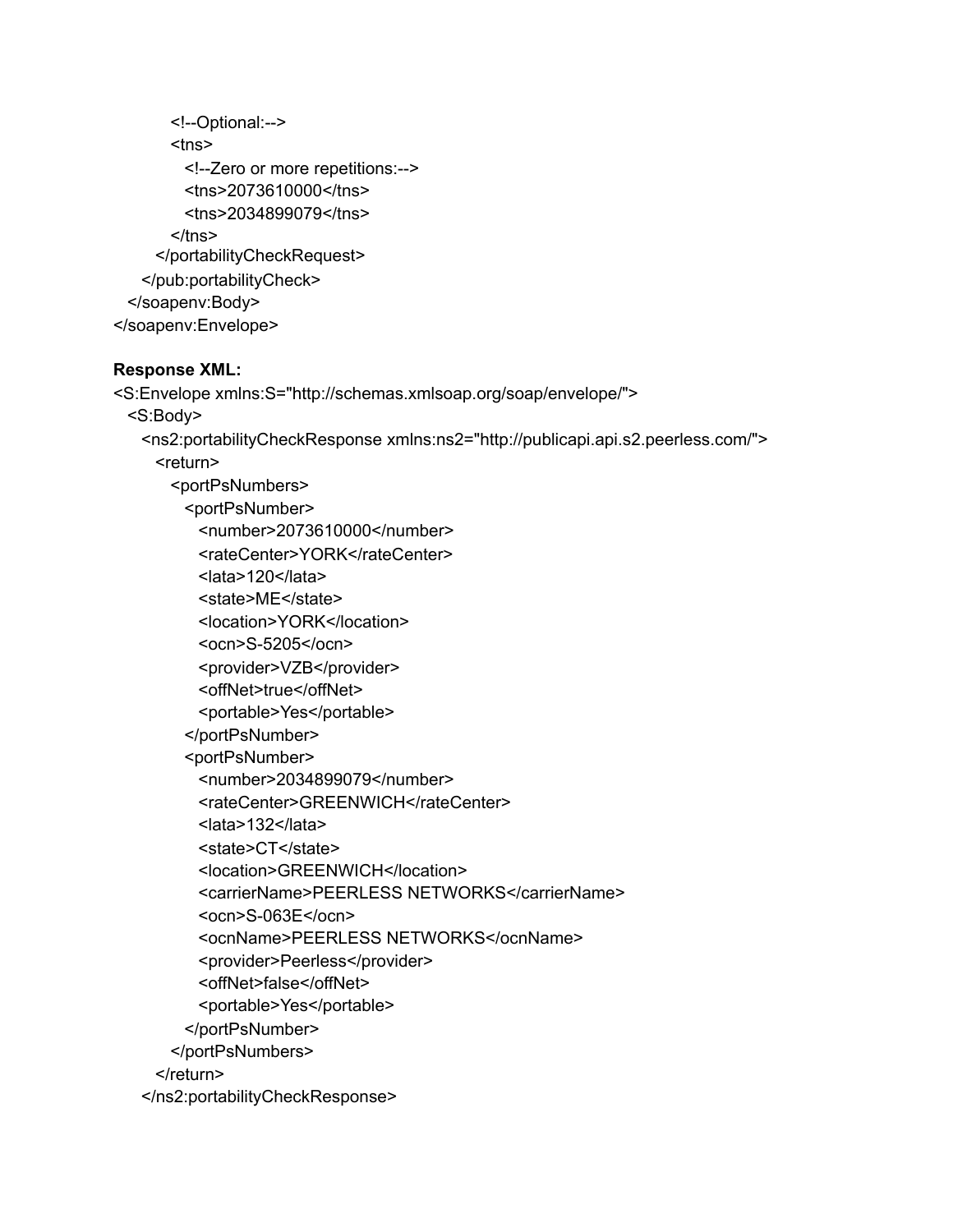```
        <!--Optional:-->
        <tns>
          <!--Zero or more repetitions:-->
          <tns>2073610000</tns>
          <tns>2034899079</tns>
        </tns>
      </portabilityCheckRequest>
    </pub:portabilityCheck>
  </soapenv:Body>
</soapenv:Envelope>
```

**Response XML:**

```
<S:Envelope xmlns:S="http://schemas.xmlsoap.org/soap/envelope/">
  <S:Body>
    <ns2:portabilityCheckResponse xmlns:ns2="http://publicapi.api.s2.peerless.com/">
      <return>
        <portPsNumbers>
          <portPsNumber>
            <number>2073610000</number>
            <rateCenter>YORK</rateCenter>
            <lata>120</lata>
            <state>ME</state>
            <location>YORK</location>
            <ocn>S-5205</ocn>
            <provider>VZB</provider>
            <offNet>true</offNet>
            <portable>Yes</portable>
          </portPsNumber>
          <portPsNumber>
            <number>2034899079</number>
            <rateCenter>GREENWICH</rateCenter>
            <lata>132</lata>
            <state>CT</state>
            <location>GREENWICH</location>
            <carrierName>PEERLESS NETWORKS</carrierName>
            <ocn>S-063E</ocn>
            <ocnName>PEERLESS NETWORKS</ocnName>
            <provider>Peerless</provider>
            <offNet>false</offNet>
            <portable>Yes</portable>
          </portPsNumber>
        </portPsNumbers>
      </return>
    </ns2:portabilityCheckResponse>
```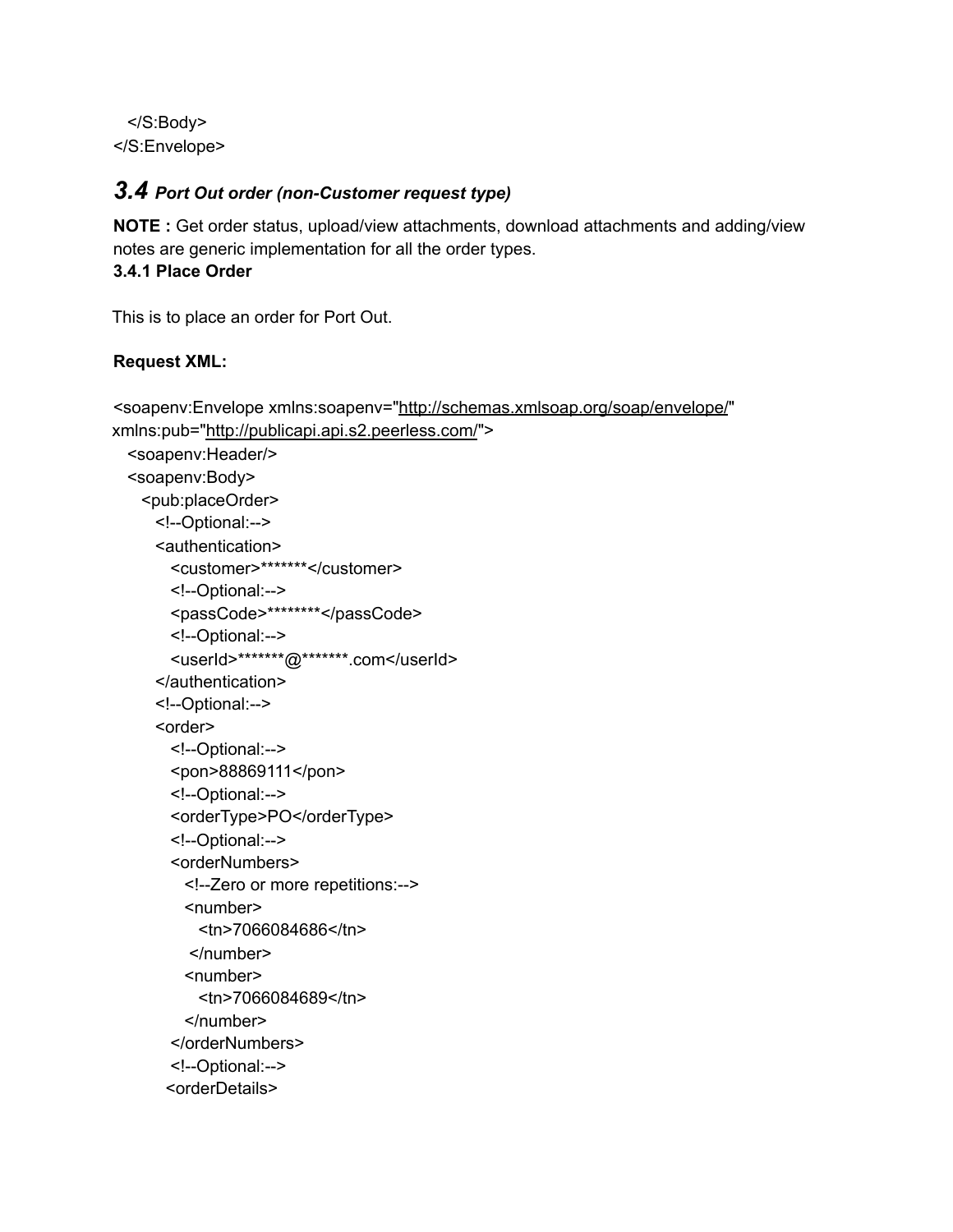```
   </S:Body>
</S:Envelope>
```

## 3.4 *Port Out order (non-Customer request type)*

**NOTE :** Get order status, upload/view attachments, download attachments and adding/view notes are generic implementation for all the order types.

### 3.4.1 Place Order

This is to place an order for Port Out.

**Request XML:**

```
<soapenv:Envelope xmlns:soapenv="http://schemas.xmlsoap.org/soap/envelope/"
xmlns:pub="http://publicapi.api.s2.peerless.com/">
   <soapenv:Header/>
   <soapenv:Body>
      <pub:placeOrder>
         <!--Optional:-->
         <authentication>
            <customer>*******</customer>
            <!--Optional:-->
            <passCode>********</passCode>
            <!--Optional:-->
            <userId>*******@*******.com</userId>
         </authentication>
         <!--Optional:-->
         <order>
            <!--Optional:-->
            <pon>88869111</pon>
            <!--Optional:-->
            <orderType>PO</orderType>
            <!--Optional:-->
            <orderNumbers>
               <!--Zero or more repetitions:-->
               <number>
                  <tn>7066084686</tn>
                </number>
               <number>
                  <tn>7066084689</tn>
               </number>
            </orderNumbers>
            <!--Optional:-->
           <orderDetails>
```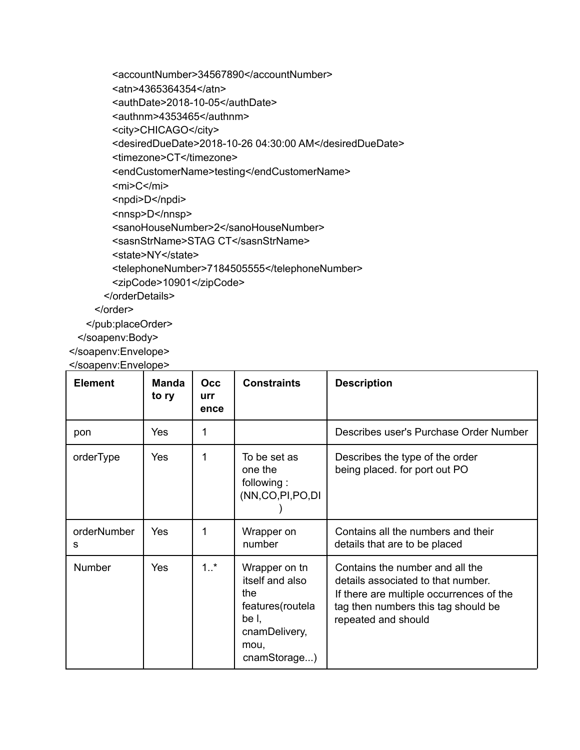```
            <accountNumber>34567890</accountNumber>
            <atn>4365364354</atn>
            <authDate>2018-10-05</authDate>
            <authnm>4353465</authnm>
            <city>CHICAGO</city>
            <desiredDueDate>2018-10-26 04:30:00 AM</desiredDueDate>
            <timezone>CT</timezone>
            <endCustomerName>testing</endCustomerName>
            <mi>C</mi>
            <npdi>D</npdi>
            <nnsp>D</nnsp>
            <sanoHouseNumber>2</sanoHouseNumber>
            <sasnStrName>STAG CT</sasnStrName>
            <state>NY</state>
            <telephoneNumber>7184505555</telephoneNumber>
            <zipCode>10901</zipCode>
          </orderDetails>
        </order>
      </pub:placeOrder>
   </soapenv:Body>
</soapenv:Envelope>
</soapenv:Envelope>
```

| Element | Mandatory | Occurrence | Constraints | Description |
|---|---|---|---|---|
| pon | Yes | 1 | | Describes user's Purchase Order Number |
| orderType | Yes | 1 | To be set as one the following : (NN,CO,PI,PO,DI) | Describes the type of the order being placed. for port out PO |
| orderNumbers | Yes | 1 | Wrapper on number | Contains all the numbers and their details that are to be placed |
| Number | Yes | 1..* | Wrapper on tn itself and also the features(routelabel, cnamDelivery, mou, cnamStorage...) | Contains the number and all the details associated to that number. If there are multiple occurrences of the tag then numbers this tag should be repeated and should |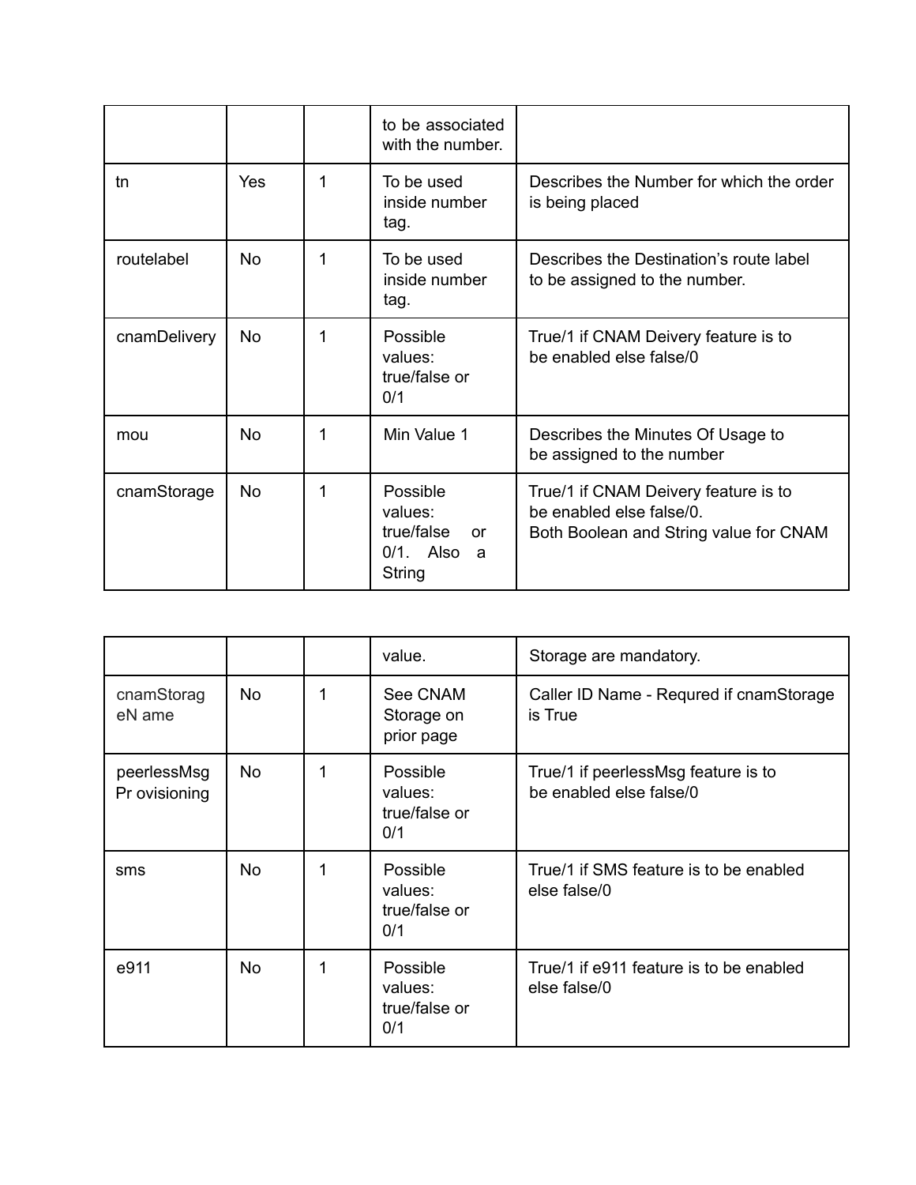| | | | to be associated with the number. | |
|---|---|---|---|---|
| tn | Yes | 1 | To be used inside number tag. | Describes the Number for which the order is being placed |
| routelabel | No | 1 | To be used inside number tag. | Describes the Destination's route label to be assigned to the number. |
| cnamDelivery | No | 1 | Possible values: true/false or 0/1 | True/1 if CNAM Deivery feature is to be enabled else false/0 |
| mou | No | 1 | Min Value 1 | Describes the Minutes Of Usage to be assigned to the number |
| cnamStorage | No | 1 | Possible values: true/false or 0/1. Also a String | True/1 if CNAM Deivery feature is to be enabled else false/0. Both Boolean and String value for CNAM |

| | | | value. | Storage are mandatory. |
|---|---|---|---|---|
| cnamStorageN ame | No | 1 | See CNAM Storage on prior page | Caller ID Name - Requred if cnamStorage is True |
| peerlessMsgPr ovisioning | No | 1 | Possible values: true/false or 0/1 | True/1 if peerlessMsg feature is to be enabled else false/0 |
| sms | No | 1 | Possible values: true/false or 0/1 | True/1 if SMS feature is to be enabled else false/0 |
| e911 | No | 1 | Possible values: true/false or 0/1 | True/1 if e911 feature is to be enabled else false/0 |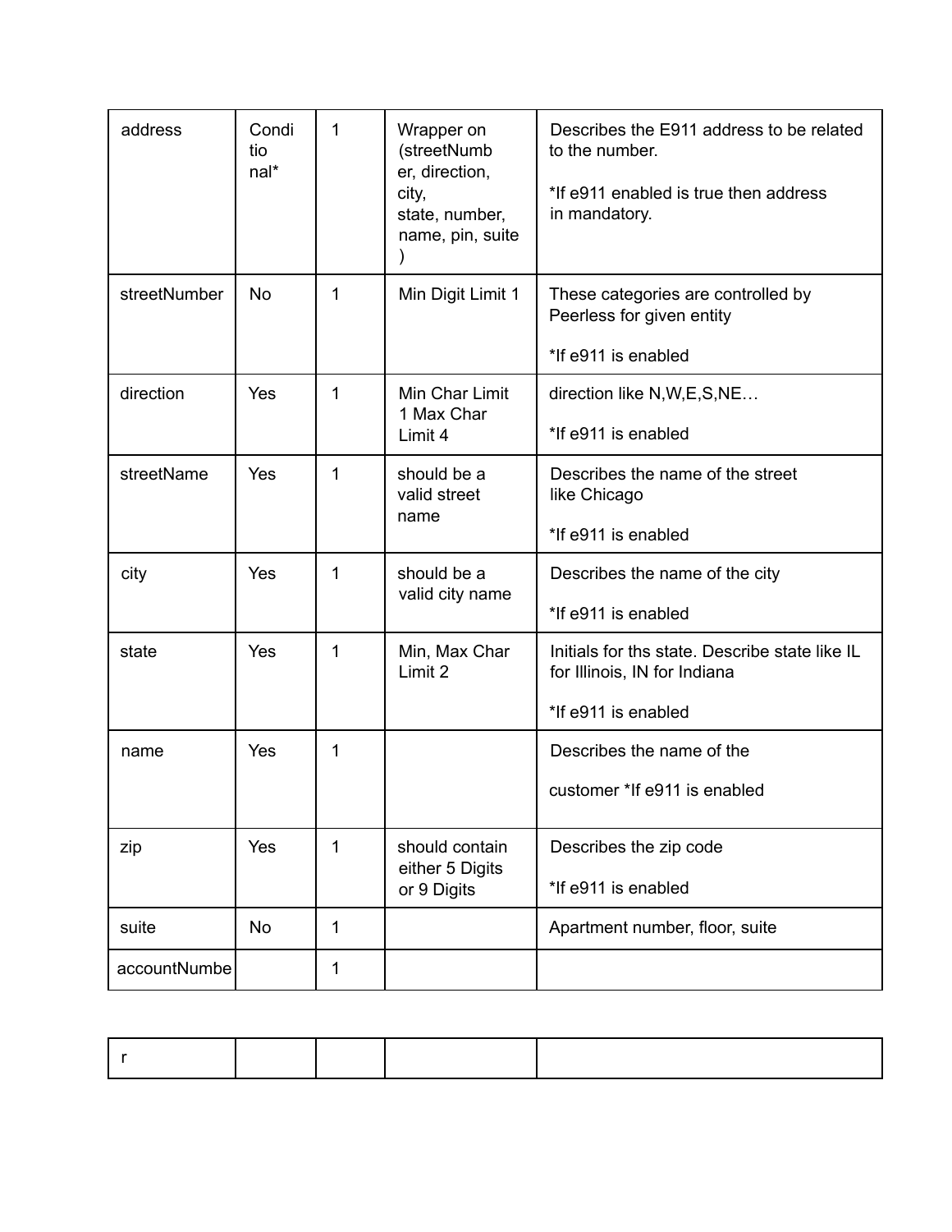| address | Conditional* | 1 | Wrapper on (streetNumber, direction, city, state, number, name, pin, suite ) | Describes the E911 address to be related to the number.<br><br>*If e911 enabled is true then address in mandatory. |
|---|---|---|---|---|
| streetNumber | No | 1 | Min Digit Limit 1 | These categories are controlled by Peerless for given entity<br><br>*If e911 is enabled |
| direction | Yes | 1 | Min Char Limit 1 Max Char Limit 4 | direction like N,W,E,S,NE…<br><br>*If e911 is enabled |
| streetName | Yes | 1 | should be a valid street name | Describes the name of the street like Chicago<br><br>*If e911 is enabled |
| city | Yes | 1 | should be a valid city name | Describes the name of the city<br><br>*If e911 is enabled |
| state | Yes | 1 | Min, Max Char Limit 2 | Initials for ths state. Describe state like IL for Illinois, IN for Indiana<br><br>*If e911 is enabled |
| name | Yes | 1 | | Describes the name of the<br><br>customer *If e911 is enabled |
| zip | Yes | 1 | should contain either 5 Digits or 9 Digits | Describes the zip code<br><br>*If e911 is enabled |
| suite | No | 1 | | Apartment number, floor, suite |
| accountNumber | | 1 | | |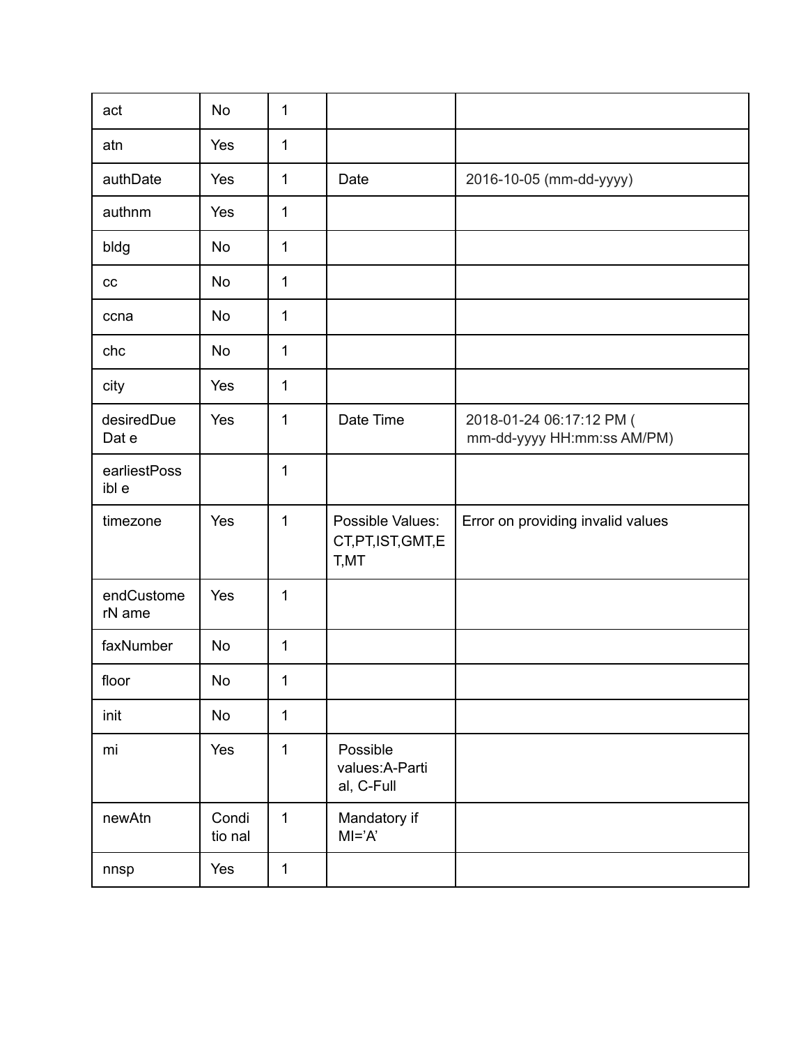| act | No | 1 | | |
|---|---|---|---|---|
| atn | Yes | 1 | | |
| authDate | Yes | 1 | Date | 2016-10-05 (mm-dd-yyyy) |
| authnm | Yes | 1 | | |
| bldg | No | 1 | | |
| cc | No | 1 | | |
| ccna | No | 1 | | |
| chc | No | 1 | | |
| city | Yes | 1 | | |
| desiredDueDate | Yes | 1 | Date Time | 2018-01-24 06:17:12 PM ( mm-dd-yyyy HH:mm:ss AM/PM) |
| earliestPossible | | 1 | | |
| timezone | Yes | 1 | Possible Values: CT,PT,IST,GMT,ET,MT | Error on providing invalid values |
| endCustomerName | Yes | 1 | | |
| faxNumber | No | 1 | | |
| floor | No | 1 | | |
| init | No | 1 | | |
| mi | Yes | 1 | Possible values:A-Partial, C-Full | |
| newAtn | Conditional | 1 | Mandatory if MI='A' | |
| nnsp | Yes | 1 | | |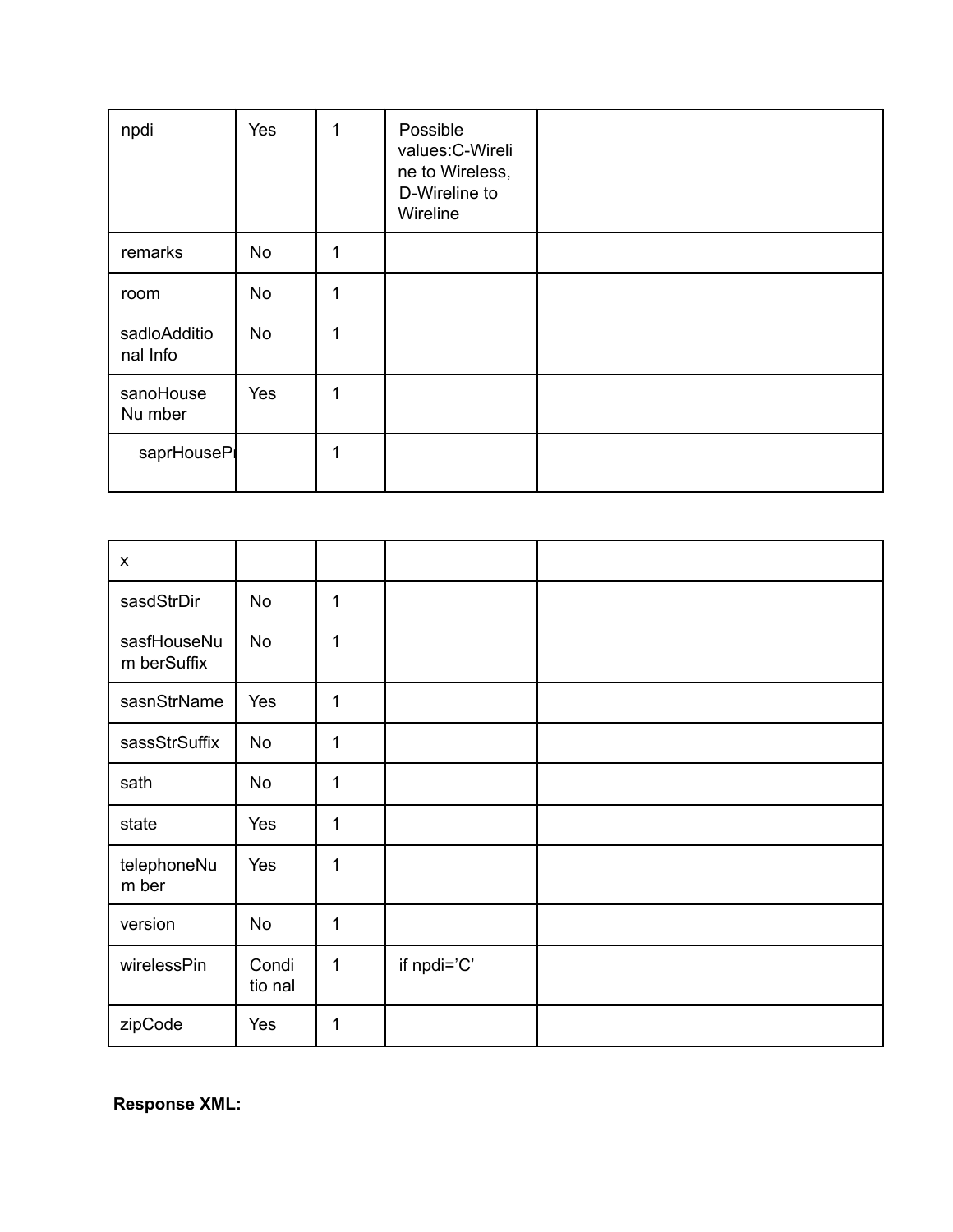| npdi | Yes | 1 | Possible values:C-Wireline to Wireless, D-Wireline to Wireline | |
|---|---|---|---|---|
| remarks | No | 1 | | |
| room | No | 1 | | |
| sadloAdditional Info | No | 1 | | |
| sanoHouseNumber | Yes | 1 | | |
| saprHousePrx | | 1 | | |
| sasdStrDir | No | 1 | | |
| sasfHouseNumberSuffix | No | 1 | | |
| sasnStrName | Yes | 1 | | |
| sassStrSuffix | No | 1 | | |
| sath | No | 1 | | |
| state | Yes | 1 | | |
| telephoneNumber | Yes | 1 | | |
| version | No | 1 | | |
| wirelessPin | Conditional | 1 | if npdi='C' | |
| zipCode | Yes | 1 | | |

**Response XML:**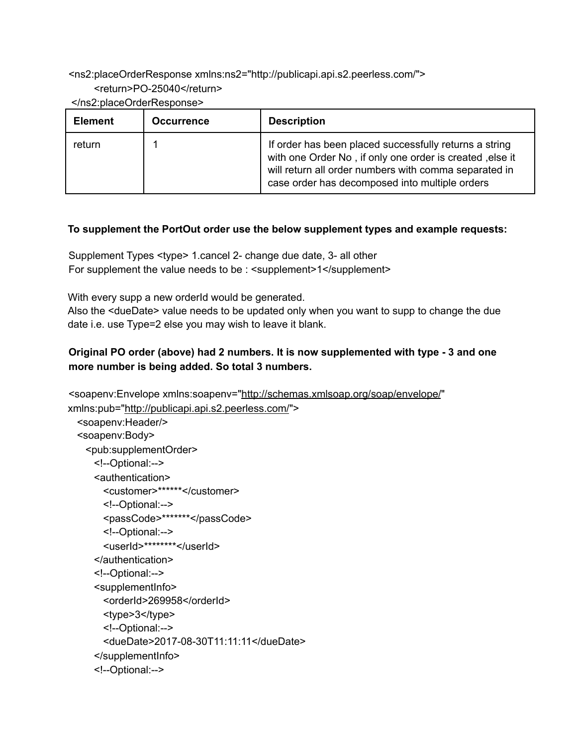```
<ns2:placeOrderResponse xmlns:ns2="http://publicapi.api.s2.peerless.com/">
        <return>PO-25040</return>
</ns2:placeOrderResponse>
```

| Element | Occurrence | Description |
|---|---|---|
| return | 1 | If order has been placed successfully returns a string with one Order No , if only one order is created ,else it will return all order numbers with comma separated in case order has decomposed into multiple orders |

**To supplement the PortOut order use the below supplement types and example requests:**

Supplement Types <type> 1.cancel 2- change due date, 3- all other
For supplement the value needs to be : <supplement>1</supplement>

With every supp a new orderId would be generated.
Also the <dueDate> value needs to be updated only when you want to supp to change the due date i.e. use Type=2 else you may wish to leave it blank.

**Original PO order (above) had 2 numbers. It is now supplemented with type - 3 and one more number is being added. So total 3 numbers.**

```
<soapenv:Envelope xmlns:soapenv="http://schemas.xmlsoap.org/soap/envelope/"
xmlns:pub="http://publicapi.api.s2.peerless.com/">
   <soapenv:Header/>
   <soapenv:Body>
      <pub:supplementOrder>
         <!--Optional:-->
         <authentication>
            <customer>******</customer>
            <!--Optional:-->
            <passCode>*******</passCode>
            <!--Optional:-->
            <userId>********</userId>
         </authentication>
         <!--Optional:-->
         <supplementInfo>
            <orderId>269958</orderId>
            <type>3</type>
            <!--Optional:-->
            <dueDate>2017-08-30T11:11:11</dueDate>
         </supplementInfo>
         <!--Optional:-->
```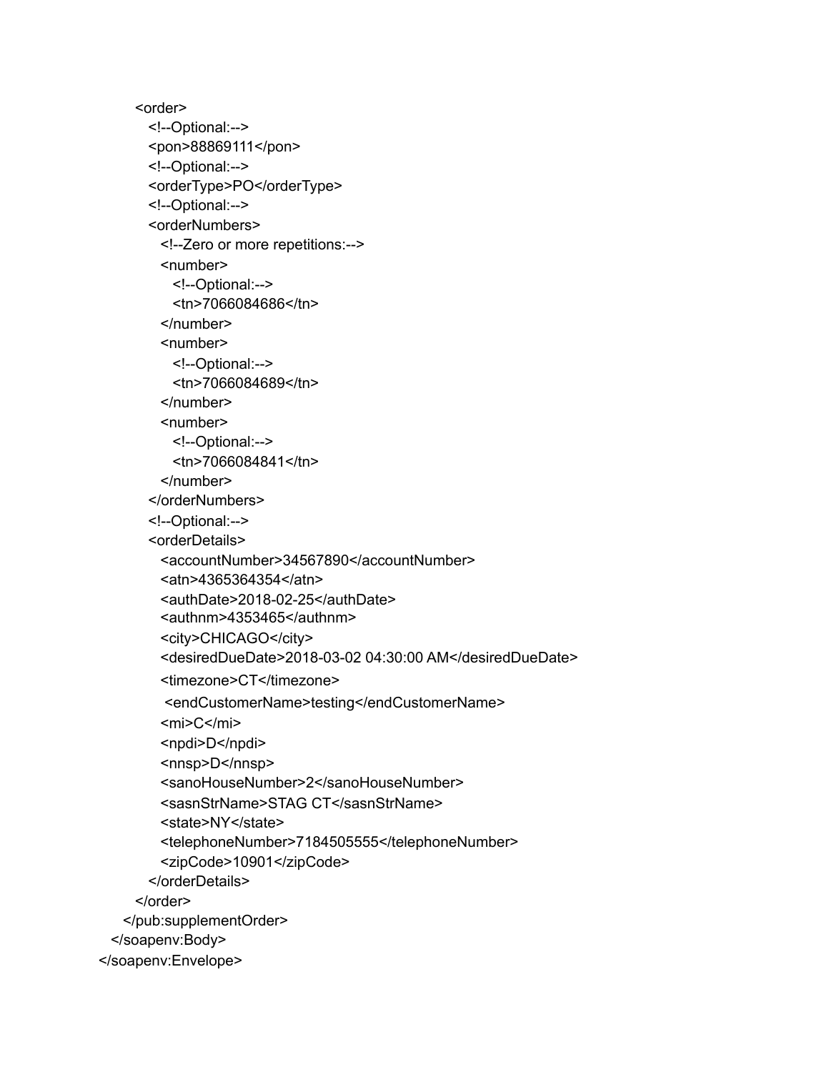```
      <order>
        <!--Optional:-->
        <pon>88869111</pon>
        <!--Optional:-->
        <orderType>PO</orderType>
        <!--Optional:-->
        <orderNumbers>
          <!--Zero or more repetitions:-->
          <number>
            <!--Optional:-->
            <tn>7066084686</tn>
          </number>
          <number>
            <!--Optional:-->
            <tn>7066084689</tn>
          </number>
          <number>
            <!--Optional:-->
            <tn>7066084841</tn>
          </number>
        </orderNumbers>
        <!--Optional:-->
        <orderDetails>
          <accountNumber>34567890</accountNumber>
          <atn>4365364354</atn>
          <authDate>2018-02-25</authDate>
          <authnm>4353465</authnm>
          <city>CHICAGO</city>
          <desiredDueDate>2018-03-02 04:30:00 AM</desiredDueDate>
          <timezone>CT</timezone>
           <endCustomerName>testing</endCustomerName>
          <mi>C</mi>
          <npdi>D</npdi>
          <nnsp>D</nnsp>
          <sanoHouseNumber>2</sanoHouseNumber>
          <sasnStrName>STAG CT</sasnStrName>
          <state>NY</state>
          <telephoneNumber>7184505555</telephoneNumber>
          <zipCode>10901</zipCode>
        </orderDetails>
      </order>
    </pub:supplementOrder>
  </soapenv:Body>
</soapenv:Envelope>
```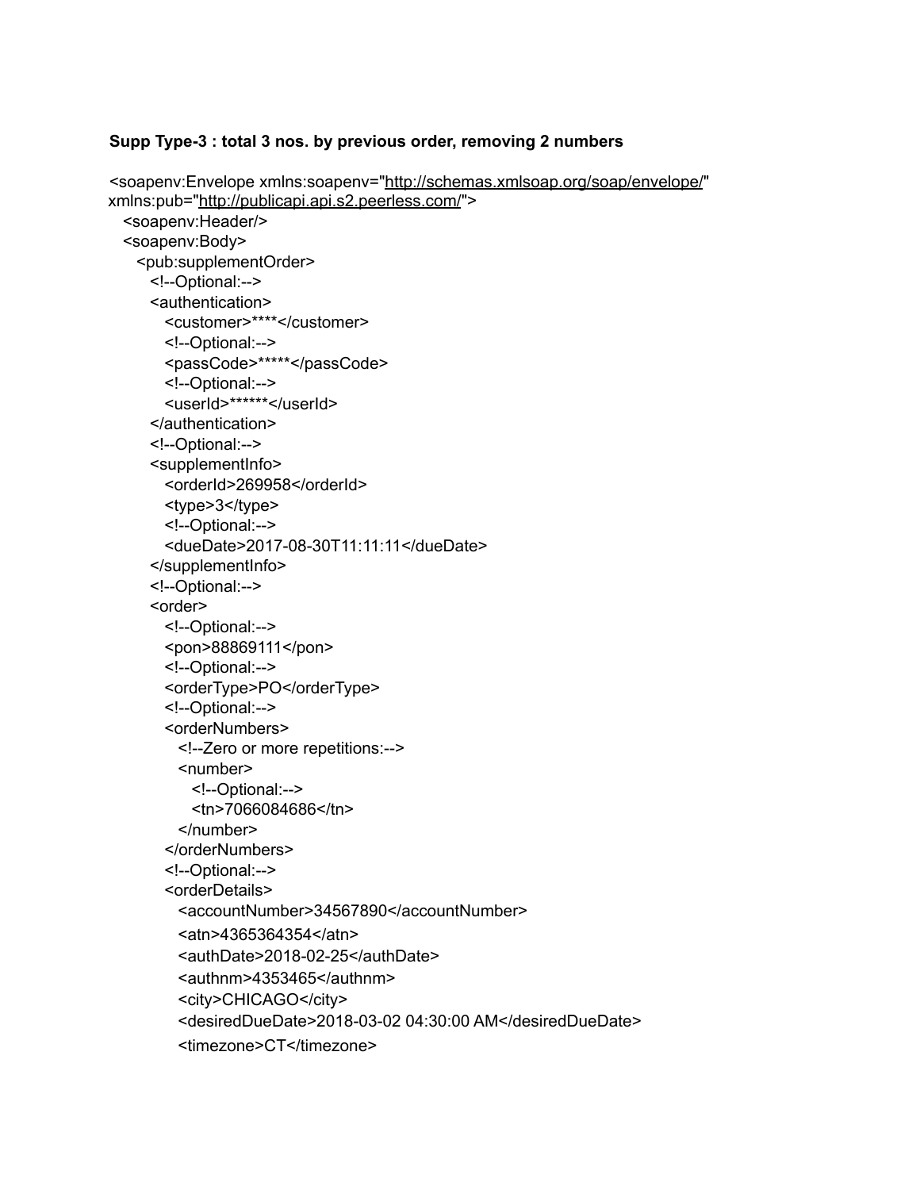**Supp Type-3 : total 3 nos. by previous order, removing 2 numbers**

```
<soapenv:Envelope xmlns:soapenv="http://schemas.xmlsoap.org/soap/envelope/"
xmlns:pub="http://publicapi.api.s2.peerless.com/">
   <soapenv:Header/>
   <soapenv:Body>
      <pub:supplementOrder>
         <!--Optional:-->
         <authentication>
            <customer>****</customer>
            <!--Optional:-->
            <passCode>*****</passCode>
            <!--Optional:-->
            <userId>******</userId>
         </authentication>
         <!--Optional:-->
         <supplementInfo>
            <orderId>269958</orderId>
            <type>3</type>
            <!--Optional:-->
            <dueDate>2017-08-30T11:11:11</dueDate>
         </supplementInfo>
         <!--Optional:-->
         <order>
            <!--Optional:-->
            <pon>88869111</pon>
            <!--Optional:-->
            <orderType>PO</orderType>
            <!--Optional:-->
            <orderNumbers>
               <!--Zero or more repetitions:-->
               <number>
                  <!--Optional:-->
                  <tn>7066084686</tn>
               </number>
            </orderNumbers>
            <!--Optional:-->
            <orderDetails>
               <accountNumber>34567890</accountNumber>
               <atn>4365364354</atn>
               <authDate>2018-02-25</authDate>
               <authnm>4353465</authnm>
               <city>CHICAGO</city>
               <desiredDueDate>2018-03-02 04:30:00 AM</desiredDueDate>
               <timezone>CT</timezone>
```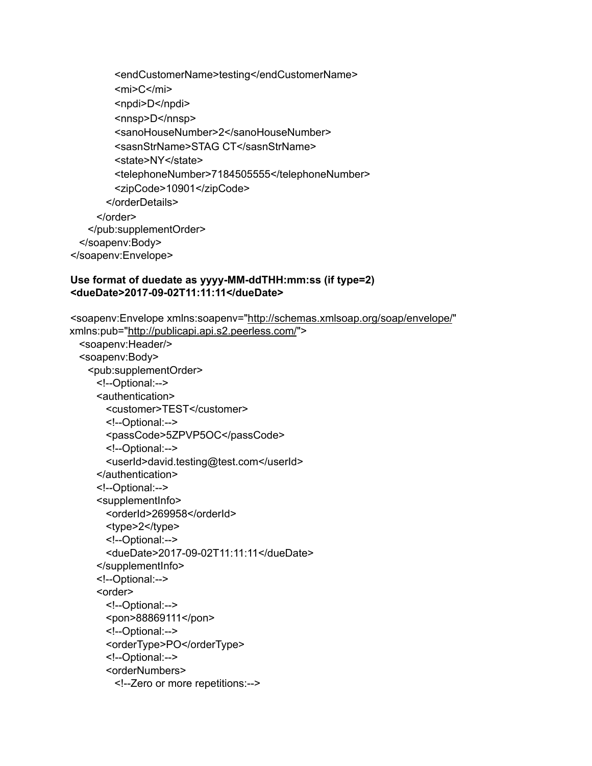```
            <endCustomerName>testing</endCustomerName>
            <mi>C</mi>
            <npdi>D</npdi>
            <nnsp>D</nnsp>
            <sanoHouseNumber>2</sanoHouseNumber>
            <sasnStrName>STAG CT</sasnStrName>
            <state>NY</state>
            <telephoneNumber>7184505555</telephoneNumber>
            <zipCode>10901</zipCode>
         </orderDetails>
      </order>
    </pub:supplementOrder>
  </soapenv:Body>
</soapenv:Envelope>
```

**Use format of duedate as yyyy-MM-ddTHH:mm:ss (if type=2)**
**<dueDate>2017-09-02T11:11:11</dueDate>**

```
<soapenv:Envelope xmlns:soapenv="http://schemas.xmlsoap.org/soap/envelope/"
xmlns:pub="http://publicapi.api.s2.peerless.com/">
  <soapenv:Header/>
  <soapenv:Body>
    <pub:supplementOrder>
      <!--Optional:-->
      <authentication>
        <customer>TEST</customer>
        <!--Optional:-->
        <passCode>5ZPVP5OC</passCode>
        <!--Optional:-->
        <userId>david.testing@test.com</userId>
      </authentication>
      <!--Optional:-->
      <supplementInfo>
        <orderId>269958</orderId>
        <type>2</type>
        <!--Optional:-->
        <dueDate>2017-09-02T11:11:11</dueDate>
      </supplementInfo>
      <!--Optional:-->
      <order>
        <!--Optional:-->
        <pon>88869111</pon>
        <!--Optional:-->
        <orderType>PO</orderType>
        <!--Optional:-->
        <orderNumbers>
          <!--Zero or more repetitions:-->
```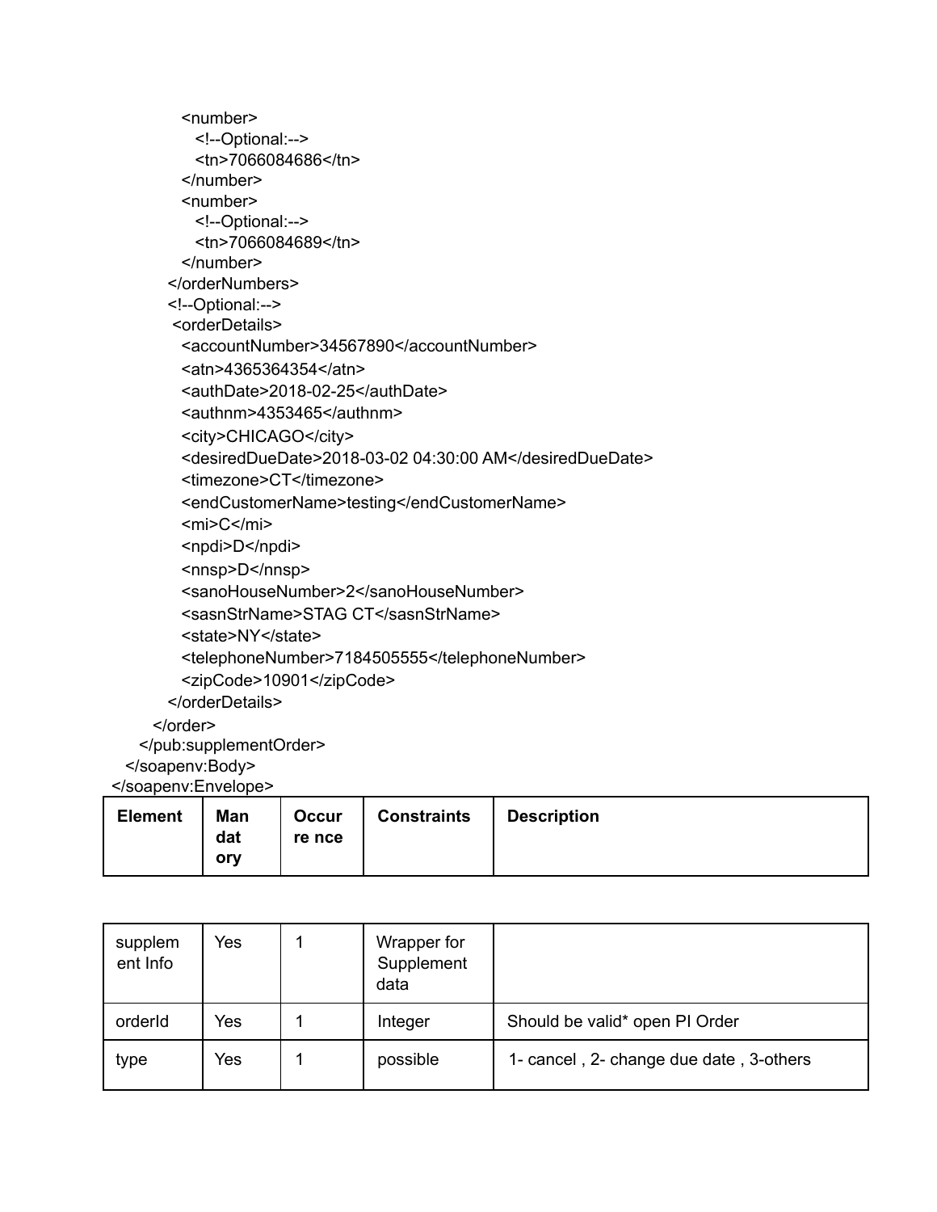```
            <number>
               <!--Optional:-->
               <tn>7066084686</tn>
            </number>
            <number>
               <!--Optional:-->
               <tn>7066084689</tn>
            </number>
         </orderNumbers>
         <!--Optional:-->
          <orderDetails>
            <accountNumber>34567890</accountNumber>
            <atn>4365364354</atn>
            <authDate>2018-02-25</authDate>
            <authnm>4353465</authnm>
            <city>CHICAGO</city>
            <desiredDueDate>2018-03-02 04:30:00 AM</desiredDueDate>
            <timezone>CT</timezone>
            <endCustomerName>testing</endCustomerName>
            <mi>C</mi>
            <npdi>D</npdi>
            <nnsp>D</nnsp>
            <sanoHouseNumber>2</sanoHouseNumber>
            <sasnStrName>STAG CT</sasnStrName>
            <state>NY</state>
            <telephoneNumber>7184505555</telephoneNumber>
            <zipCode>10901</zipCode>
         </orderDetails>
      </order>
    </pub:supplementOrder>
  </soapenv:Body>
</soapenv:Envelope>
```

| Element | Mandatory | Occurrence | Constraints | Description |
|---|---|---|---|---|
| supplement Info | Yes | 1 | Wrapper for Supplement data | |
| orderId | Yes | 1 | Integer | Should be valid* open PI Order |
| type | Yes | 1 | possible | 1- cancel , 2- change due date , 3-others |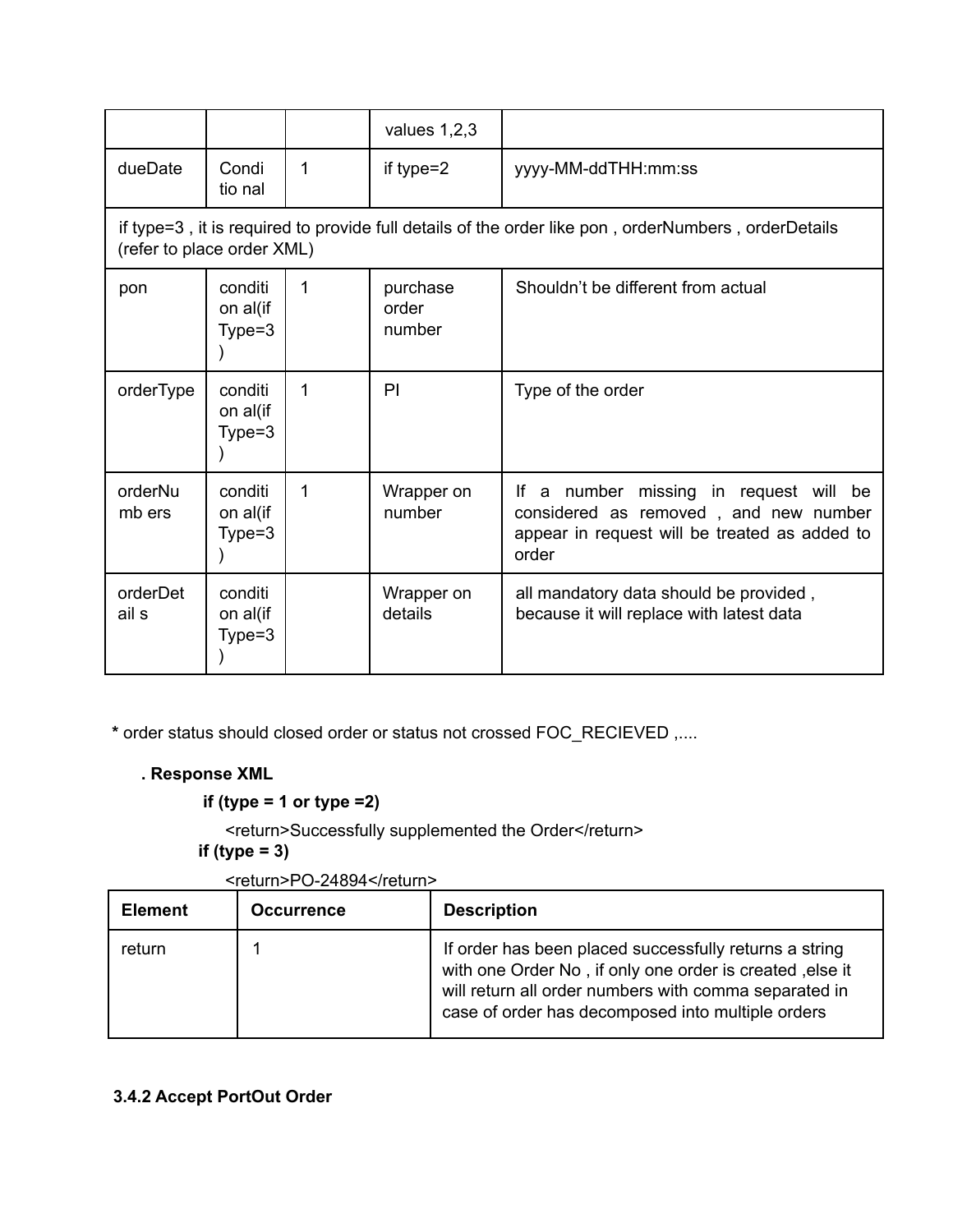| | | | values 1,2,3 | |
|---|---|---|---|---|
| dueDate | Conditional | 1 | if type=2 | yyyy-MM-ddTHH:mm:ss |
| if type=3 , it is required to provide full details of the order like pon , orderNumbers , orderDetails (refer to place order XML) | | | | |
| pon | conditional(if Type=3) | 1 | purchase order number | Shouldn't be different from actual |
| orderType | conditional(if Type=3) | 1 | PI | Type of the order |
| orderNumbers | conditional(if Type=3) | 1 | Wrapper on number | If a number missing in request will be considered as removed , and new number appear in request will be treated as added to order |
| orderDetails | conditional(if Type=3) | | Wrapper on details | all mandatory data should be provided , because it will replace with latest data |

**\*** order status should closed order or status not crossed FOC_RECIEVED ,....

**. Response XML**

**if (type = 1 or type =2)**

```
<return>Successfully supplemented the Order</return>
```

**if (type = 3)**

```
<return>PO-24894</return>
```

| Element | Occurrence | Description |
|---|---|---|
| return | 1 | If order has been placed successfully returns a string with one Order No , if only one order is created ,else it will return all order numbers with comma separated in case of order has decomposed into multiple orders |

### 3.4.2 Accept PortOut Order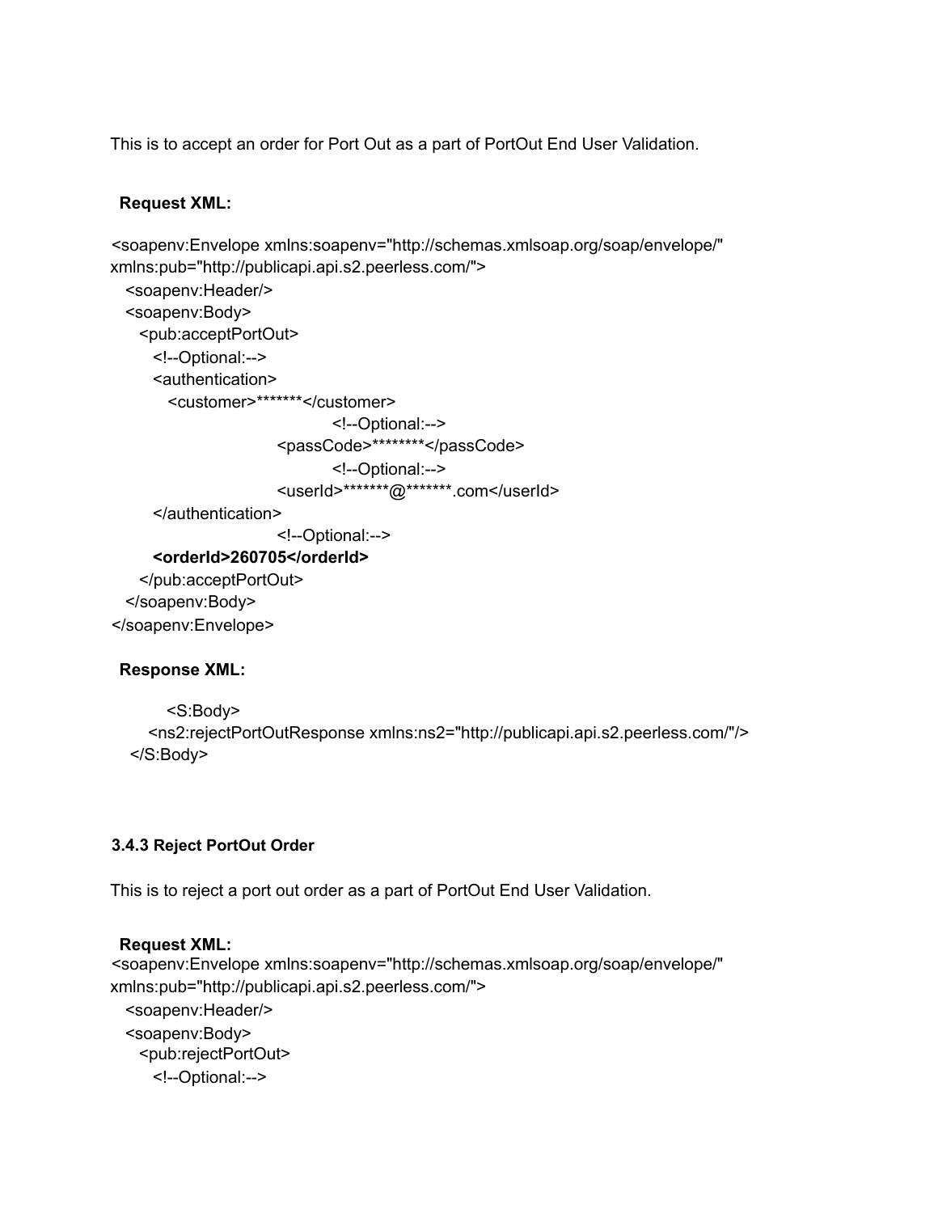This is to accept an order for Port Out as a part of PortOut End User Validation.

**Request XML:**

```
<soapenv:Envelope xmlns:soapenv="http://schemas.xmlsoap.org/soap/envelope/"
xmlns:pub="http://publicapi.api.s2.peerless.com/">
  <soapenv:Header/>
  <soapenv:Body>
    <pub:acceptPortOut>
      <!--Optional:-->
      <authentication>
        <customer>*******</customer>
                         <!--Optional:-->
                   <passCode>********</passCode>
                         <!--Optional:-->
                   <userId>*******@*******.com</userId>
      </authentication>
                   <!--Optional:-->
      <orderId>260705</orderId>
    </pub:acceptPortOut>
  </soapenv:Body>
</soapenv:Envelope>
```

**Response XML:**

```
      <S:Body>
    <ns2:rejectPortOutResponse xmlns:ns2="http://publicapi.api.s2.peerless.com/"/>
  </S:Body>
```

### 3.4.3 Reject PortOut Order

This is to reject a port out order as a part of PortOut End User Validation.

**Request XML:**

```
<soapenv:Envelope xmlns:soapenv="http://schemas.xmlsoap.org/soap/envelope/"
xmlns:pub="http://publicapi.api.s2.peerless.com/">
  <soapenv:Header/>
  <soapenv:Body>
    <pub:rejectPortOut>
      <!--Optional:-->
```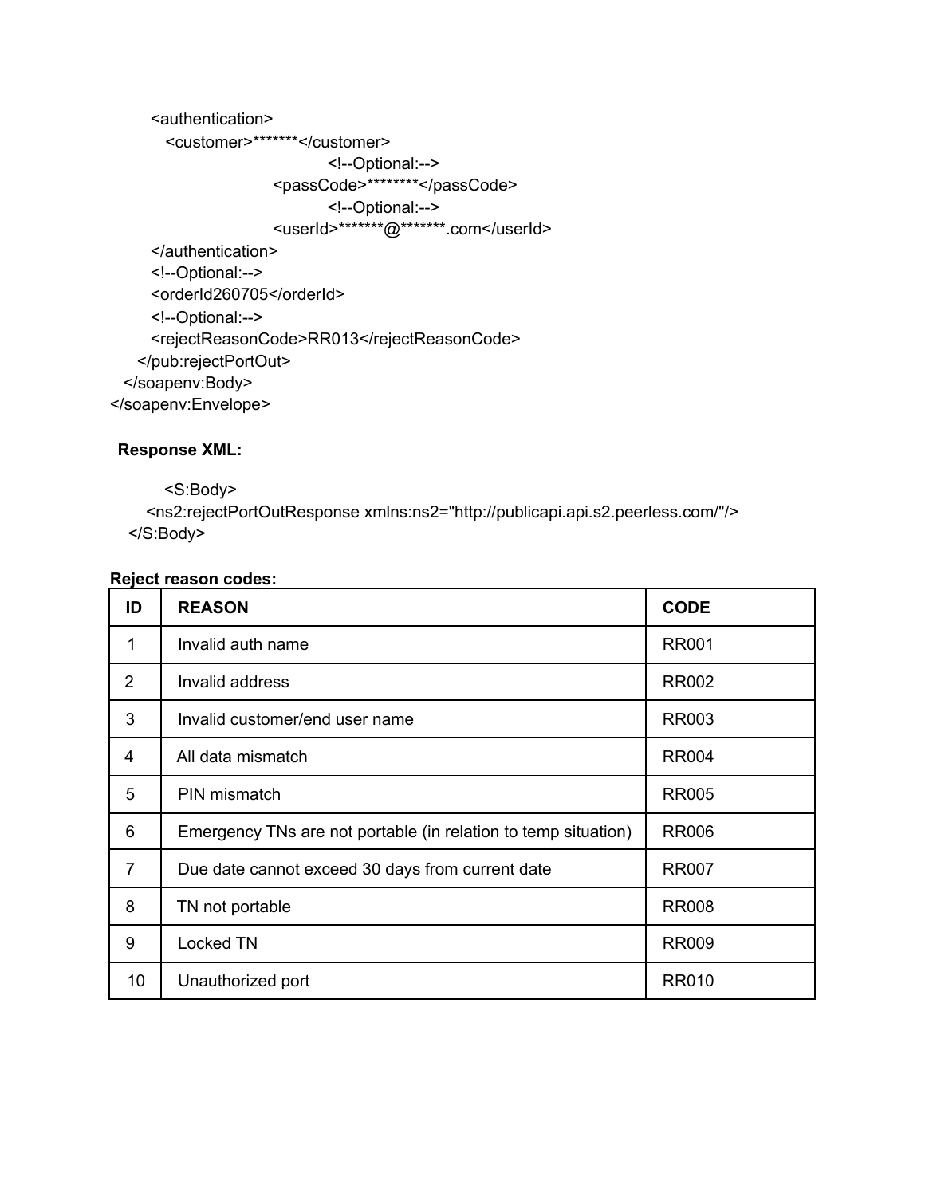```
        <authentication>
           <customer>*******</customer>
                                    <!--Optional:-->
                          <passCode>********</passCode>
                                    <!--Optional:-->
                          <userId>*******@*******.com</userId>
        </authentication>
        <!--Optional:-->
        <orderId260705</orderId>
        <!--Optional:-->
        <rejectReasonCode>RR013</rejectReasonCode>
      </pub:rejectPortOut>
   </soapenv:Body>
</soapenv:Envelope>
```

**Response XML:**

```
         <S:Body>
      <ns2:rejectPortOutResponse xmlns:ns2="http://publicapi.api.s2.peerless.com/"/>
   </S:Body>
```

**Reject reason codes:**

| ID | REASON | CODE |
|---|---|---|
| 1 | Invalid auth name | RR001 |
| 2 | Invalid address | RR002 |
| 3 | Invalid customer/end user name | RR003 |
| 4 | All data mismatch | RR004 |
| 5 | PIN mismatch | RR005 |
| 6 | Emergency TNs are not portable (in relation to temp situation) | RR006 |
| 7 | Due date cannot exceed 30 days from current date | RR007 |
| 8 | TN not portable | RR008 |
| 9 | Locked TN | RR009 |
| 10 | Unauthorized port | RR010 |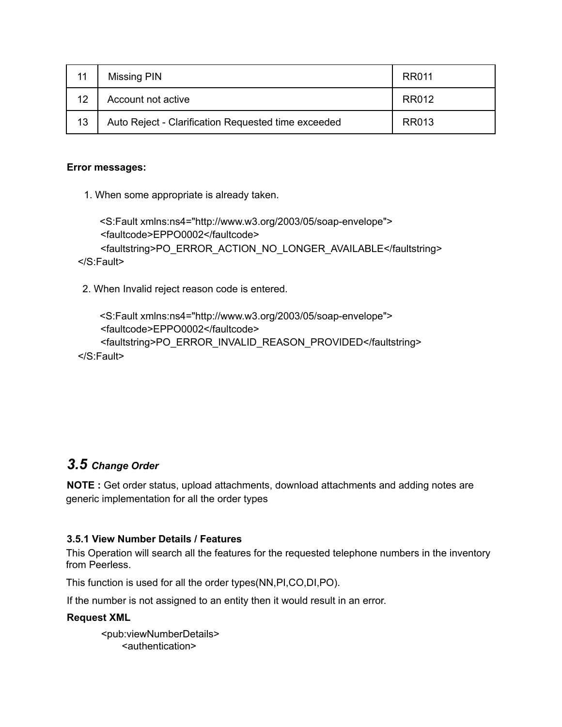| 11 | Missing PIN | RR011 |
|---|---|---|
| 12 | Account not active | RR012 |
| 13 | Auto Reject - Clarification Requested time exceeded | RR013 |

**Error messages:**

1. When some appropriate is already taken.

```
<S:Fault xmlns:ns4="http://www.w3.org/2003/05/soap-envelope">
<faultcode>EPPO0002</faultcode>
<faultstring>PO_ERROR_ACTION_NO_LONGER_AVAILABLE</faultstring>
</S:Fault>
```

2. When Invalid reject reason code is entered.

```
<S:Fault xmlns:ns4="http://www.w3.org/2003/05/soap-envelope">
<faultcode>EPPO0002</faultcode>
<faultstring>PO_ERROR_INVALID_REASON_PROVIDED</faultstring>
</S:Fault>
```

## *3.5 Change Order*

**NOTE :** Get order status, upload attachments, download attachments and adding notes are generic implementation for all the order types

### 3.5.1 View Number Details / Features

This Operation will search all the features for the requested telephone numbers in the inventory from Peerless.

This function is used for all the order types(NN,PI,CO,DI,PO).

If the number is not assigned to an entity then it would result in an error.

**Request XML**

```
<pub:viewNumberDetails>
    <authentication>
```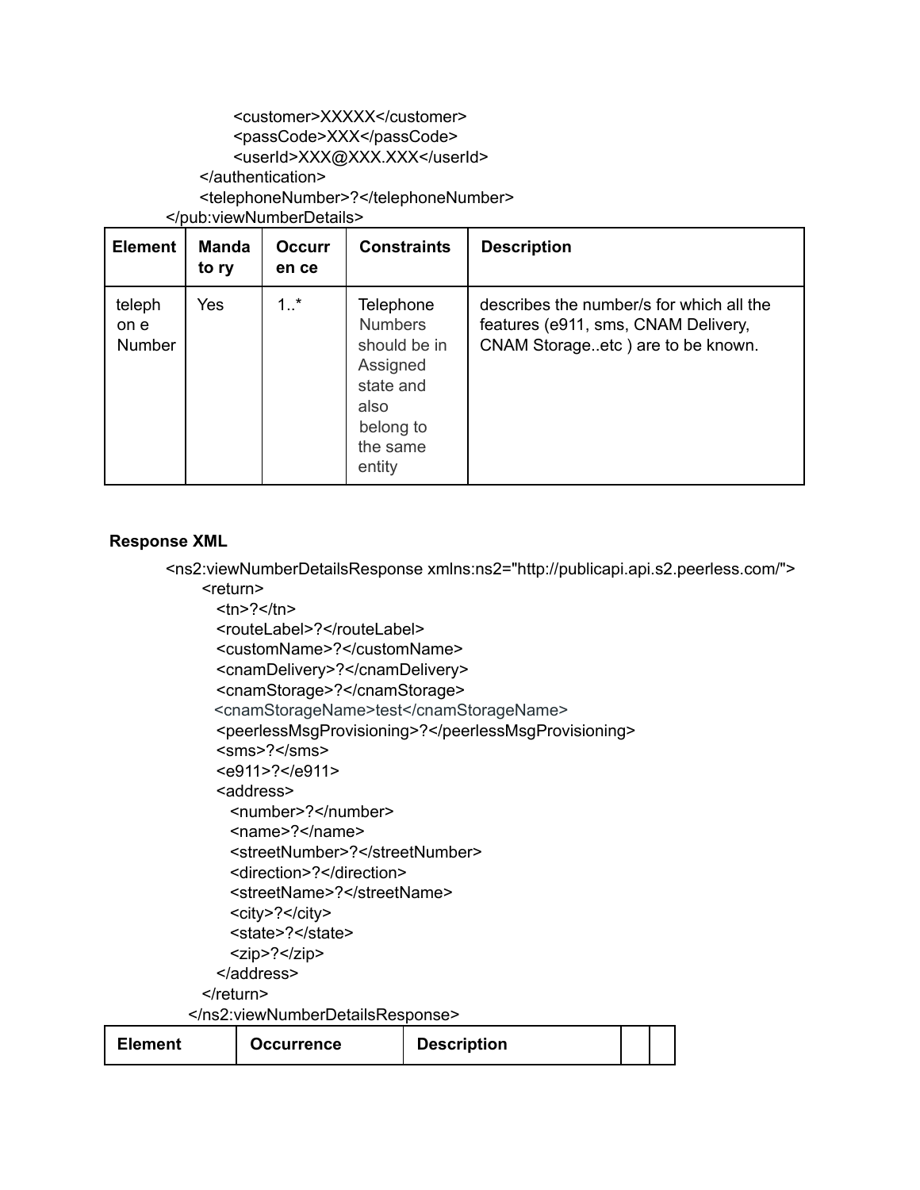```
            <customer>XXXXX</customer>
            <passCode>XXX</passCode>
            <userId>XXX@XXX.XXX</userId>
        </authentication>
        <telephoneNumber>?</telephoneNumber>
    </pub:viewNumberDetails>
```

| Element | Mandatory | Occurrence | Constraints | Description |
|---|---|---|---|---|
| telephone Number | Yes | 1..* | Telephone Numbers should be in Assigned state and also belong to the same entity | describes the number/s for which all the features (e911, sms, CNAM Delivery, CNAM Storage..etc ) are to be known. |

**Response XML**

```
<ns2:viewNumberDetailsResponse xmlns:ns2="http://publicapi.api.s2.peerless.com/">
    <return>
        <tn>?</tn>
        <routeLabel>?</routeLabel>
        <customName>?</customName>
        <cnamDelivery>?</cnamDelivery>
        <cnamStorage>?</cnamStorage>
        <cnamStorageName>test</cnamStorageName>
        <peerlessMsgProvisioning>?</peerlessMsgProvisioning>
        <sms>?</sms>
        <e911>?</e911>
        <address>
            <number>?</number>
            <name>?</name>
            <streetNumber>?</streetNumber>
            <direction>?</direction>
            <streetName>?</streetName>
            <city>?</city>
            <state>?</state>
            <zip>?</zip>
        </address>
    </return>
</ns2:viewNumberDetailsResponse>
```

| Element | Occurrence | Description | | |
|---|---|---|---|---|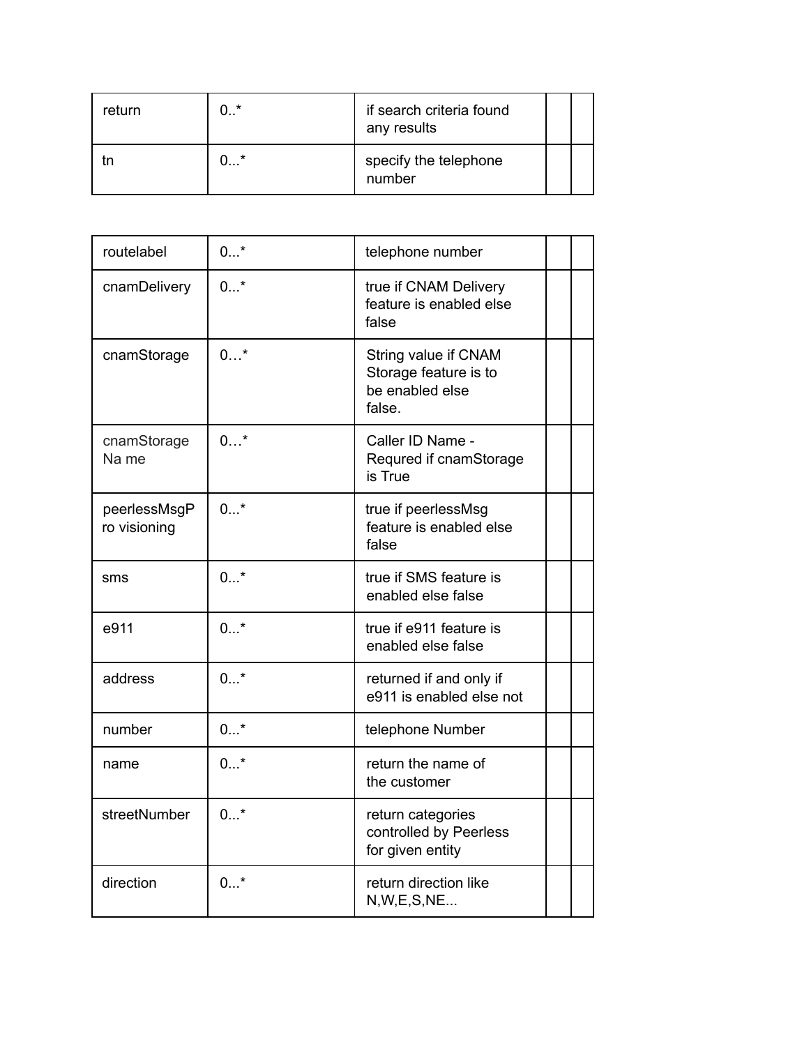| return | 0..* | if search criteria found any results | | |
| --- | --- | --- | --- | --- |
| tn | 0...* | specify the telephone number | | |

| routelabel | 0...* | telephone number | | |
| --- | --- | --- | --- | --- |
| cnamDelivery | 0...* | true if CNAM Delivery feature is enabled else false | | |
| cnamStorage | 0…* | String value if CNAM Storage feature is to be enabled else false. | | |
| cnamStorage Na me | 0…* | Caller ID Name - Requred if cnamStorage is True | | |
| peerlessMsgP ro visioning | 0...* | true if peerlessMsg feature is enabled else false | | |
| sms | 0...* | true if SMS feature is enabled else false | | |
| e911 | 0...* | true if e911 feature is enabled else false | | |
| address | 0...* | returned if and only if e911 is enabled else not | | |
| number | 0...* | telephone Number | | |
| name | 0...* | return the name of the customer | | |
| streetNumber | 0...* | return categories controlled by Peerless for given entity | | |
| direction | 0...* | return direction like N,W,E,S,NE... | | |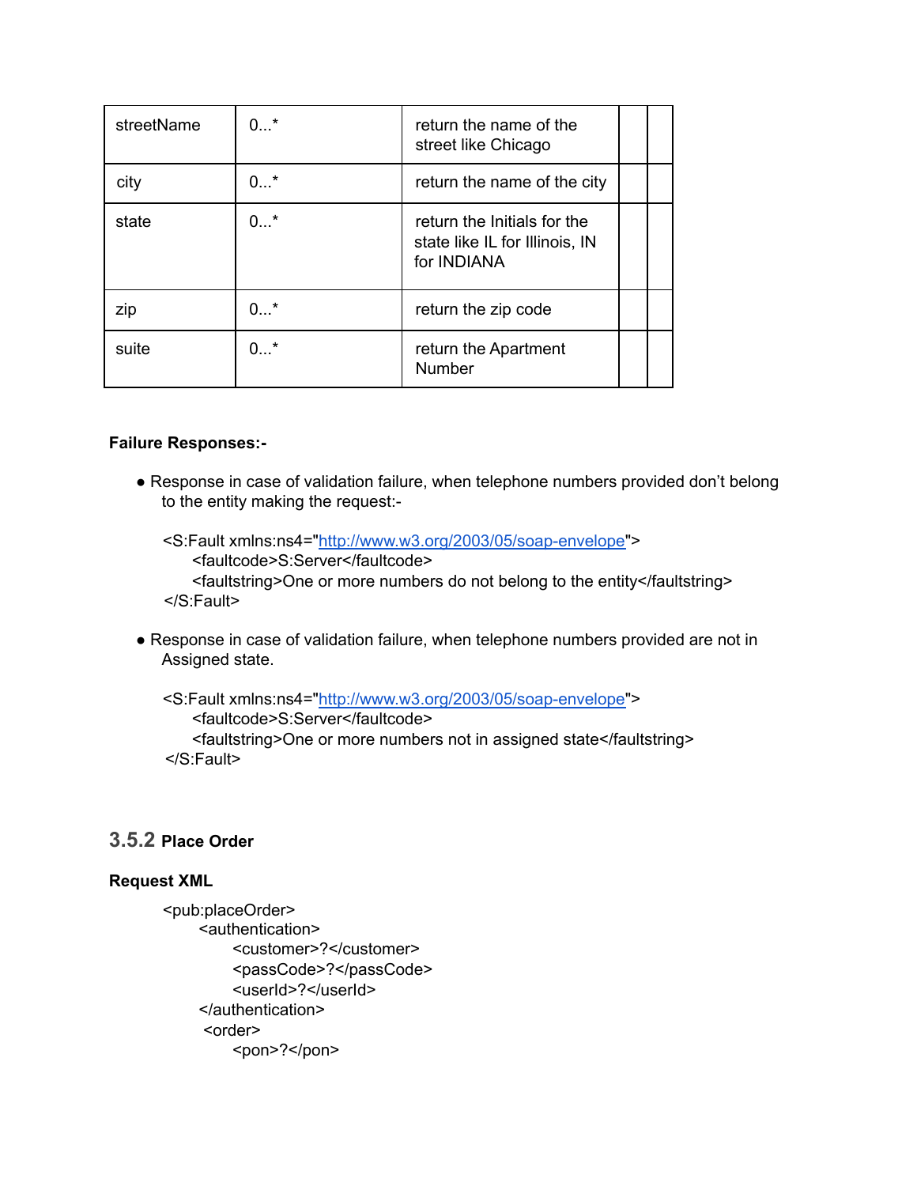| streetName | 0...* | return the name of the street like Chicago | | |
|---|---|---|---|---|
| city | 0...* | return the name of the city | | |
| state | 0...* | return the Initials for the state like IL for Illinois, IN for INDIANA | | |
| zip | 0...* | return the zip code | | |
| suite | 0...* | return the Apartment Number | | |

**Failure Responses:-**

- Response in case of validation failure, when telephone numbers provided don't belong to the entity making the request:-

```
<S:Fault xmlns:ns4="http://www.w3.org/2003/05/soap-envelope">
    <faultcode>S:Server</faultcode>
    <faultstring>One or more numbers do not belong to the entity</faultstring>
</S:Fault>
```

- Response in case of validation failure, when telephone numbers provided are not in Assigned state.

```
<S:Fault xmlns:ns4="http://www.w3.org/2003/05/soap-envelope">
    <faultcode>S:Server</faultcode>
    <faultstring>One or more numbers not in assigned state</faultstring>
</S:Fault>
```

### 3.5.2 Place Order

**Request XML**

```
<pub:placeOrder>
    <authentication>
        <customer>?</customer>
        <passCode>?</passCode>
        <userId>?</userId>
    </authentication>
    <order>
        <pon>?</pon>
```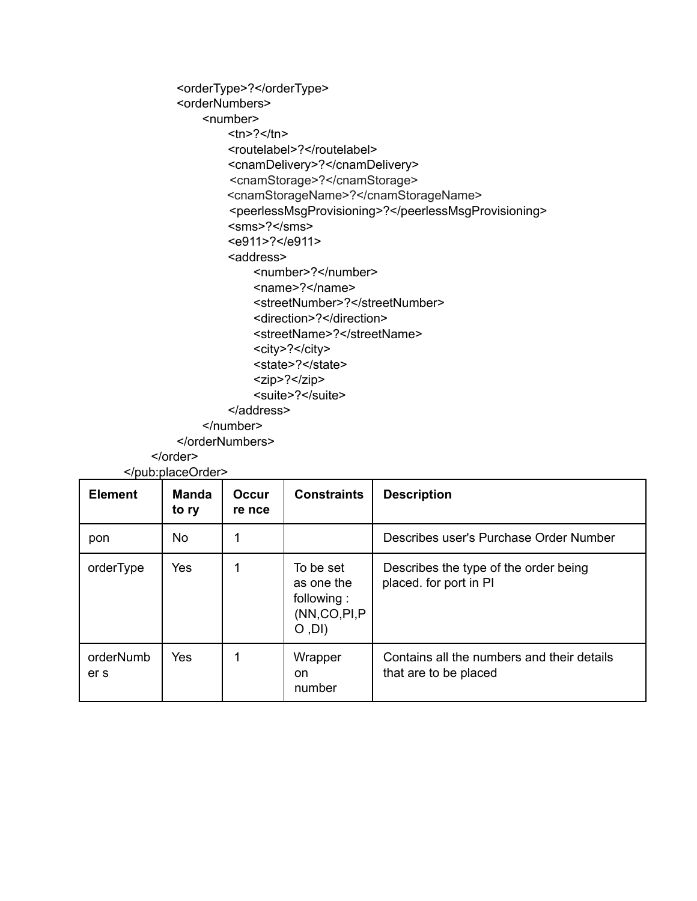```
            <orderType>?</orderType>
            <orderNumbers>
                <number>
                    <tn>?</tn>
                    <routelabel>?</routelabel>
                    <cnamDelivery>?</cnamDelivery>
                    <cnamStorage>?</cnamStorage>
                    <cnamStorageName>?</cnamStorageName>
                    <peerlessMsgProvisioning>?</peerlessMsgProvisioning>
                    <sms>?</sms>
                    <e911>?</e911>
                    <address>
                        <number>?</number>
                        <name>?</name>
                        <streetNumber>?</streetNumber>
                        <direction>?</direction>
                        <streetName>?</streetName>
                        <city>?</city>
                        <state>?</state>
                        <zip>?</zip>
                        <suite>?</suite>
                    </address>
                </number>
            </orderNumbers>
        </order>
    </pub:placeOrder>
```

| Element | Mandatory | Occurrence | Constraints | Description |
|---|---|---|---|---|
| pon | No | 1 | | Describes user's Purchase Order Number |
| orderType | Yes | 1 | To be set as one the following : (NN,CO,PI,PO ,DI) | Describes the type of the order being placed. for port in PI |
| orderNumbers | Yes | 1 | Wrapper on number | Contains all the numbers and their details that are to be placed |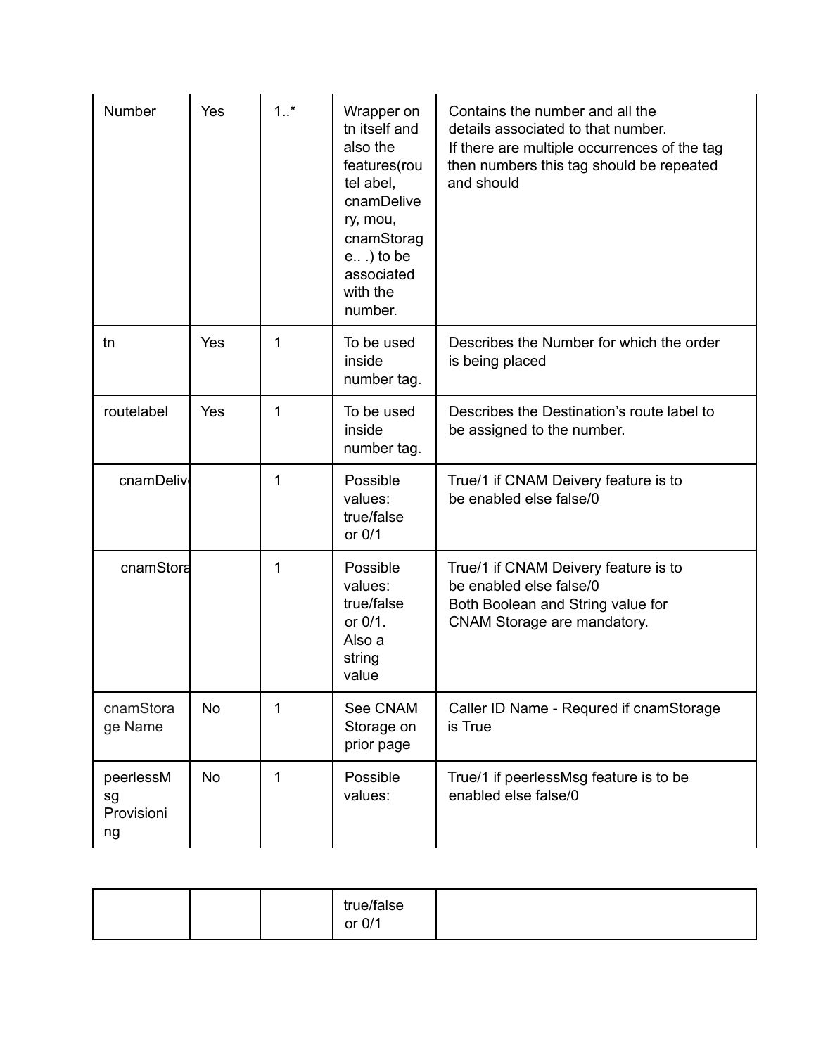| Number | Yes | 1..* | Wrapper on tn itself and also the features(rou tel abel, cnamDelive ry, mou, cnamStorag e.. .) to be associated with the number. | Contains the number and all the details associated to that number. If there are multiple occurrences of the tag then numbers this tag should be repeated and should |
|---|---|---|---|---|
| tn | Yes | 1 | To be used inside number tag. | Describes the Number for which the order is being placed |
| routelabel | Yes | 1 | To be used inside number tag. | Describes the Destination's route label to be assigned to the number. |
| cnamDeliv | | 1 | Possible values: true/false or 0/1 | True/1 if CNAM Deivery feature is to be enabled else false/0 |
| cnamStora | | 1 | Possible values: true/false or 0/1. Also a string value | True/1 if CNAM Deivery feature is to be enabled else false/0 Both Boolean and String value for CNAM Storage are mandatory. |
| cnamStora ge Name | No | 1 | See CNAM Storage on prior page | Caller ID Name - Requred if cnamStorage is True |
| peerlessM sg Provisioni ng | No | 1 | Possible values: true/false or 0/1 | True/1 if peerlessMsg feature is to be enabled else false/0 |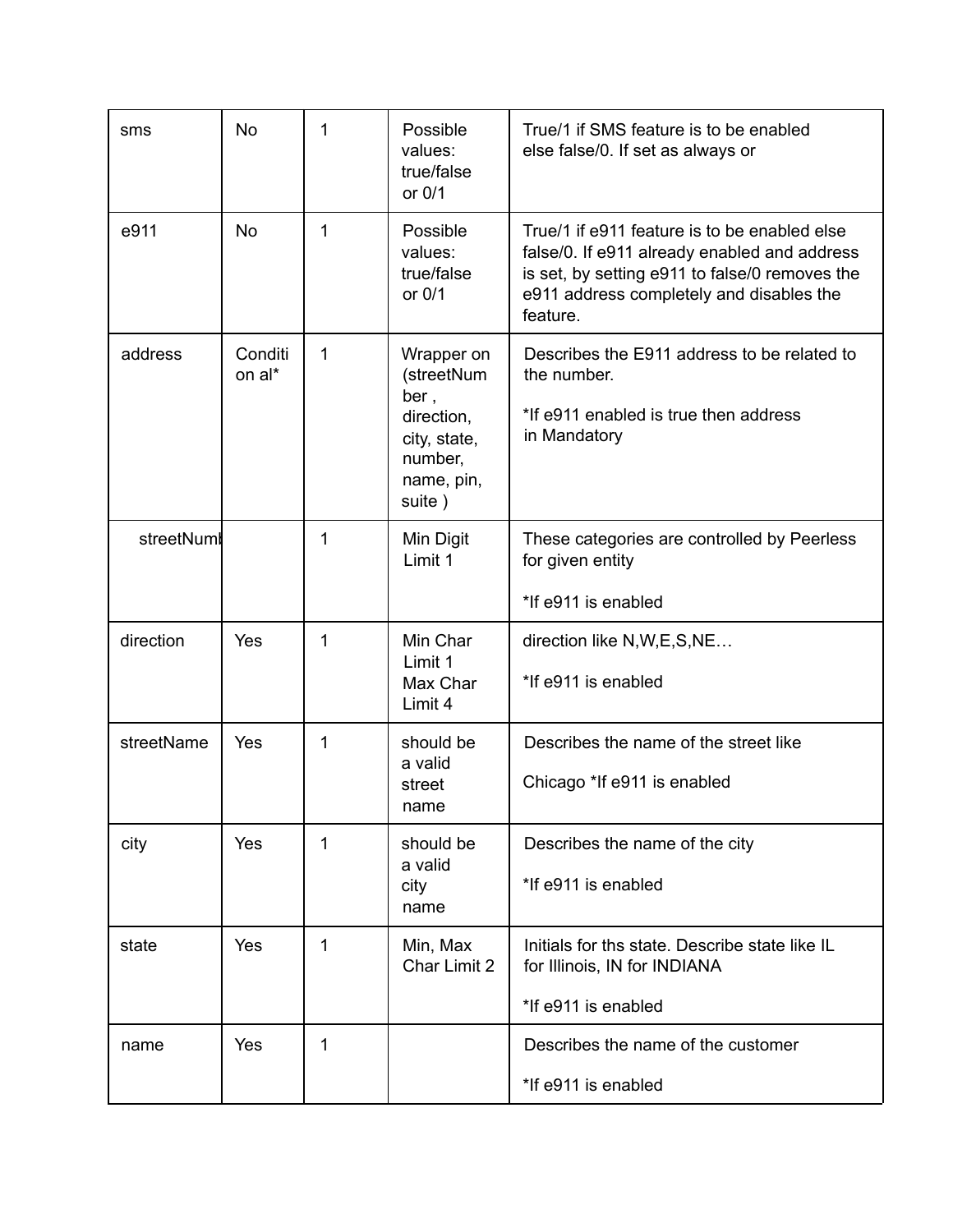| sms | No | 1 | Possible values: true/false or 0/1 | True/1 if SMS feature is to be enabled else false/0. If set as always or |
|---|---|---|---|---|
| e911 | No | 1 | Possible values: true/false or 0/1 | True/1 if e911 feature is to be enabled else false/0. If e911 already enabled and address is set, by setting e911 to false/0 removes the e911 address completely and disables the feature. |
| address | Conditi on al* | 1 | Wrapper on (streetNum ber , direction, city, state, number, name, pin, suite ) | Describes the E911 address to be related to the number.<br><br>*If e911 enabled is true then address in Mandatory |
| streetNumb | | 1 | Min Digit Limit 1 | These categories are controlled by Peerless for given entity<br><br>*If e911 is enabled |
| direction | Yes | 1 | Min Char Limit 1 Max Char Limit 4 | direction like N,W,E,S,NE…<br><br>*If e911 is enabled |
| streetName | Yes | 1 | should be a valid street name | Describes the name of the street like<br><br>Chicago *If e911 is enabled |
| city | Yes | 1 | should be a valid city name | Describes the name of the city<br><br>*If e911 is enabled |
| state | Yes | 1 | Min, Max Char Limit 2 | Initials for ths state. Describe state like IL for Illinois, IN for INDIANA<br><br>*If e911 is enabled |
| name | Yes | 1 | | Describes the name of the customer<br><br>*If e911 is enabled |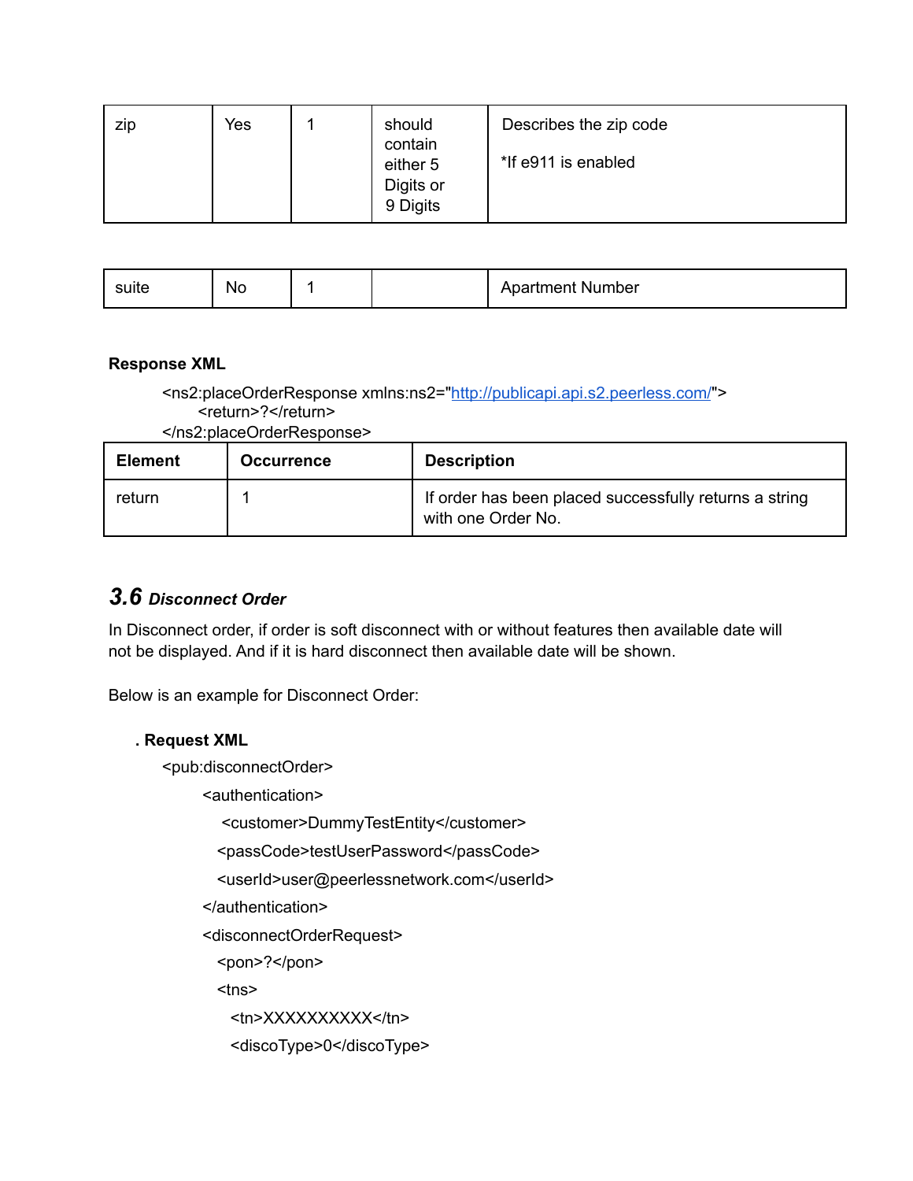| zip | Yes | 1 | should contain either 5 Digits or 9 Digits | Describes the zip code<br><br>*If e911 is enabled |
|---|---|---|---|---|

| suite | No | 1 | | Apartment Number |
|---|---|---|---|---|

**Response XML**

```
<ns2:placeOrderResponse xmlns:ns2="http://publicapi.api.s2.peerless.com/">
    <return>?</return>
</ns2:placeOrderResponse>
```

| Element | Occurrence | Description |
|---|---|---|
| return | 1 | If order has been placed successfully returns a string with one Order No. |

### *3.6 Disconnect Order*

In Disconnect order, if order is soft disconnect with or without features then available date will not be displayed. And if it is hard disconnect then available date will be shown.

Below is an example for Disconnect Order:

**. Request XML**

```
<pub:disconnectOrder>
    <authentication>
        <customer>DummyTestEntity</customer>
        <passCode>testUserPassword</passCode>
        <userId>user@peerlessnetwork.com</userId>
    </authentication>
    <disconnectOrderRequest>
        <pon>?</pon>
        <tns>
            <tn>XXXXXXXXXX</tn>
            <discoType>0</discoType>
```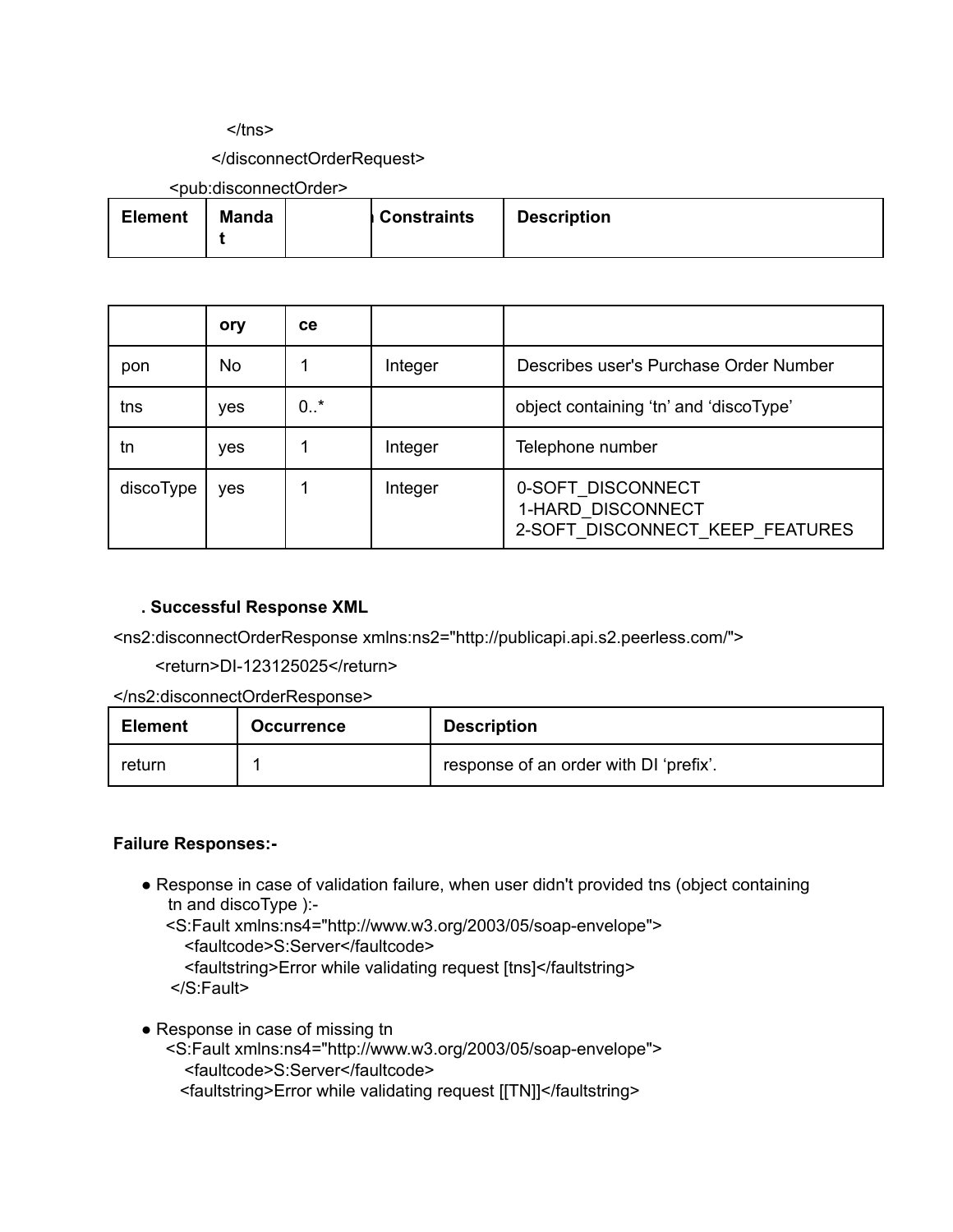```
            </tns>
        </disconnectOrderRequest>
    <pub:disconnectOrder>
```

| Element | Mandatory | Occurrence | Constraints | Description |
|---|---|---|---|---|
| pon | No | 1 | Integer | Describes user's Purchase Order Number |
| tns | yes | 0..* | | object containing 'tn' and 'discoType' |
| tn | yes | 1 | Integer | Telephone number |
| discoType | yes | 1 | Integer | 0-SOFT_DISCONNECT<br>1-HARD_DISCONNECT<br>2-SOFT_DISCONNECT_KEEP_FEATURES |

**. Successful Response XML**

```
<ns2:disconnectOrderResponse xmlns:ns2="http://publicapi.api.s2.peerless.com/">
    <return>DI-123125025</return>
</ns2:disconnectOrderResponse>
```

| Element | Occurrence | Description |
|---|---|---|
| return | 1 | response of an order with DI 'prefix'. |

**Failure Responses:-**

- Response in case of validation failure, when user didn't provided tns (object containing tn and discoType ):-

```
<S:Fault xmlns:ns4="http://www.w3.org/2003/05/soap-envelope">
    <faultcode>S:Server</faultcode>
    <faultstring>Error while validating request [tns]</faultstring>
</S:Fault>
```

- Response in case of missing tn

```
<S:Fault xmlns:ns4="http://www.w3.org/2003/05/soap-envelope">
    <faultcode>S:Server</faultcode>
    <faultstring>Error while validating request [[TN]]</faultstring>
```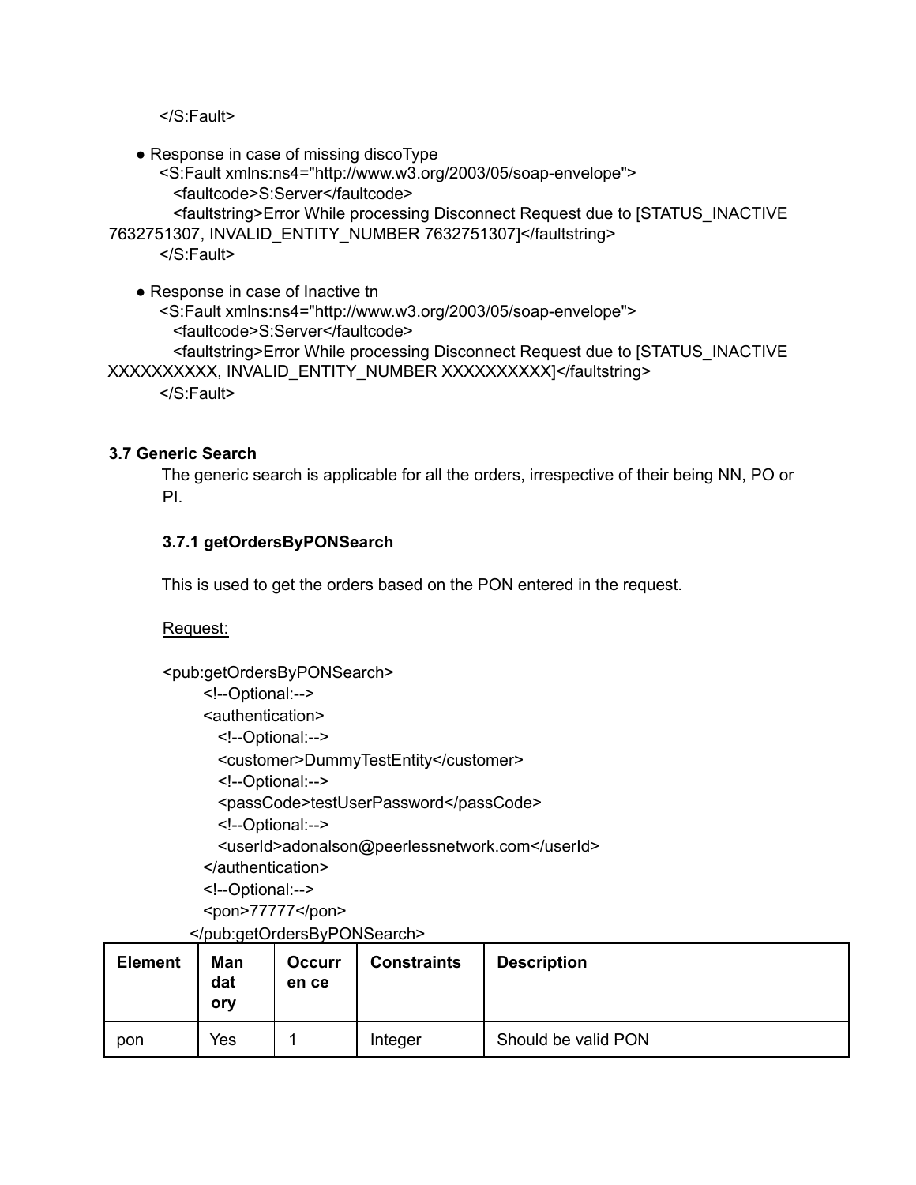```
</S:Fault>
```

- Response in case of missing discoType

```
<S:Fault xmlns:ns4="http://www.w3.org/2003/05/soap-envelope">
  <faultcode>S:Server</faultcode>
  <faultstring>Error While processing Disconnect Request due to [STATUS_INACTIVE 7632751307, INVALID_ENTITY_NUMBER 7632751307]</faultstring>
</S:Fault>
```

- Response in case of Inactive tn

```
<S:Fault xmlns:ns4="http://www.w3.org/2003/05/soap-envelope">
  <faultcode>S:Server</faultcode>
  <faultstring>Error While processing Disconnect Request due to [STATUS_INACTIVE XXXXXXXXXX, INVALID_ENTITY_NUMBER XXXXXXXXXX]</faultstring>
</S:Fault>
```

### 3.7 Generic Search

The generic search is applicable for all the orders, irrespective of their being NN, PO or PI.

#### 3.7.1 getOrdersByPONSearch

This is used to get the orders based on the PON entered in the request.

Request:

```
<pub:getOrdersByPONSearch>
   <!--Optional:-->
   <authentication>
      <!--Optional:-->
      <customer>DummyTestEntity</customer>
      <!--Optional:-->
      <passCode>testUserPassword</passCode>
      <!--Optional:-->
      <userId>adonalson@peerlessnetwork.com</userId>
   </authentication>
   <!--Optional:-->
   <pon>77777</pon>
</pub:getOrdersByPONSearch>
```

| Element | Mandatory | Occurrence | Constraints | Description |
|---|---|---|---|---|
| pon | Yes | 1 | Integer | Should be valid PON |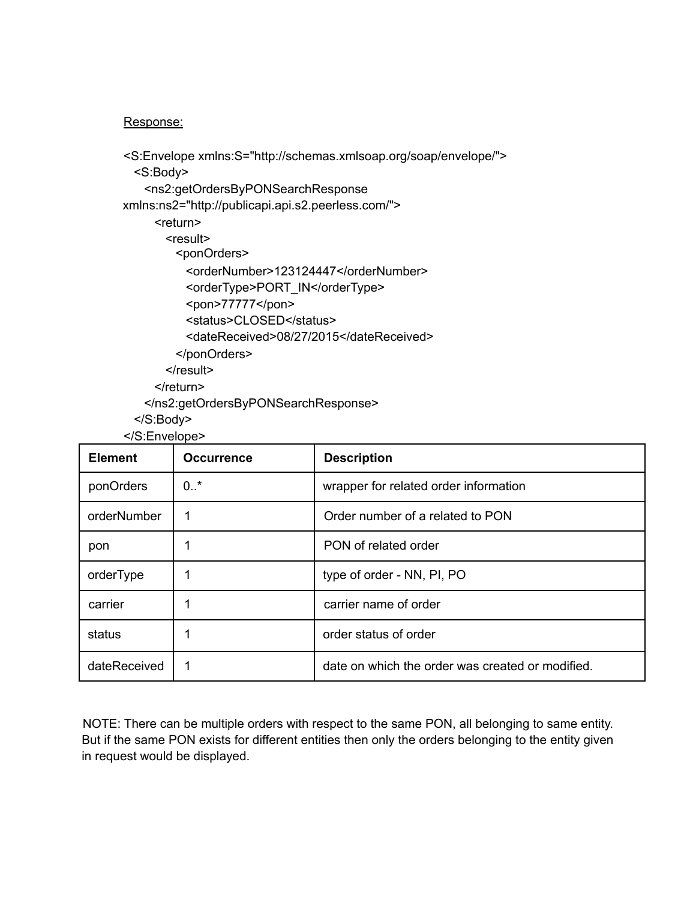Response:

```
<S:Envelope xmlns:S="http://schemas.xmlsoap.org/soap/envelope/">
  <S:Body>
    <ns2:getOrdersByPONSearchResponse xmlns:ns2="http://publicapi.api.s2.peerless.com/">
      <return>
        <result>
          <ponOrders>
            <orderNumber>123124447</orderNumber>
            <orderType>PORT_IN</orderType>
            <pon>77777</pon>
            <status>CLOSED</status>
            <dateReceived>08/27/2015</dateReceived>
          </ponOrders>
        </result>
      </return>
    </ns2:getOrdersByPONSearchResponse>
  </S:Body>
</S:Envelope>
```

| Element | Occurrence | Description |
|---|---|---|
| ponOrders | 0..* | wrapper for related order information |
| orderNumber | 1 | Order number of a related to PON |
| pon | 1 | PON of related order |
| orderType | 1 | type of order - NN, PI, PO |
| carrier | 1 | carrier name of order |
| status | 1 | order status of order |
| dateReceived | 1 | date on which the order was created or modified. |

NOTE: There can be multiple orders with respect to the same PON, all belonging to same entity. But if the same PON exists for different entities then only the orders belonging to the entity given in request would be displayed.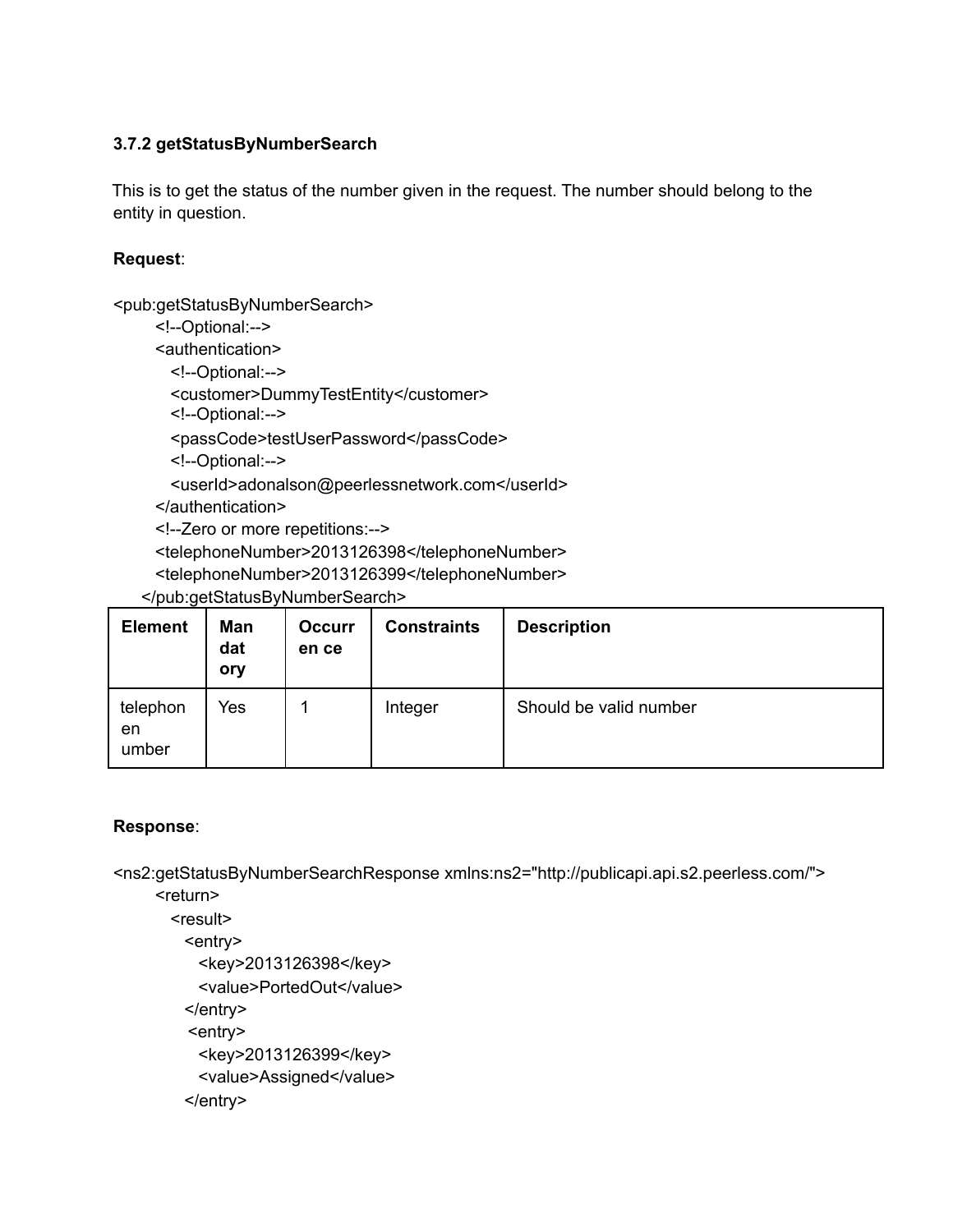### 3.7.2 getStatusByNumberSearch

This is to get the status of the number given in the request. The number should belong to the entity in question.

**Request**:

```
<pub:getStatusByNumberSearch>
   <!--Optional:-->
   <authentication>
     <!--Optional:-->
     <customer>DummyTestEntity</customer>
     <!--Optional:-->
     <passCode>testUserPassword</passCode>
     <!--Optional:-->
     <userId>adonalson@peerlessnetwork.com</userId>
   </authentication>
   <!--Zero or more repetitions:-->
   <telephoneNumber>2013126398</telephoneNumber>
   <telephoneNumber>2013126399</telephoneNumber>
 </pub:getStatusByNumberSearch>
```

| Element | Mandatory | Occurrence | Constraints | Description |
|---|---|---|---|---|
| telephonenumber | Yes | 1 | Integer | Should be valid number |

**Response**:

```
<ns2:getStatusByNumberSearchResponse xmlns:ns2="http://publicapi.api.s2.peerless.com/">
   <return>
     <result>
       <entry>
         <key>2013126398</key>
         <value>PortedOut</value>
       </entry>
       <entry>
         <key>2013126399</key>
         <value>Assigned</value>
       </entry>
```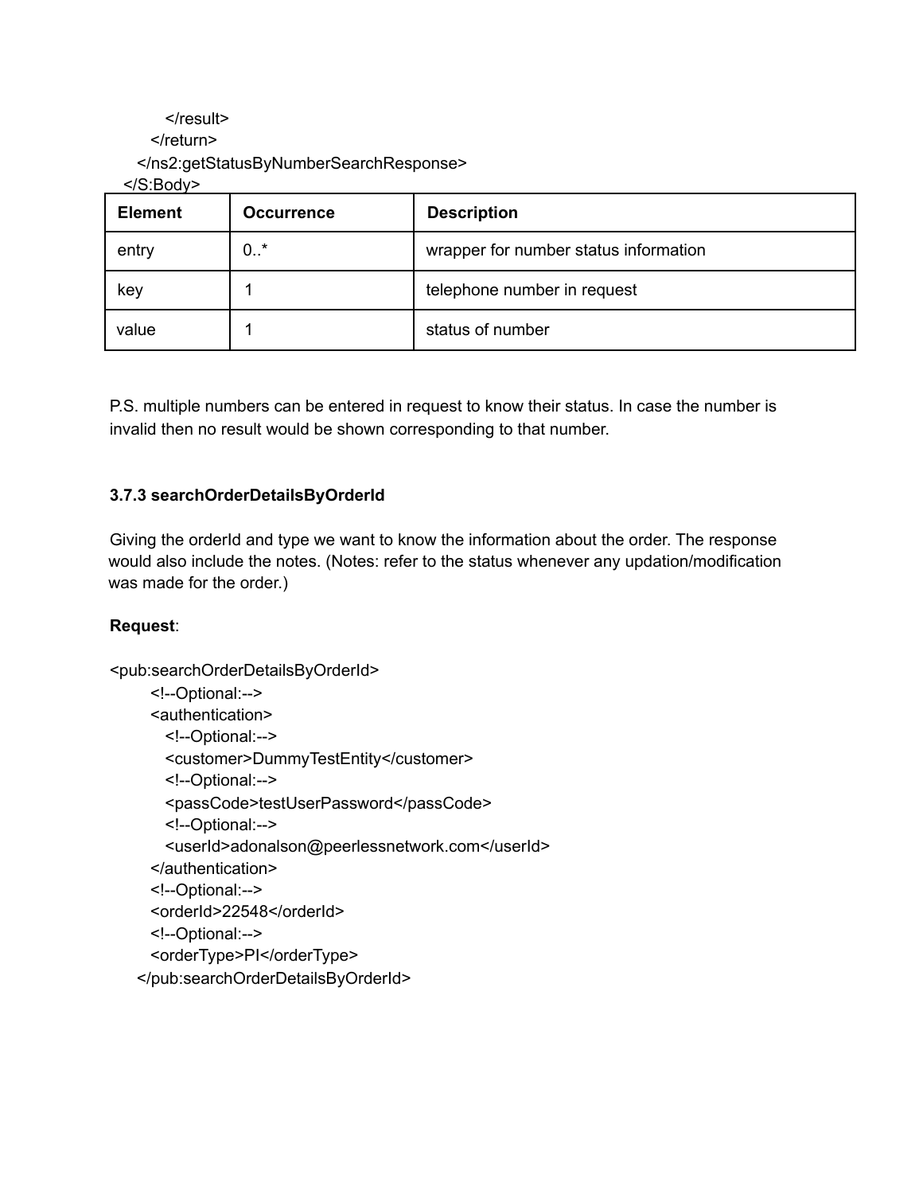```
        </result>
      </return>
    </ns2:getStatusByNumberSearchResponse>
  </S:Body>
```

| Element | Occurrence | Description |
|---|---|---|
| entry | 0..* | wrapper for number status information |
| key | 1 | telephone number in request |
| value | 1 | status of number |

P.S. multiple numbers can be entered in request to know their status. In case the number is invalid then no result would be shown corresponding to that number.

### 3.7.3 searchOrderDetailsByOrderId

Giving the orderId and type we want to know the information about the order. The response would also include the notes. (Notes: refer to the status whenever any updation/modification was made for the order.)

**Request**:

```
<pub:searchOrderDetailsByOrderId>
      <!--Optional:-->
      <authentication>
         <!--Optional:-->
         <customer>DummyTestEntity</customer>
         <!--Optional:-->
         <passCode>testUserPassword</passCode>
         <!--Optional:-->
         <userId>adonalson@peerlessnetwork.com</userId>
      </authentication>
      <!--Optional:-->
      <orderId>22548</orderId>
      <!--Optional:-->
      <orderType>PI</orderType>
   </pub:searchOrderDetailsByOrderId>
```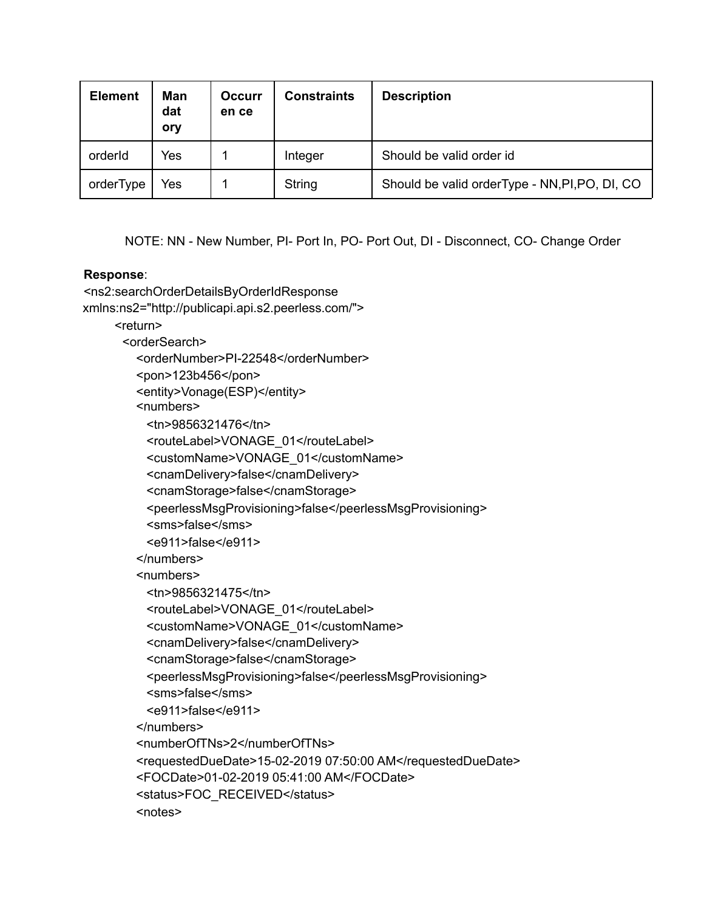| Element | Mandatory | Occurrence | Constraints | Description |
|---|---|---|---|---|
| orderId | Yes | 1 | Integer | Should be valid order id |
| orderType | Yes | 1 | String | Should be valid orderType - NN,PI,PO, DI, CO |

NOTE: NN - New Number, PI- Port In, PO- Port Out, DI - Disconnect, CO- Change Order

**Response**:

```
<ns2:searchOrderDetailsByOrderIdResponse
xmlns:ns2="http://publicapi.api.s2.peerless.com/">
    <return>
      <orderSearch>
        <orderNumber>PI-22548</orderNumber>
        <pon>123b456</pon>
        <entity>Vonage(ESP)</entity>
        <numbers>
          <tn>9856321476</tn>
          <routeLabel>VONAGE_01</routeLabel>
          <customName>VONAGE_01</customName>
          <cnamDelivery>false</cnamDelivery>
          <cnamStorage>false</cnamStorage>
          <peerlessMsgProvisioning>false</peerlessMsgProvisioning>
          <sms>false</sms>
          <e911>false</e911>
        </numbers>
        <numbers>
          <tn>9856321475</tn>
          <routeLabel>VONAGE_01</routeLabel>
          <customName>VONAGE_01</customName>
          <cnamDelivery>false</cnamDelivery>
          <cnamStorage>false</cnamStorage>
          <peerlessMsgProvisioning>false</peerlessMsgProvisioning>
          <sms>false</sms>
          <e911>false</e911>
        </numbers>
        <numberOfTNs>2</numberOfTNs>
        <requestedDueDate>15-02-2019 07:50:00 AM</requestedDueDate>
        <FOCDate>01-02-2019 05:41:00 AM</FOCDate>
        <status>FOC_RECEIVED</status>
        <notes>
```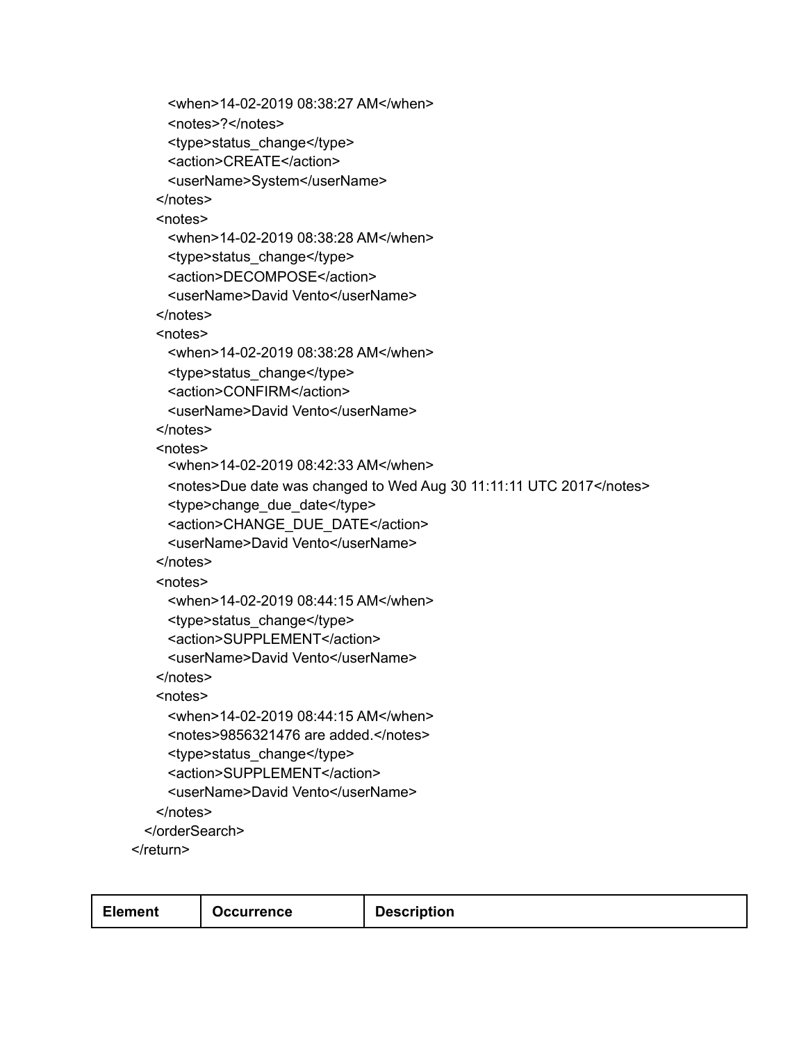```
      <when>14-02-2019 08:38:27 AM</when>
      <notes>?</notes>
      <type>status_change</type>
      <action>CREATE</action>
      <userName>System</userName>
    </notes>
    <notes>
      <when>14-02-2019 08:38:28 AM</when>
      <type>status_change</type>
      <action>DECOMPOSE</action>
      <userName>David Vento</userName>
    </notes>
    <notes>
      <when>14-02-2019 08:38:28 AM</when>
      <type>status_change</type>
      <action>CONFIRM</action>
      <userName>David Vento</userName>
    </notes>
    <notes>
      <when>14-02-2019 08:42:33 AM</when>
      <notes>Due date was changed to Wed Aug 30 11:11:11 UTC 2017</notes>
      <type>change_due_date</type>
      <action>CHANGE_DUE_DATE</action>
      <userName>David Vento</userName>
    </notes>
    <notes>
      <when>14-02-2019 08:44:15 AM</when>
      <type>status_change</type>
      <action>SUPPLEMENT</action>
      <userName>David Vento</userName>
    </notes>
    <notes>
      <when>14-02-2019 08:44:15 AM</when>
      <notes>9856321476 are added.</notes>
      <type>status_change</type>
      <action>SUPPLEMENT</action>
      <userName>David Vento</userName>
    </notes>
  </orderSearch>
</return>
```

| Element | Occurrence | Description |
|---|---|---|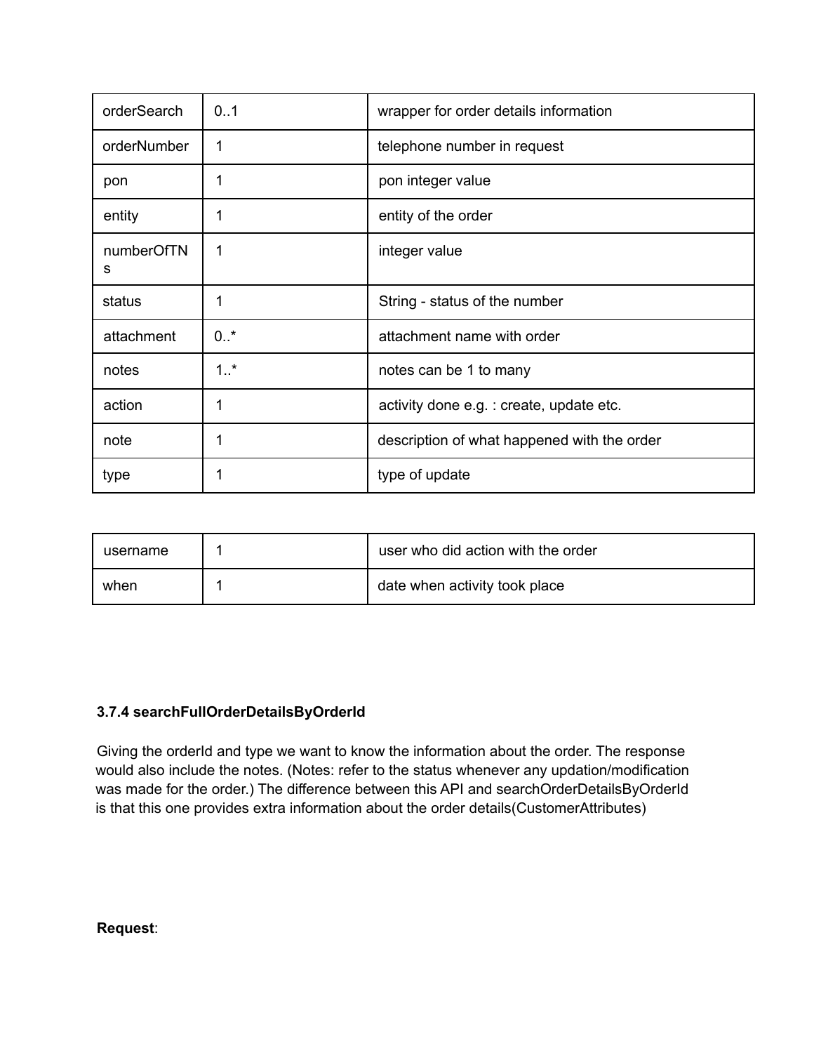| orderSearch | 0..1 | wrapper for order details information |
|---|---|---|
| orderNumber | 1 | telephone number in request |
| pon | 1 | pon integer value |
| entity | 1 | entity of the order |
| numberOfTNs | 1 | integer value |
| status | 1 | String - status of the number |
| attachment | 0..* | attachment name with order |
| notes | 1..* | notes can be 1 to many |
| action | 1 | activity done e.g. : create, update etc. |
| note | 1 | description of what happened with the order |
| type | 1 | type of update |
| username | 1 | user who did action with the order |
| when | 1 | date when activity took place |

### 3.7.4 searchFullOrderDetailsByOrderId

Giving the orderId and type we want to know the information about the order. The response would also include the notes. (Notes: refer to the status whenever any updation/modification was made for the order.) The difference between this API and searchOrderDetailsByOrderId is that this one provides extra information about the order details(CustomerAttributes)

**Request**: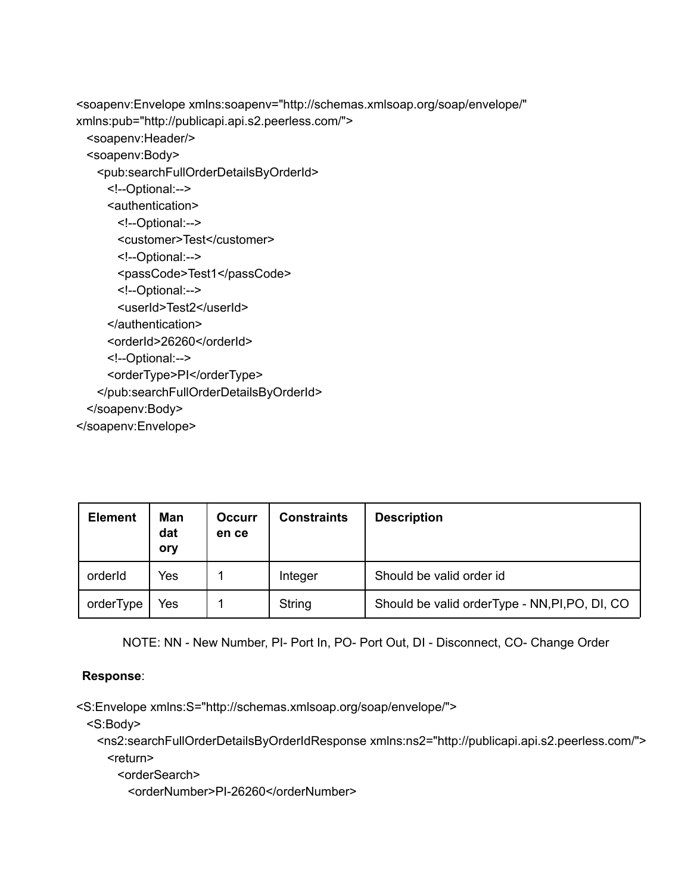```xml
<soapenv:Envelope xmlns:soapenv="http://schemas.xmlsoap.org/soap/envelope/"
xmlns:pub="http://publicapi.api.s2.peerless.com/">
  <soapenv:Header/>
  <soapenv:Body>
    <pub:searchFullOrderDetailsByOrderId>
      <!--Optional:-->
      <authentication>
        <!--Optional:-->
        <customer>Test</customer>
        <!--Optional:-->
        <passCode>Test1</passCode>
        <!--Optional:-->
        <userId>Test2</userId>
      </authentication>
      <orderId>26260</orderId>
      <!--Optional:-->
      <orderType>PI</orderType>
    </pub:searchFullOrderDetailsByOrderId>
  </soapenv:Body>
</soapenv:Envelope>
```

| Element | Mandatory | Occurrence | Constraints | Description |
|---|---|---|---|---|
| orderId | Yes | 1 | Integer | Should be valid order id |
| orderType | Yes | 1 | String | Should be valid orderType - NN,PI,PO, DI, CO |

NOTE: NN - New Number, PI- Port In, PO- Port Out, DI - Disconnect, CO- Change Order

**Response**:

```xml
<S:Envelope xmlns:S="http://schemas.xmlsoap.org/soap/envelope/">
  <S:Body>
    <ns2:searchFullOrderDetailsByOrderIdResponse xmlns:ns2="http://publicapi.api.s2.peerless.com/">
      <return>
        <orderSearch>
          <orderNumber>PI-26260</orderNumber>
```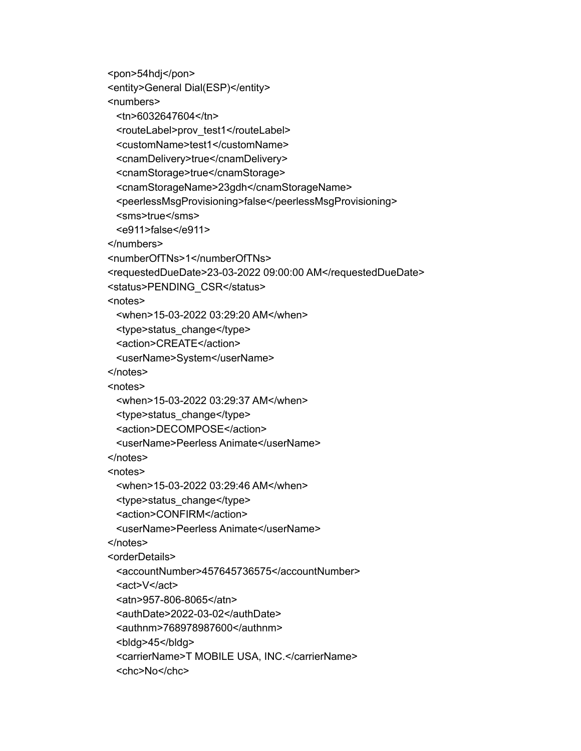```
<pon>54hdj</pon>
<entity>General Dial(ESP)</entity>
<numbers>
  <tn>6032647604</tn>
  <routeLabel>prov_test1</routeLabel>
  <customName>test1</customName>
  <cnamDelivery>true</cnamDelivery>
  <cnamStorage>true</cnamStorage>
  <cnamStorageName>23gdh</cnamStorageName>
  <peerlessMsgProvisioning>false</peerlessMsgProvisioning>
  <sms>true</sms>
  <e911>false</e911>
</numbers>
<numberOfTNs>1</numberOfTNs>
<requestedDueDate>23-03-2022 09:00:00 AM</requestedDueDate>
<status>PENDING_CSR</status>
<notes>
  <when>15-03-2022 03:29:20 AM</when>
  <type>status_change</type>
  <action>CREATE</action>
  <userName>System</userName>
</notes>
<notes>
  <when>15-03-2022 03:29:37 AM</when>
  <type>status_change</type>
  <action>DECOMPOSE</action>
  <userName>Peerless Animate</userName>
</notes>
<notes>
  <when>15-03-2022 03:29:46 AM</when>
  <type>status_change</type>
  <action>CONFIRM</action>
  <userName>Peerless Animate</userName>
</notes>
<orderDetails>
  <accountNumber>457645736575</accountNumber>
  <act>V</act>
  <atn>957-806-8065</atn>
  <authDate>2022-03-02</authDate>
  <authnm>768978987600</authnm>
  <bldg>45</bldg>
  <carrierName>T MOBILE USA, INC.</carrierName>
  <chc>No</chc>
```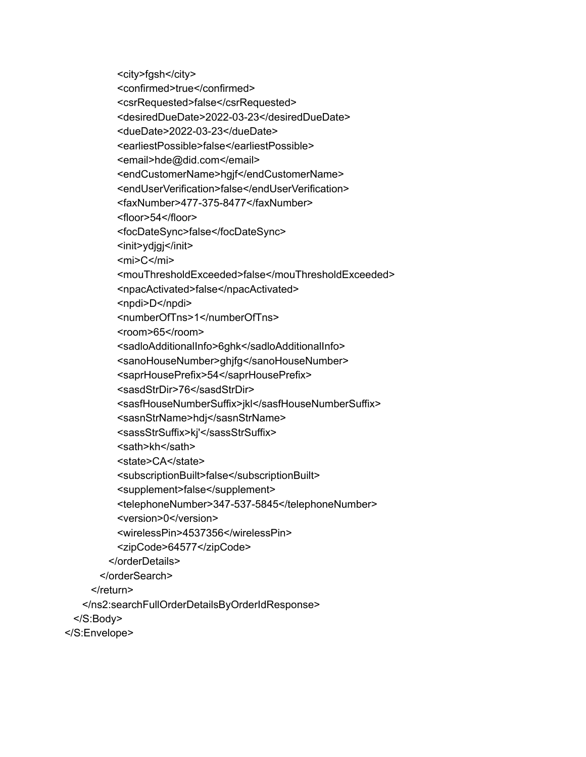```xml
            <city>fgsh</city>
            <confirmed>true</confirmed>
            <csrRequested>false</csrRequested>
            <desiredDueDate>2022-03-23</desiredDueDate>
            <dueDate>2022-03-23</dueDate>
            <earliestPossible>false</earliestPossible>
            <email>hde@did.com</email>
            <endCustomerName>hgjf</endCustomerName>
            <endUserVerification>false</endUserVerification>
            <faxNumber>477-375-8477</faxNumber>
            <floor>54</floor>
            <focDateSync>false</focDateSync>
            <init>ydjgj</init>
            <mi>C</mi>
            <mouThresholdExceeded>false</mouThresholdExceeded>
            <npacActivated>false</npacActivated>
            <npdi>D</npdi>
            <numberOfTns>1</numberOfTns>
            <room>65</room>
            <sadloAdditionalInfo>6ghk</sadloAdditionalInfo>
            <sanoHouseNumber>ghjfg</sanoHouseNumber>
            <saprHousePrefix>54</saprHousePrefix>
            <sasdStrDir>76</sasdStrDir>
            <sasfHouseNumberSuffix>jkl</sasfHouseNumberSuffix>
            <sasnStrName>hdj</sasnStrName>
            <sassStrSuffix>kj'</sassStrSuffix>
            <sath>kh</sath>
            <state>CA</state>
            <subscriptionBuilt>false</subscriptionBuilt>
            <supplement>false</supplement>
            <telephoneNumber>347-537-5845</telephoneNumber>
            <version>0</version>
            <wirelessPin>4537356</wirelessPin>
            <zipCode>64577</zipCode>
          </orderDetails>
        </orderSearch>
      </return>
    </ns2:searchFullOrderDetailsByOrderIdResponse>
  </S:Body>
</S:Envelope>
```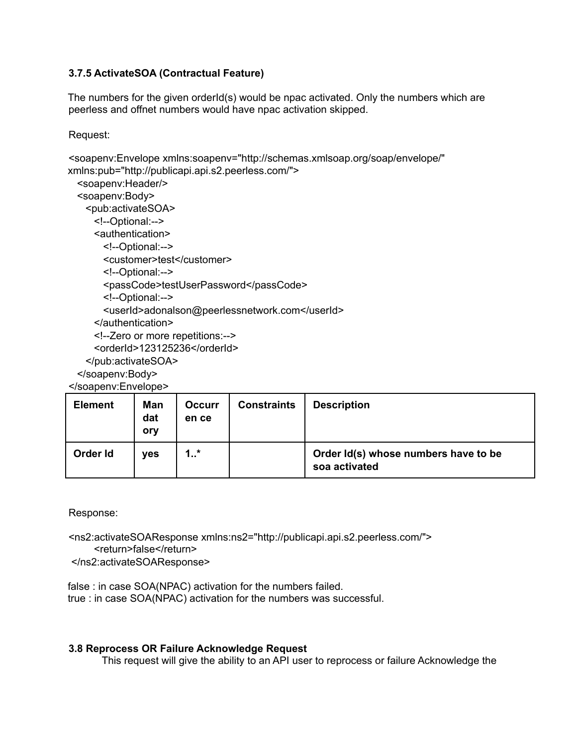### 3.7.5 ActivateSOA (Contractual Feature)

The numbers for the given orderId(s) would be npac activated. Only the numbers which are peerless and offnet numbers would have npac activation skipped.

Request:

```
<soapenv:Envelope xmlns:soapenv="http://schemas.xmlsoap.org/soap/envelope/"
xmlns:pub="http://publicapi.api.s2.peerless.com/">
   <soapenv:Header/>
   <soapenv:Body>
      <pub:activateSOA>
         <!--Optional:-->
         <authentication>
            <!--Optional:-->
            <customer>test</customer>
            <!--Optional:-->
            <passCode>testUserPassword</passCode>
            <!--Optional:-->
            <userId>adonalson@peerlessnetwork.com</userId>
         </authentication>
         <!--Zero or more repetitions:-->
         <orderId>123125236</orderId>
      </pub:activateSOA>
   </soapenv:Body>
</soapenv:Envelope>
```

| Element | Mandatory | Occurrence | Constraints | Description |
|---|---|---|---|---|
| **Order Id** | **yes** | **1..*** | | **Order Id(s) whose numbers have to be soa activated** |

Response:

```
<ns2:activateSOAResponse xmlns:ns2="http://publicapi.api.s2.peerless.com/">
        <return>false</return>
 </ns2:activateSOAResponse>
```

false : in case SOA(NPAC) activation for the numbers failed.
true : in case SOA(NPAC) activation for the numbers was successful.

### 3.8 Reprocess OR Failure Acknowledge Request

This request will give the ability to an API user to reprocess or failure Acknowledge the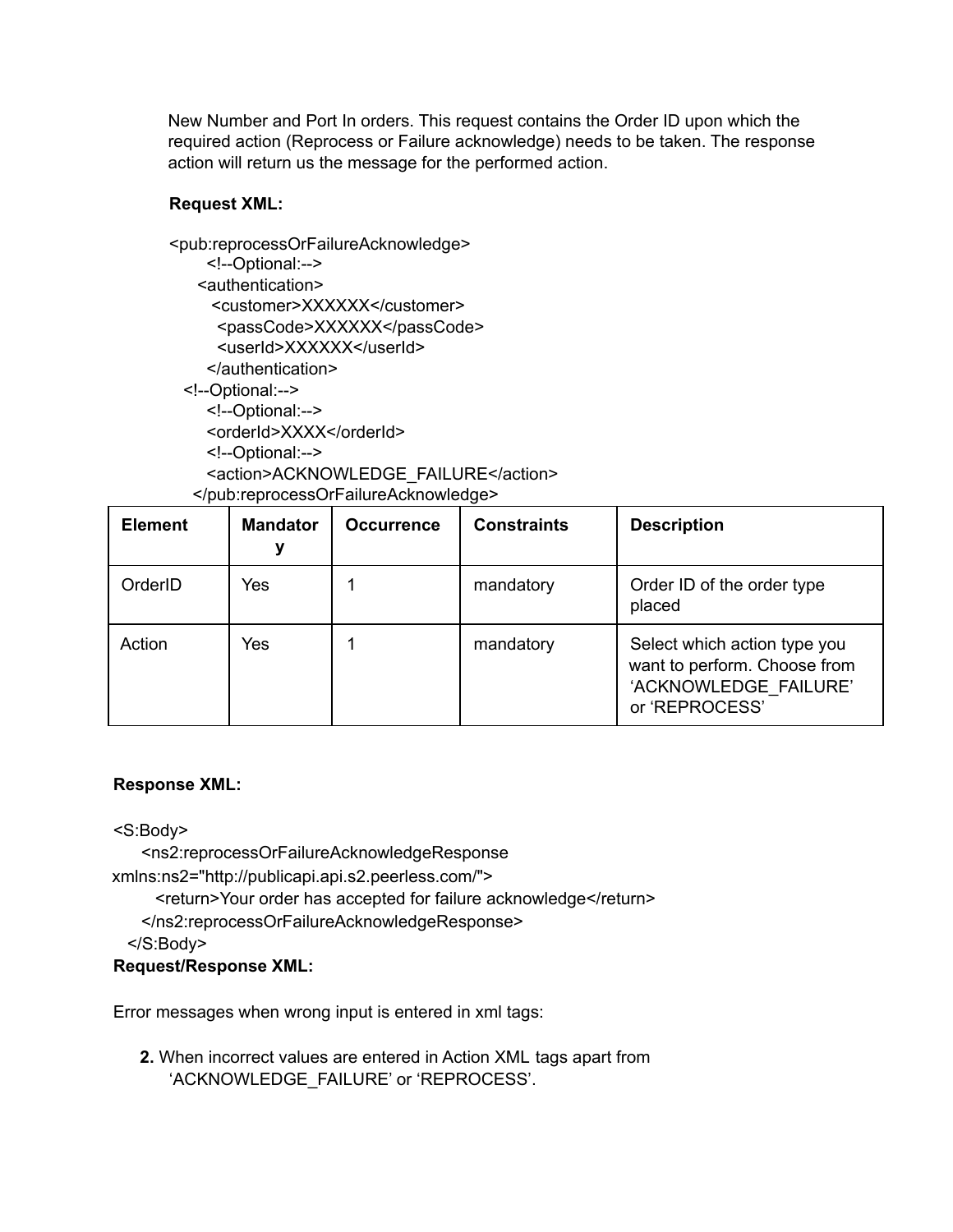New Number and Port In orders. This request contains the Order ID upon which the required action (Reprocess or Failure acknowledge) needs to be taken. The response action will return us the message for the performed action.

**Request XML:**

```
<pub:reprocessOrFailureAcknowledge>
     <!--Optional:-->
    <authentication>
      <customer>XXXXXX</customer>
       <passCode>XXXXXX</passCode>
       <userId>XXXXXX</userId>
     </authentication>
  <!--Optional:-->
     <!--Optional:-->
     <orderId>XXXX</orderId>
     <!--Optional:-->
     <action>ACKNOWLEDGE_FAILURE</action>
   </pub:reprocessOrFailureAcknowledge>
```

| Element | Mandatory | Occurrence | Constraints | Description |
|---|---|---|---|---|
| OrderID | Yes | 1 | mandatory | Order ID of the order type placed |
| Action | Yes | 1 | mandatory | Select which action type you want to perform. Choose from 'ACKNOWLEDGE_FAILURE' or 'REPROCESS' |

**Response XML:**

```
<S:Body>
     <ns2:reprocessOrFailureAcknowledgeResponse
xmlns:ns2="http://publicapi.api.s2.peerless.com/">
        <return>Your order has accepted for failure acknowledge</return>
     </ns2:reprocessOrFailureAcknowledgeResponse>
  </S:Body>
```

**Request/Response XML:**

Error messages when wrong input is entered in xml tags:

2. When incorrect values are entered in Action XML tags apart from 'ACKNOWLEDGE_FAILURE' or 'REPROCESS'.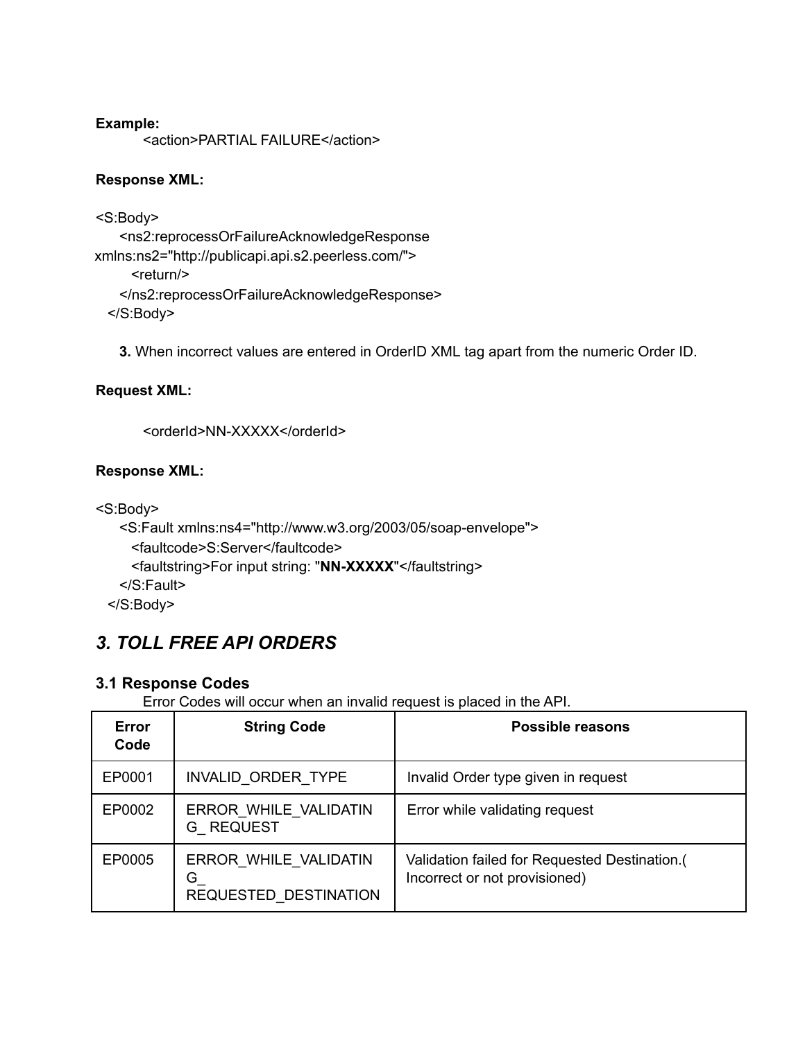**Example:**

```
<action>PARTIAL FAILURE</action>
```

**Response XML:**

```
<S:Body>
    <ns2:reprocessOrFailureAcknowledgeResponse
xmlns:ns2="http://publicapi.api.s2.peerless.com/">
        <return/>
    </ns2:reprocessOrFailureAcknowledgeResponse>
  </S:Body>
```

**3.** When incorrect values are entered in OrderID XML tag apart from the numeric Order ID.

**Request XML:**

```
<orderId>NN-XXXXX</orderId>
```

**Response XML:**

```
<S:Body>
    <S:Fault xmlns:ns4="http://www.w3.org/2003/05/soap-envelope">
      <faultcode>S:Server</faultcode>
      <faultstring>For input string: "NN-XXXXX"</faultstring>
    </S:Fault>
  </S:Body>
```

## *3. TOLL FREE API ORDERS*

### 3.1 Response Codes

Error Codes will occur when an invalid request is placed in the API.

| Error Code | String Code | Possible reasons |
|---|---|---|
| EP0001 | INVALID_ORDER_TYPE | Invalid Order type given in request |
| EP0002 | ERROR_WHILE_VALIDATING_ REQUEST | Error while validating request |
| EP0005 | ERROR_WHILE_VALIDATING_ REQUESTED_DESTINATION | Validation failed for Requested Destination.( Incorrect or not provisioned) |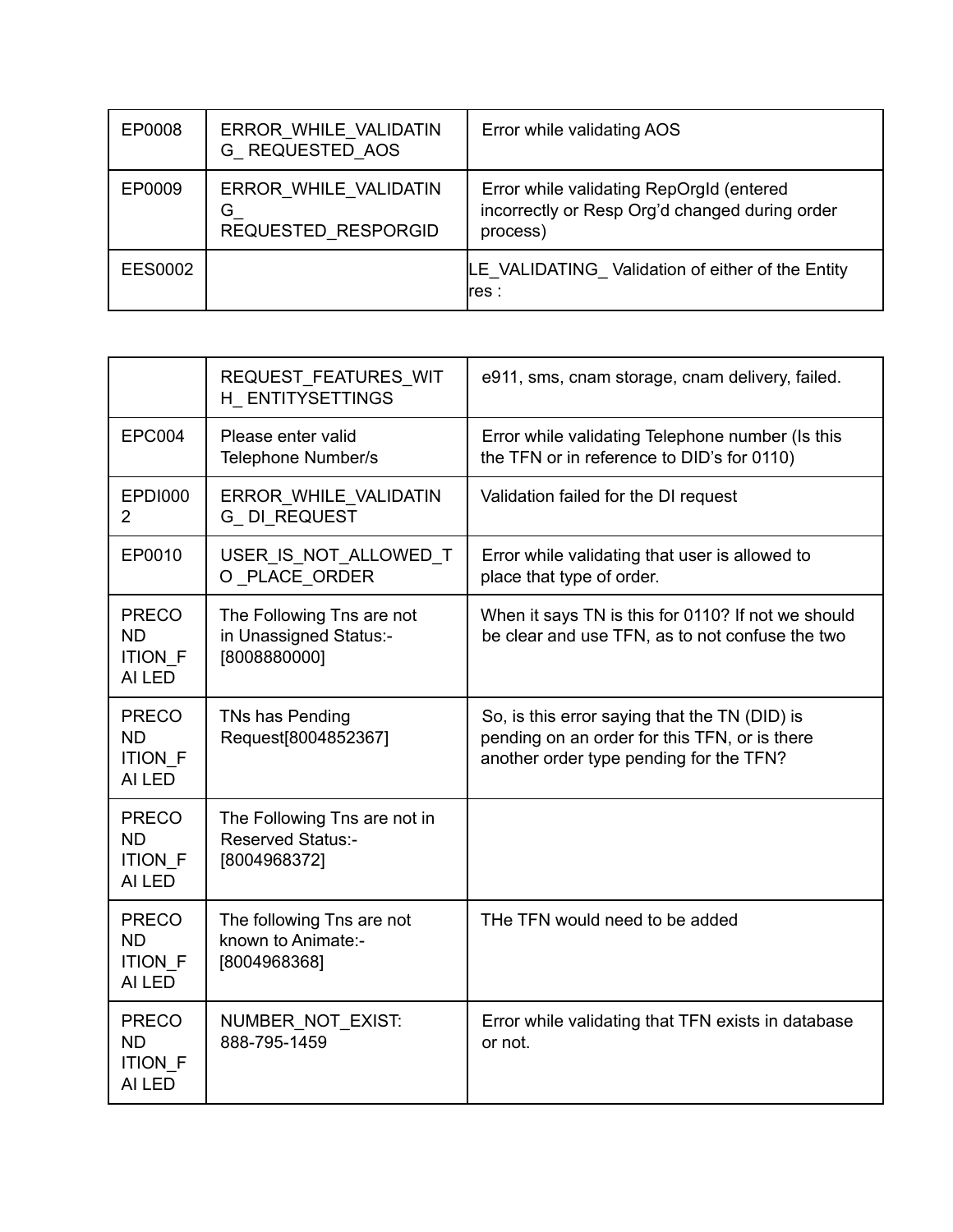| | | |
|---|---|---|
| EP0008 | ERROR_WHILE_VALIDATING_ REQUESTED_AOS | Error while validating AOS |
| EP0009 | ERROR_WHILE_VALIDATING_ REQUESTED_RESPORGID | Error while validating RepOrgId (entered incorrectly or Resp Org'd changed during order process) |
| EES0002 | | LE_VALIDATING_ Validation of either of the Entity res : |
| | REQUEST_FEATURES_WITH_ ENTITYSETTINGS | e911, sms, cnam storage, cnam delivery, failed. |
| EPC004 | Please enter valid Telephone Number/s | Error while validating Telephone number (Is this the TFN or in reference to DID's for 0110) |
| EPDI0002 | ERROR_WHILE_VALIDATING_ DI_REQUEST | Validation failed for the DI request |
| EP0010 | USER_IS_NOT_ALLOWED_TO _PLACE_ORDER | Error while validating that user is allowed to place that type of order. |
| PRECONDITION_FAILED | The Following Tns are not in Unassigned Status:- [8008880000] | When it says TN is this for 0110? If not we should be clear and use TFN, as to not confuse the two |
| PRECONDITION_FAILED | TNs has Pending Request[8004852367] | So, is this error saying that the TN (DID) is pending on an order for this TFN, or is there another order type pending for the TFN? |
| PRECONDITION_FAILED | The Following Tns are not in Reserved Status:- [8004968372] | |
| PRECONDITION_FAILED | The following Tns are not known to Animate:- [8004968368] | THe TFN would need to be added |
| PRECONDITION_FAILED | NUMBER_NOT_EXIST: 888-795-1459 | Error while validating that TFN exists in database or not. |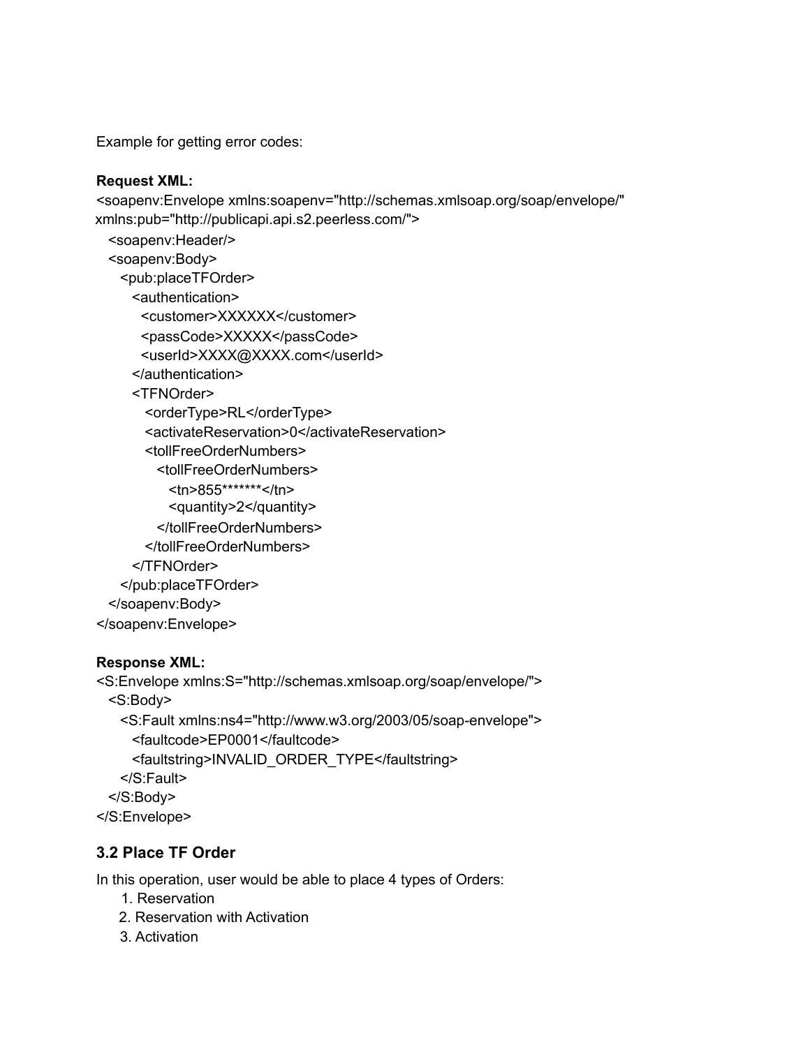Example for getting error codes:

**Request XML:**

```
<soapenv:Envelope xmlns:soapenv="http://schemas.xmlsoap.org/soap/envelope/"
xmlns:pub="http://publicapi.api.s2.peerless.com/">
  <soapenv:Header/>
  <soapenv:Body>
    <pub:placeTFOrder>
      <authentication>
        <customer>XXXXXX</customer>
        <passCode>XXXXX</passCode>
        <userId>XXXX@XXXX.com</userId>
      </authentication>
      <TFNOrder>
        <orderType>RL</orderType>
        <activateReservation>0</activateReservation>
        <tollFreeOrderNumbers>
          <tollFreeOrderNumbers>
            <tn>855*******</tn>
            <quantity>2</quantity>
          </tollFreeOrderNumbers>
        </tollFreeOrderNumbers>
      </TFNOrder>
    </pub:placeTFOrder>
  </soapenv:Body>
</soapenv:Envelope>
```

**Response XML:**

```
<S:Envelope xmlns:S="http://schemas.xmlsoap.org/soap/envelope/">
  <S:Body>
    <S:Fault xmlns:ns4="http://www.w3.org/2003/05/soap-envelope">
      <faultcode>EP0001</faultcode>
      <faultstring>INVALID_ORDER_TYPE</faultstring>
    </S:Fault>
  </S:Body>
</S:Envelope>
```

### 3.2 Place TF Order

In this operation, user would be able to place 4 types of Orders:

1. Reservation
2. Reservation with Activation
3. Activation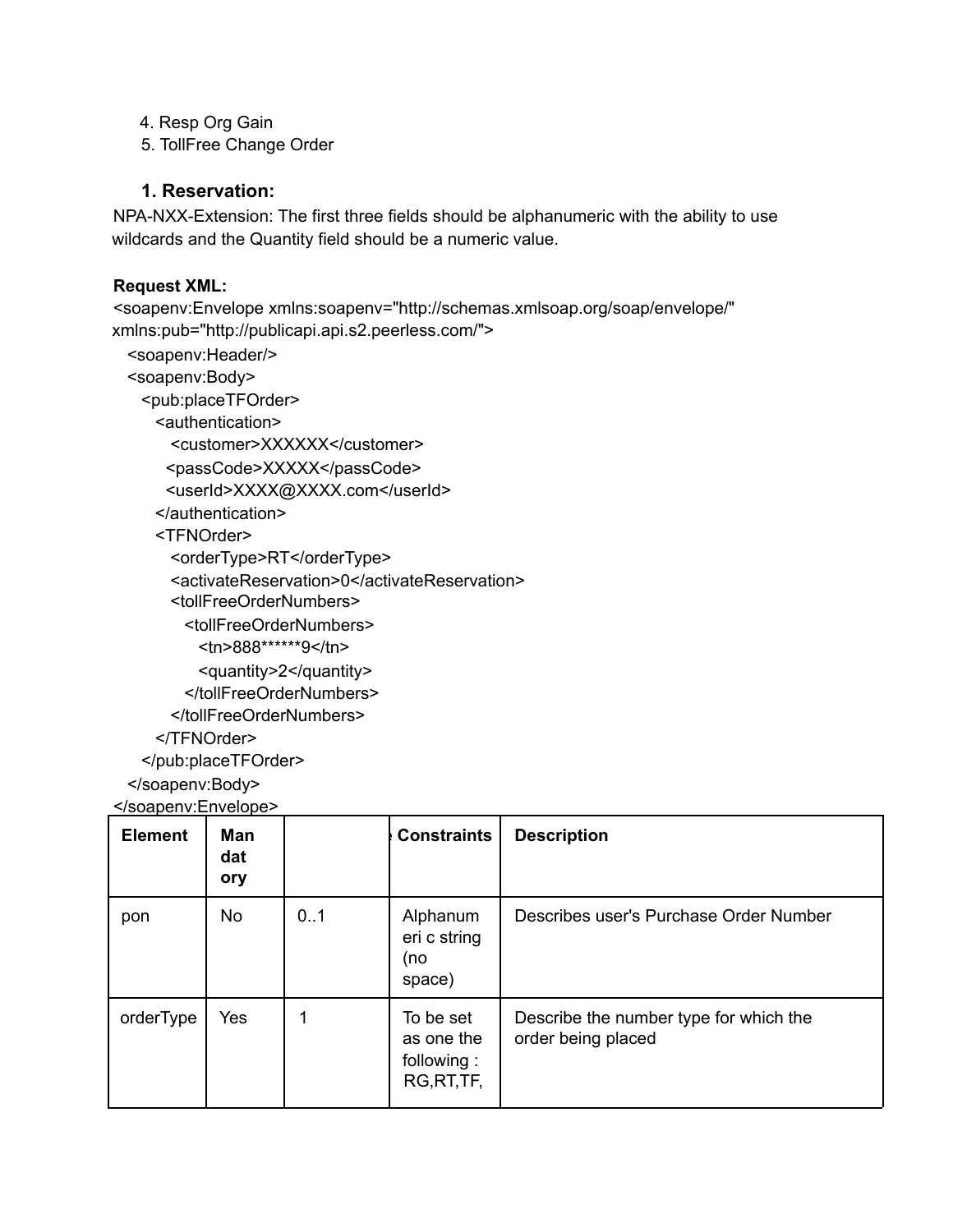4. Resp Org Gain
5. TollFree Change Order

### 1. Reservation:

NPA-NXX-Extension: The first three fields should be alphanumeric with the ability to use wildcards and the Quantity field should be a numeric value.

**Request XML:**

```
<soapenv:Envelope xmlns:soapenv="http://schemas.xmlsoap.org/soap/envelope/"
xmlns:pub="http://publicapi.api.s2.peerless.com/">
  <soapenv:Header/>
  <soapenv:Body>
    <pub:placeTFOrder>
      <authentication>
        <customer>XXXXXX</customer>
        <passCode>XXXXX</passCode>
        <userId>XXXX@XXXX.com</userId>
      </authentication>
      <TFNOrder>
        <orderType>RT</orderType>
        <activateReservation>0</activateReservation>
        <tollFreeOrderNumbers>
          <tollFreeOrderNumbers>
            <tn>888******9</tn>
            <quantity>2</quantity>
          </tollFreeOrderNumbers>
        </tollFreeOrderNumbers>
      </TFNOrder>
    </pub:placeTFOrder>
  </soapenv:Body>
</soapenv:Envelope>
```

| Element | Mandatory | | Constraints | Description |
|---|---|---|---|---|
| pon | No | 0..1 | Alphanumeric string (no space) | Describes user's Purchase Order Number |
| orderType | Yes | 1 | To be set as one the following : RG,RT,TF, | Describe the number type for which the order being placed |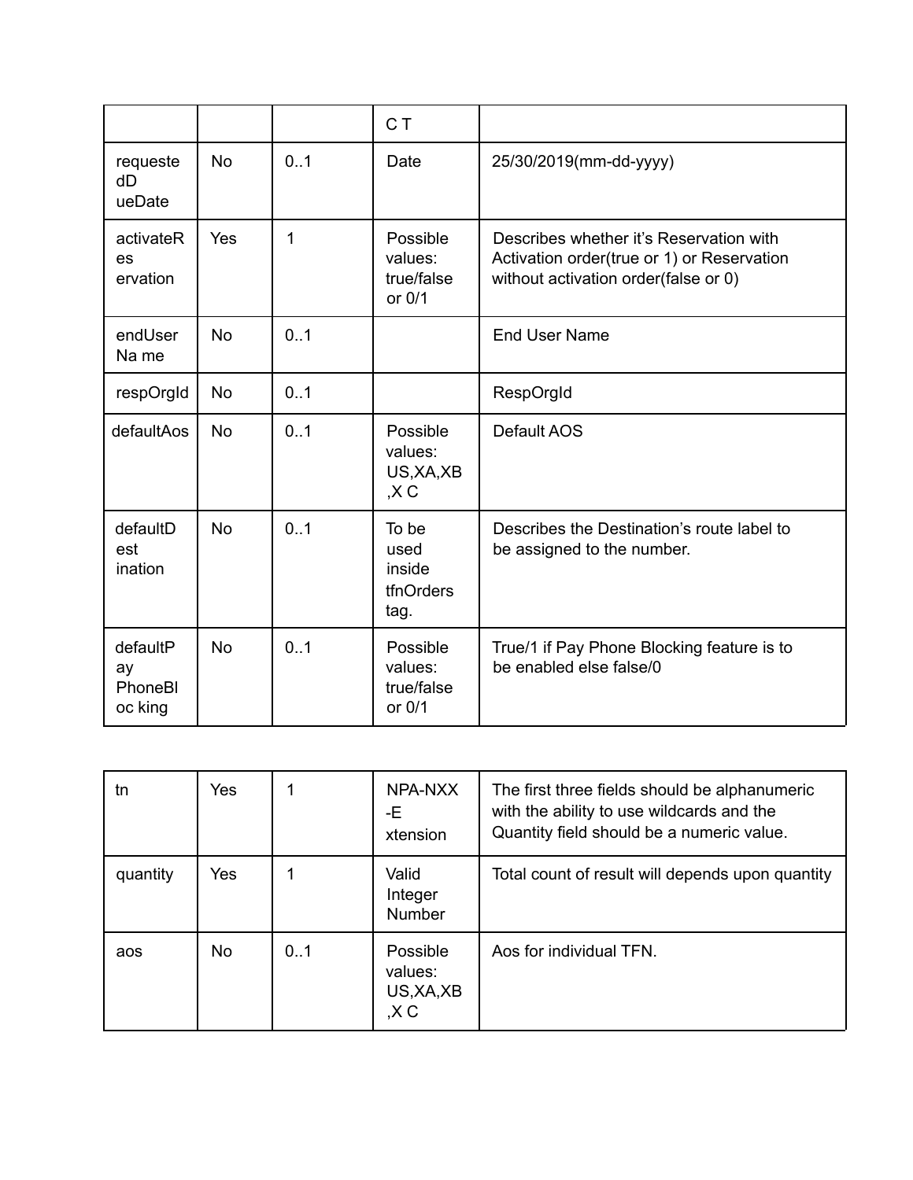| | | | C T | |
|---|---|---|---|---|
| requestedDueDate | No | 0..1 | Date | 25/30/2019(mm-dd-yyyy) |
| activateReservation | Yes | 1 | Possible values: true/false or 0/1 | Describes whether it's Reservation with Activation order(true or 1) or Reservation without activation order(false or 0) |
| endUserName | No | 0..1 | | End User Name |
| respOrgId | No | 0..1 | | RespOrgId |
| defaultAos | No | 0..1 | Possible values: US,XA,XB,X C | Default AOS |
| defaultDestination | No | 0..1 | To be used inside tfnOrders tag. | Describes the Destination's route label to be assigned to the number. |
| defaultPayPhoneBlocking | No | 0..1 | Possible values: true/false or 0/1 | True/1 if Pay Phone Blocking feature is to be enabled else false/0 |

| tn | Yes | 1 | NPA-NXX-Extension | The first three fields should be alphanumeric with the ability to use wildcards and the Quantity field should be a numeric value. |
|---|---|---|---|---|
| quantity | Yes | 1 | Valid Integer Number | Total count of result will depends upon quantity |
| aos | No | 0..1 | Possible values: US,XA,XB,X C | Aos for individual TFN. |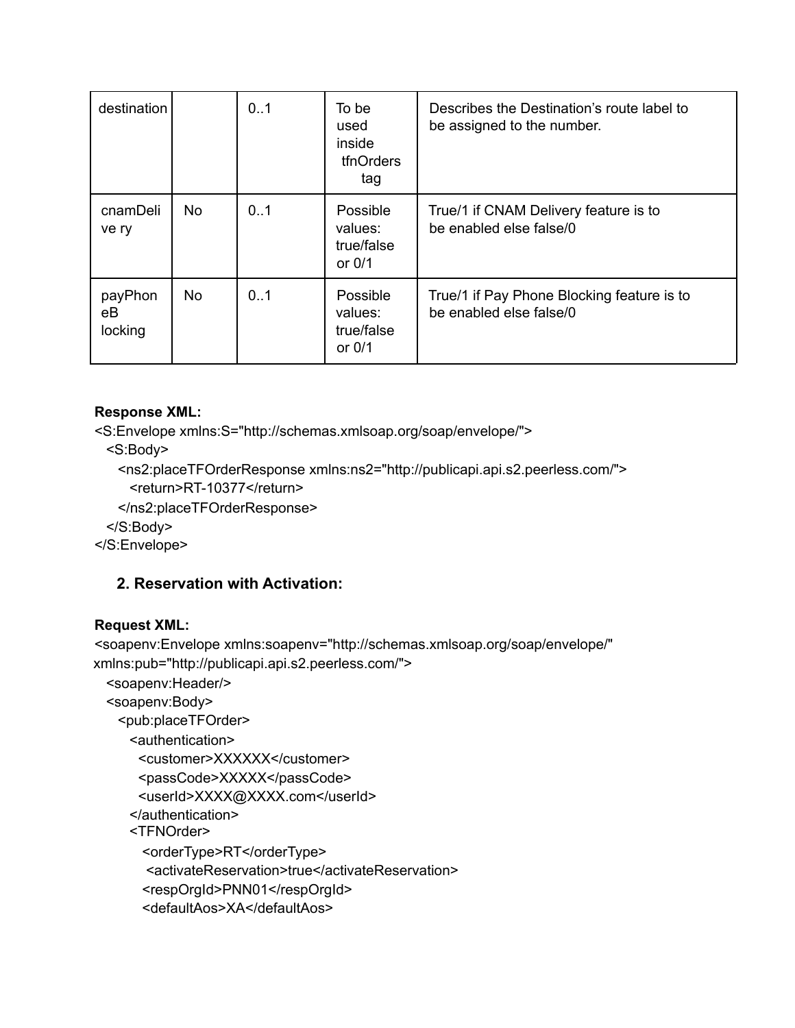| destination | | 0..1 | To be used inside tfnOrders tag | Describes the Destination's route label to be assigned to the number. |
|---|---|---|---|---|
| cnamDelive ry | No | 0..1 | Possible values: true/false or 0/1 | True/1 if CNAM Delivery feature is to be enabled else false/0 |
| payPhon eB locking | No | 0..1 | Possible values: true/false or 0/1 | True/1 if Pay Phone Blocking feature is to be enabled else false/0 |

**Response XML:**

```
<S:Envelope xmlns:S="http://schemas.xmlsoap.org/soap/envelope/">
  <S:Body>
    <ns2:placeTFOrderResponse xmlns:ns2="http://publicapi.api.s2.peerless.com/">
      <return>RT-10377</return>
    </ns2:placeTFOrderResponse>
  </S:Body>
</S:Envelope>
```

### 2. Reservation with Activation:

**Request XML:**

```
<soapenv:Envelope xmlns:soapenv="http://schemas.xmlsoap.org/soap/envelope/"
xmlns:pub="http://publicapi.api.s2.peerless.com/">
  <soapenv:Header/>
  <soapenv:Body>
    <pub:placeTFOrder>
      <authentication>
        <customer>XXXXXX</customer>
        <passCode>XXXXX</passCode>
        <userId>XXXX@XXXX.com</userId>
      </authentication>
      <TFNOrder>
        <orderType>RT</orderType>
        <activateReservation>true</activateReservation>
        <respOrgId>PNN01</respOrgId>
        <defaultAos>XA</defaultAos>
```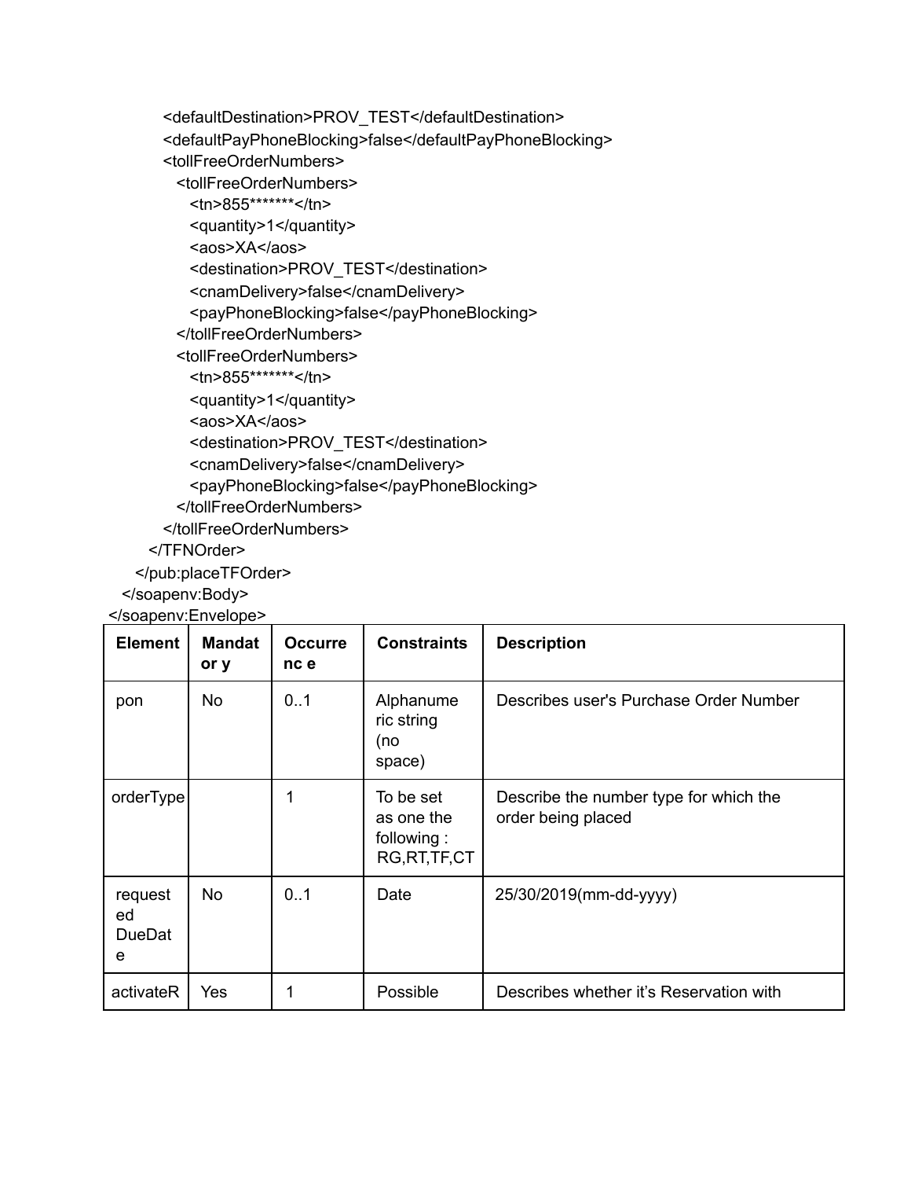```
        <defaultDestination>PROV_TEST</defaultDestination>
        <defaultPayPhoneBlocking>false</defaultPayPhoneBlocking>
        <tollFreeOrderNumbers>
          <tollFreeOrderNumbers>
            <tn>855*******</tn>
            <quantity>1</quantity>
            <aos>XA</aos>
            <destination>PROV_TEST</destination>
            <cnamDelivery>false</cnamDelivery>
            <payPhoneBlocking>false</payPhoneBlocking>
          </tollFreeOrderNumbers>
          <tollFreeOrderNumbers>
            <tn>855*******</tn>
            <quantity>1</quantity>
            <aos>XA</aos>
            <destination>PROV_TEST</destination>
            <cnamDelivery>false</cnamDelivery>
            <payPhoneBlocking>false</payPhoneBlocking>
          </tollFreeOrderNumbers>
        </tollFreeOrderNumbers>
      </TFNOrder>
    </pub:placeTFOrder>
  </soapenv:Body>
</soapenv:Envelope>
```

| Element | Mandatory | Occurrence | Constraints | Description |
|---|---|---|---|---|
| pon | No | 0..1 | Alphanumeric string (no space) | Describes user's Purchase Order Number |
| orderType | | 1 | To be set as one the following : RG,RT,TF,CT | Describe the number type for which the order being placed |
| requestedDueDate | No | 0..1 | Date | 25/30/2019(mm-dd-yyyy) |
| activateR | Yes | 1 | Possible | Describes whether it's Reservation with |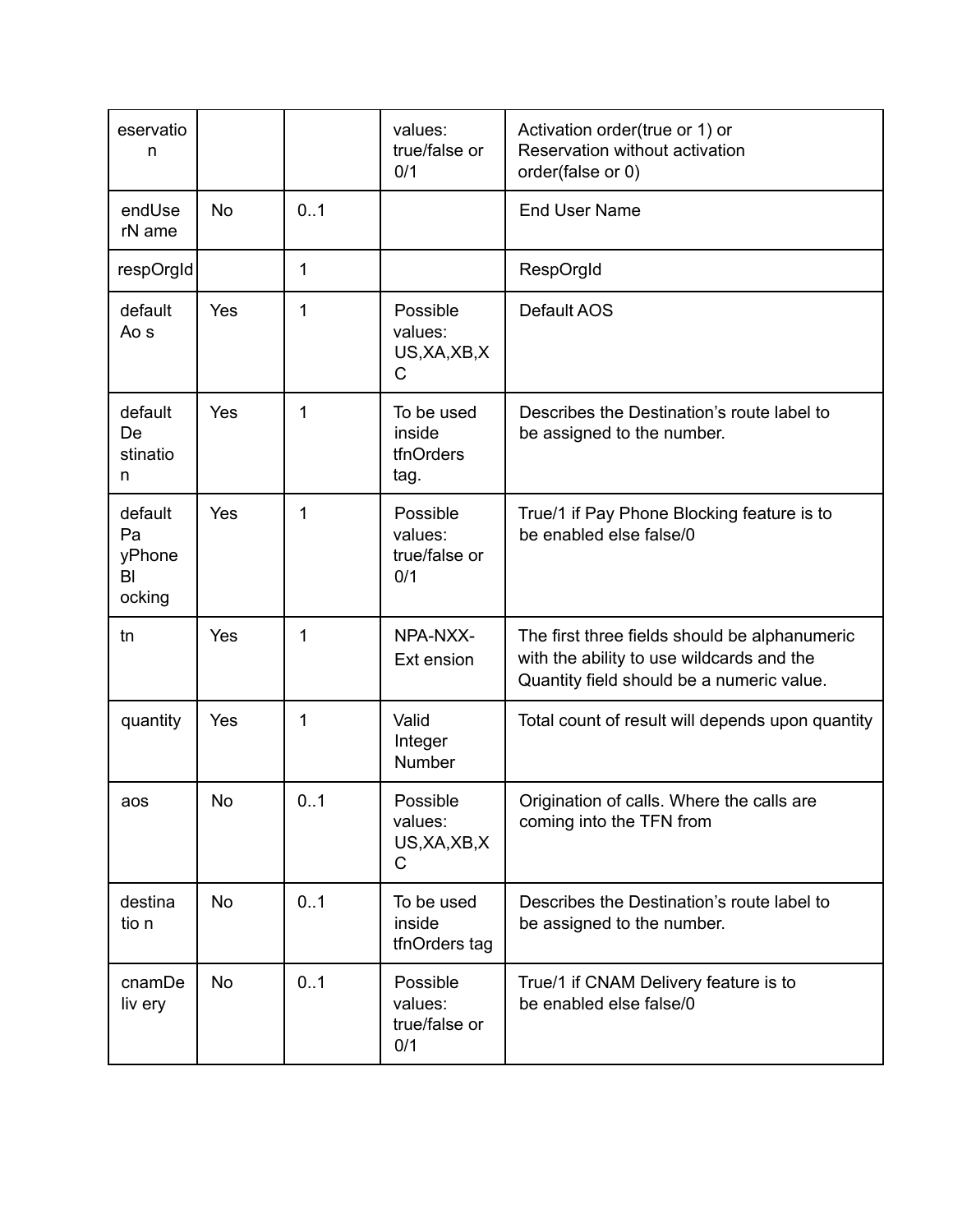| eservation | | | values: true/false or 0/1 | Activation order(true or 1) or Reservation without activation order(false or 0) |
|---|---|---|---|---|
| endUserName | No | 0..1 | | End User Name |
| respOrgId | | 1 | | RespOrgId |
| defaultAos | Yes | 1 | Possible values: US,XA,XB,XC | Default AOS |
| defaultDestination | Yes | 1 | To be used inside tfnOrders tag. | Describes the Destination's route label to be assigned to the number. |
| defaultPayPhoneBlocking | Yes | 1 | Possible values: true/false or 0/1 | True/1 if Pay Phone Blocking feature is to be enabled else false/0 |
| tn | Yes | 1 | NPA-NXX-Extension | The first three fields should be alphanumeric with the ability to use wildcards and the Quantity field should be a numeric value. |
| quantity | Yes | 1 | Valid Integer Number | Total count of result will depends upon quantity |
| aos | No | 0..1 | Possible values: US,XA,XB,XC | Origination of calls. Where the calls are coming into the TFN from |
| destination | No | 0..1 | To be used inside tfnOrders tag | Describes the Destination's route label to be assigned to the number. |
| cnamDelivery | No | 0..1 | Possible values: true/false or 0/1 | True/1 if CNAM Delivery feature is to be enabled else false/0 |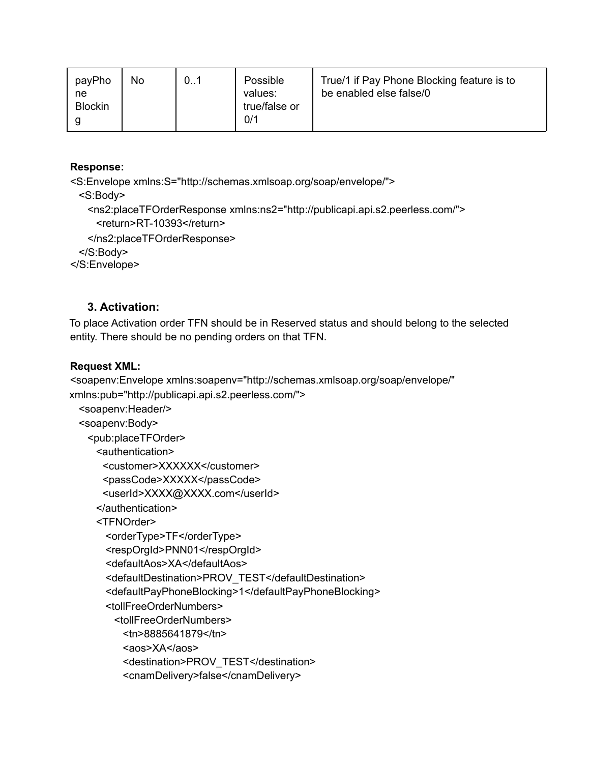| payPhoneBlocking | No | 0..1 | Possible values: true/false or 0/1 | True/1 if Pay Phone Blocking feature is to be enabled else false/0 |
| --- | --- | --- | --- | --- |

**Response:**

```
<S:Envelope xmlns:S="http://schemas.xmlsoap.org/soap/envelope/">
  <S:Body>
    <ns2:placeTFOrderResponse xmlns:ns2="http://publicapi.api.s2.peerless.com/">
      <return>RT-10393</return>
    </ns2:placeTFOrderResponse>
  </S:Body>
</S:Envelope>
```

### 3. Activation:

To place Activation order TFN should be in Reserved status and should belong to the selected entity. There should be no pending orders on that TFN.

**Request XML:**

```
<soapenv:Envelope xmlns:soapenv="http://schemas.xmlsoap.org/soap/envelope/"
xmlns:pub="http://publicapi.api.s2.peerless.com/">
  <soapenv:Header/>
  <soapenv:Body>
    <pub:placeTFOrder>
      <authentication>
        <customer>XXXXXX</customer>
        <passCode>XXXXX</passCode>
        <userId>XXXX@XXXX.com</userId>
      </authentication>
      <TFNOrder>
        <orderType>TF</orderType>
        <respOrgId>PNN01</respOrgId>
        <defaultAos>XA</defaultAos>
        <defaultDestination>PROV_TEST</defaultDestination>
        <defaultPayPhoneBlocking>1</defaultPayPhoneBlocking>
        <tollFreeOrderNumbers>
          <tollFreeOrderNumbers>
            <tn>8885641879</tn>
            <aos>XA</aos>
            <destination>PROV_TEST</destination>
            <cnamDelivery>false</cnamDelivery>
```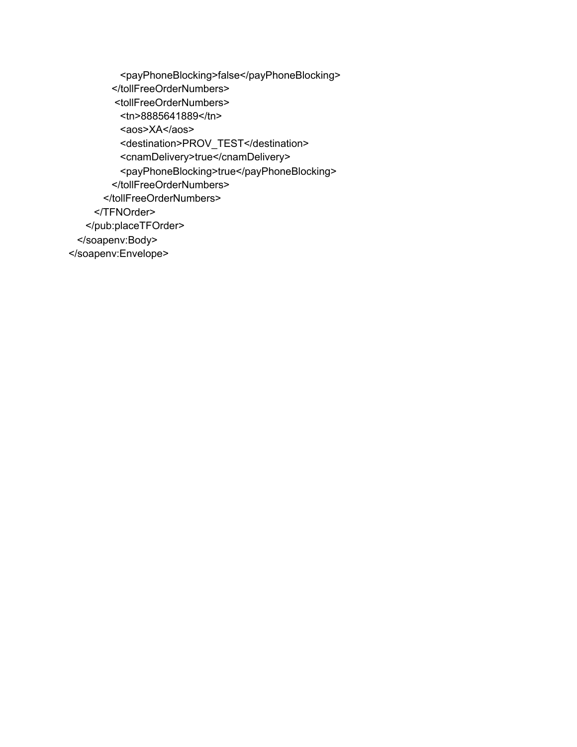```
              <payPhoneBlocking>false</payPhoneBlocking>
            </tollFreeOrderNumbers>
            <tollFreeOrderNumbers>
              <tn>8885641889</tn>
              <aos>XA</aos>
              <destination>PROV_TEST</destination>
              <cnamDelivery>true</cnamDelivery>
              <payPhoneBlocking>true</payPhoneBlocking>
            </tollFreeOrderNumbers>
          </tollFreeOrderNumbers>
        </TFNOrder>
      </pub:placeTFOrder>
   </soapenv:Body>
</soapenv:Envelope>
```